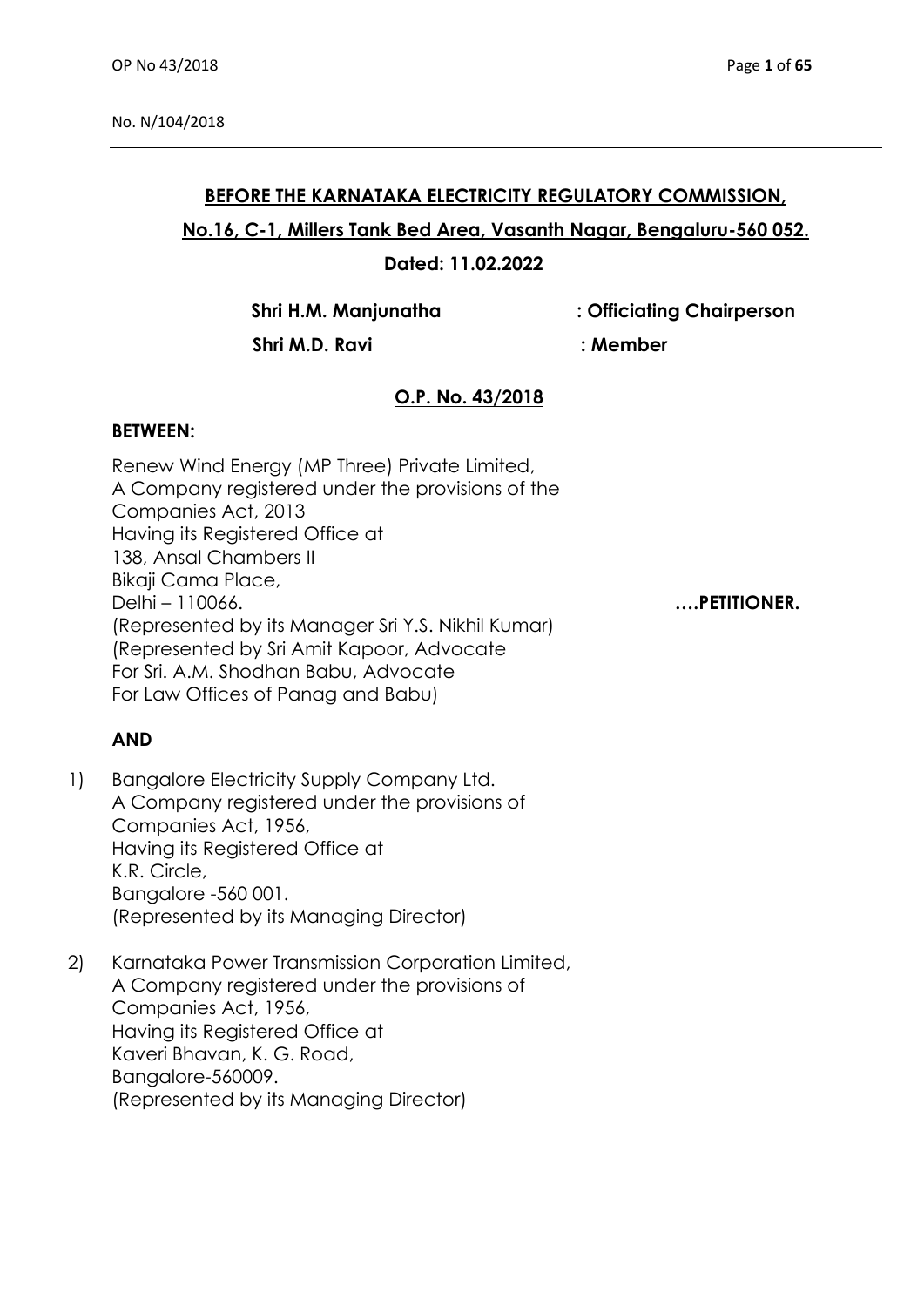No. N/104/2018

**BEFORE THE KARNATAKA ELECTRICITY REGULATORY COMMISSION,**

**No.16, C-1, Millers Tank Bed Area, Vasanth Nagar, Bengaluru-560 052.**

**Dated: 11.02.2022**

**Shri H.M. Manjunatha : Officiating Chairperson**

**Shri M.D. Ravi : Member**

**O.P. No. 43/2018**

**BETWEEN:**

Renew Wind Energy (MP Three) Private Limited,
A Company registered under the provisions of the Companies Act, 2013
Having its Registered Office at
138, Ansal Chambers II
Bikaji Cama Place,
Delhi – 110066. **….PETITIONER.**
(Represented by its Manager Sri Y.S. Nikhil Kumar)
(Represented by Sri Amit Kapoor, Advocate
For Sri. A.M. Shodhan Babu, Advocate
For Law Offices of Panag and Babu)

**AND**

1) Bangalore Electricity Supply Company Ltd.
A Company registered under the provisions of Companies Act, 1956,
Having its Registered Office at
K.R. Circle,
Bangalore -560 001.
(Represented by its Managing Director)

2) Karnataka Power Transmission Corporation Limited,
A Company registered under the provisions of Companies Act, 1956,
Having its Registered Office at
Kaveri Bhavan, K. G. Road,
Bangalore-560009.
(Represented by its Managing Director)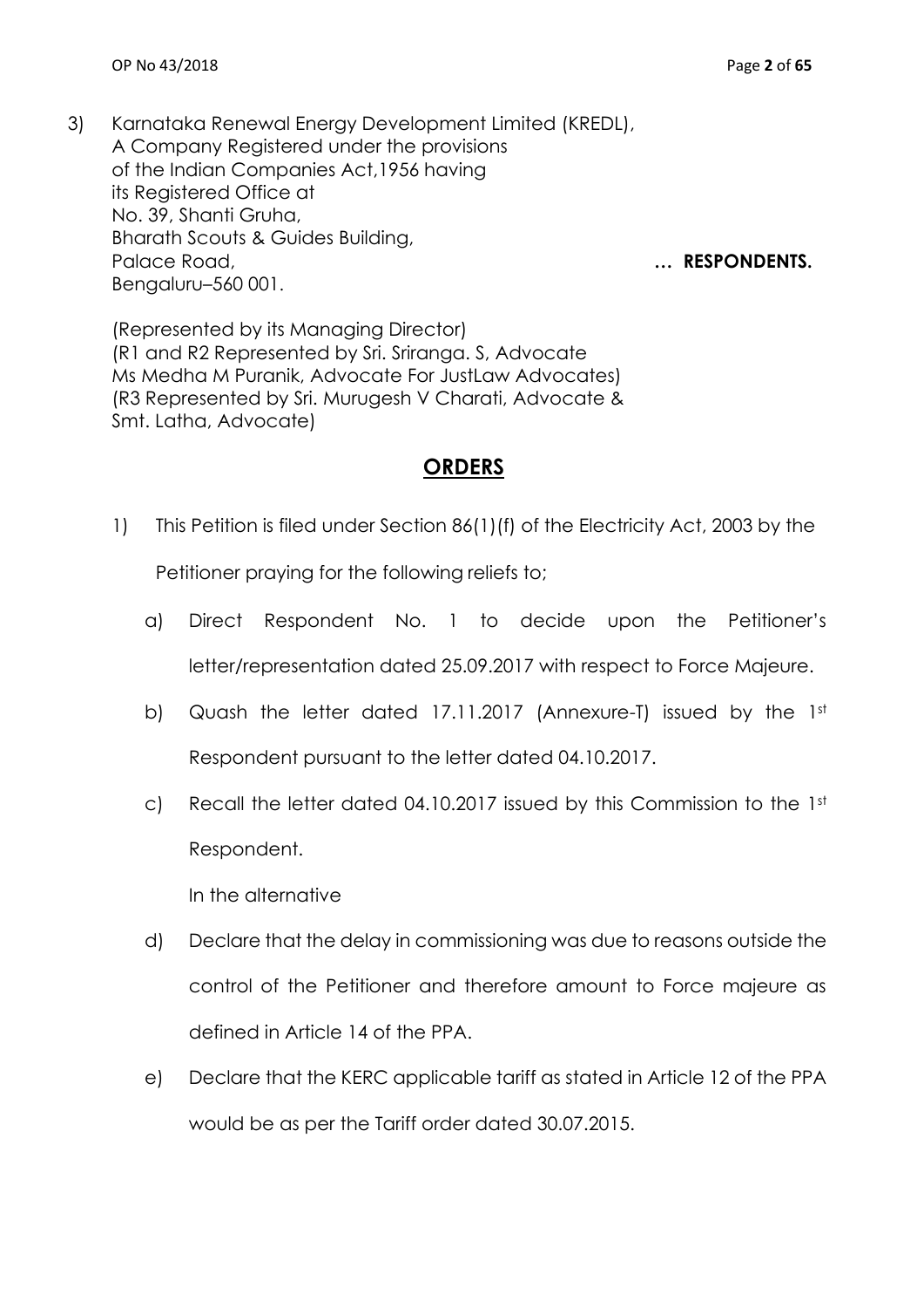3) Karnataka Renewal Energy Development Limited (KREDL),
A Company Registered under the provisions
of the Indian Companies Act,1956 having
its Registered Office at
No. 39, Shanti Gruha,
Bharath Scouts & Guides Building,
Palace Road, **… RESPONDENTS.**
Bengaluru–560 001.

(Represented by its Managing Director)
(R1 and R2 Represented by Sri. Sriranga. S, Advocate
Ms Medha M Puranik, Advocate For JustLaw Advocates)
(R3 Represented by Sri. Murugesh V Charati, Advocate &
Smt. Latha, Advocate)

## **ORDERS**

1) This Petition is filed under Section 86(1)(f) of the Electricity Act, 2003 by the Petitioner praying for the following reliefs to;

   a) Direct Respondent No. 1 to decide upon the Petitioner's letter/representation dated 25.09.2017 with respect to Force Majeure.

   b) Quash the letter dated 17.11.2017 (Annexure-T) issued by the 1st Respondent pursuant to the letter dated 04.10.2017.

   c) Recall the letter dated 04.10.2017 issued by this Commission to the 1st Respondent.

   In the alternative

   d) Declare that the delay in commissioning was due to reasons outside the control of the Petitioner and therefore amount to Force majeure as defined in Article 14 of the PPA.

   e) Declare that the KERC applicable tariff as stated in Article 12 of the PPA would be as per the Tariff order dated 30.07.2015.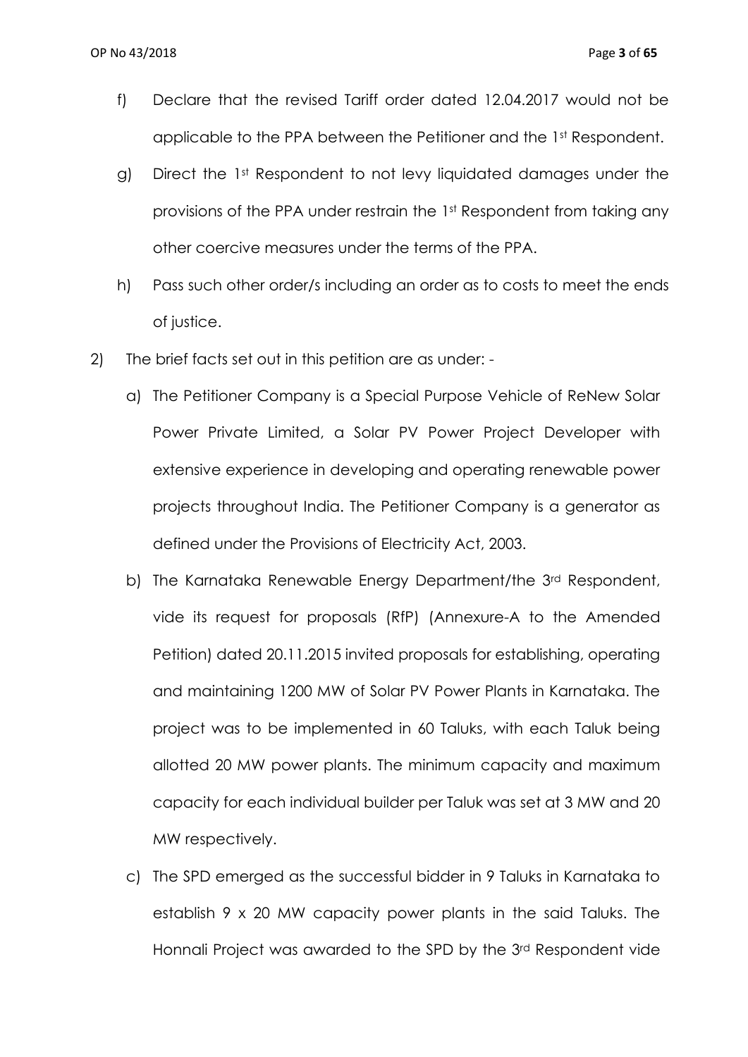f) Declare that the revised Tariff order dated 12.04.2017 would not be applicable to the PPA between the Petitioner and the 1st Respondent.

g) Direct the 1st Respondent to not levy liquidated damages under the provisions of the PPA under restrain the 1st Respondent from taking any other coercive measures under the terms of the PPA.

h) Pass such other order/s including an order as to costs to meet the ends of justice.

2) The brief facts set out in this petition are as under: -

a) The Petitioner Company is a Special Purpose Vehicle of ReNew Solar Power Private Limited, a Solar PV Power Project Developer with extensive experience in developing and operating renewable power projects throughout India. The Petitioner Company is a generator as defined under the Provisions of Electricity Act, 2003.

b) The Karnataka Renewable Energy Department/the 3rd Respondent, vide its request for proposals (RfP) (Annexure-A to the Amended Petition) dated 20.11.2015 invited proposals for establishing, operating and maintaining 1200 MW of Solar PV Power Plants in Karnataka. The project was to be implemented in 60 Taluks, with each Taluk being allotted 20 MW power plants. The minimum capacity and maximum capacity for each individual builder per Taluk was set at 3 MW and 20 MW respectively.

c) The SPD emerged as the successful bidder in 9 Taluks in Karnataka to establish 9 x 20 MW capacity power plants in the said Taluks. The Honnali Project was awarded to the SPD by the 3rd Respondent vide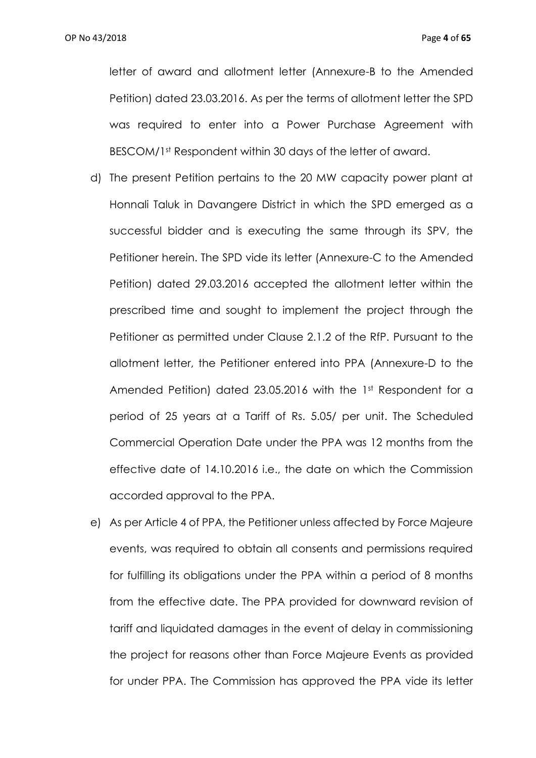letter of award and allotment letter (Annexure-B to the Amended Petition) dated 23.03.2016. As per the terms of allotment letter the SPD was required to enter into a Power Purchase Agreement with BESCOM/1st Respondent within 30 days of the letter of award.

d) The present Petition pertains to the 20 MW capacity power plant at Honnali Taluk in Davangere District in which the SPD emerged as a successful bidder and is executing the same through its SPV, the Petitioner herein. The SPD vide its letter (Annexure-C to the Amended Petition) dated 29.03.2016 accepted the allotment letter within the prescribed time and sought to implement the project through the Petitioner as permitted under Clause 2.1.2 of the RfP. Pursuant to the allotment letter, the Petitioner entered into PPA (Annexure-D to the Amended Petition) dated 23.05.2016 with the 1st Respondent for a period of 25 years at a Tariff of Rs. 5.05/ per unit. The Scheduled Commercial Operation Date under the PPA was 12 months from the effective date of 14.10.2016 i.e., the date on which the Commission accorded approval to the PPA.

e) As per Article 4 of PPA, the Petitioner unless affected by Force Majeure events, was required to obtain all consents and permissions required for fulfilling its obligations under the PPA within a period of 8 months from the effective date. The PPA provided for downward revision of tariff and liquidated damages in the event of delay in commissioning the project for reasons other than Force Majeure Events as provided for under PPA. The Commission has approved the PPA vide its letter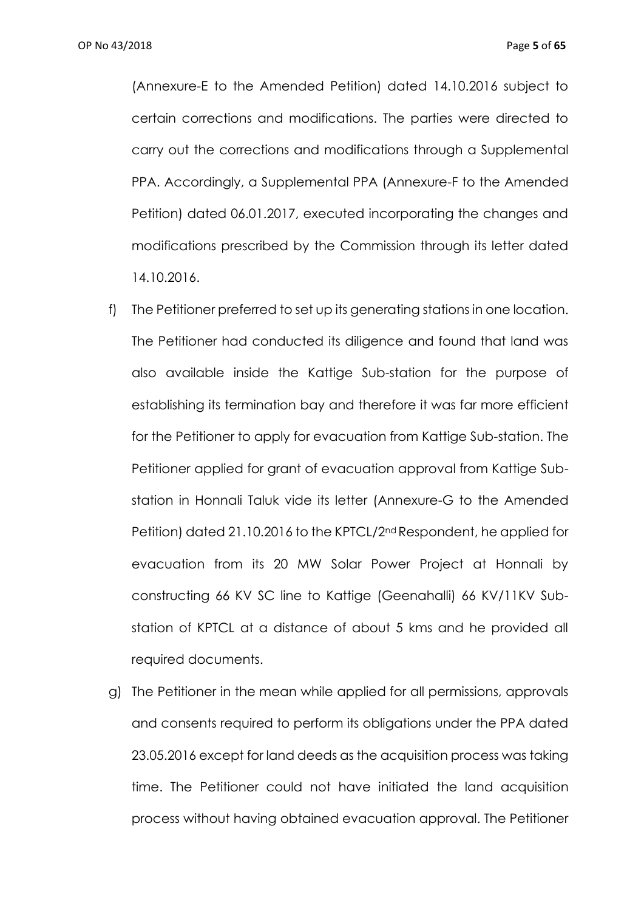(Annexure-E to the Amended Petition) dated 14.10.2016 subject to certain corrections and modifications. The parties were directed to carry out the corrections and modifications through a Supplemental PPA. Accordingly, a Supplemental PPA (Annexure-F to the Amended Petition) dated 06.01.2017, executed incorporating the changes and modifications prescribed by the Commission through its letter dated 14.10.2016.

f) The Petitioner preferred to set up its generating stations in one location. The Petitioner had conducted its diligence and found that land was also available inside the Kattige Sub-station for the purpose of establishing its termination bay and therefore it was far more efficient for the Petitioner to apply for evacuation from Kattige Sub-station. The Petitioner applied for grant of evacuation approval from Kattige Sub-station in Honnali Taluk vide its letter (Annexure-G to the Amended Petition) dated 21.10.2016 to the KPTCL/2nd Respondent, he applied for evacuation from its 20 MW Solar Power Project at Honnali by constructing 66 KV SC line to Kattige (Geenahalli) 66 KV/11KV Sub-station of KPTCL at a distance of about 5 kms and he provided all required documents.

g) The Petitioner in the mean while applied for all permissions, approvals and consents required to perform its obligations under the PPA dated 23.05.2016 except for land deeds as the acquisition process was taking time. The Petitioner could not have initiated the land acquisition process without having obtained evacuation approval. The Petitioner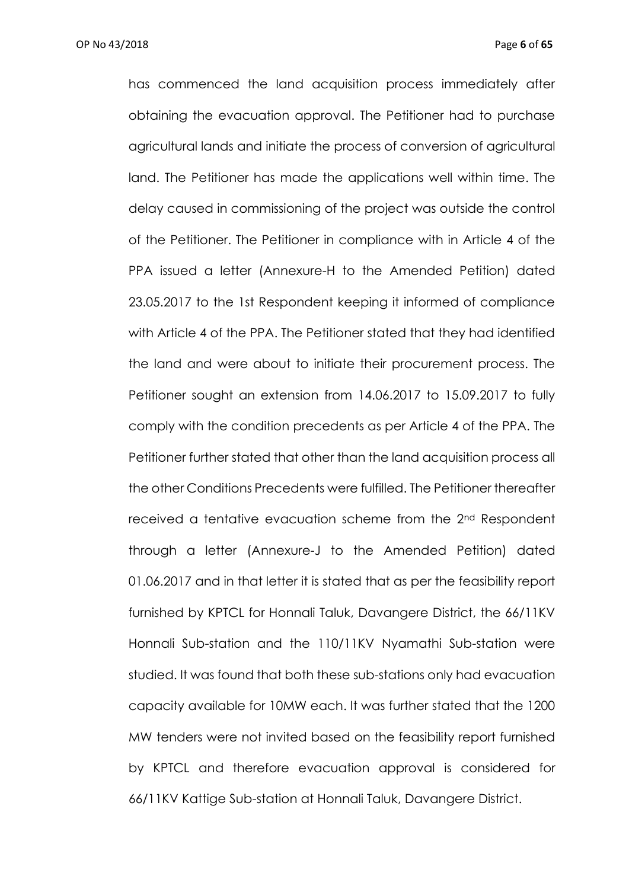has commenced the land acquisition process immediately after obtaining the evacuation approval. The Petitioner had to purchase agricultural lands and initiate the process of conversion of agricultural land. The Petitioner has made the applications well within time. The delay caused in commissioning of the project was outside the control of the Petitioner. The Petitioner in compliance with in Article 4 of the PPA issued a letter (Annexure-H to the Amended Petition) dated 23.05.2017 to the 1st Respondent keeping it informed of compliance with Article 4 of the PPA. The Petitioner stated that they had identified the land and were about to initiate their procurement process. The Petitioner sought an extension from 14.06.2017 to 15.09.2017 to fully comply with the condition precedents as per Article 4 of the PPA. The Petitioner further stated that other than the land acquisition process all the other Conditions Precedents were fulfilled. The Petitioner thereafter received a tentative evacuation scheme from the 2nd Respondent through a letter (Annexure-J to the Amended Petition) dated 01.06.2017 and in that letter it is stated that as per the feasibility report furnished by KPTCL for Honnali Taluk, Davangere District, the 66/11KV Honnali Sub-station and the 110/11KV Nyamathi Sub-station were studied. It was found that both these sub-stations only had evacuation capacity available for 10MW each. It was further stated that the 1200 MW tenders were not invited based on the feasibility report furnished by KPTCL and therefore evacuation approval is considered for 66/11KV Kattige Sub-station at Honnali Taluk, Davangere District.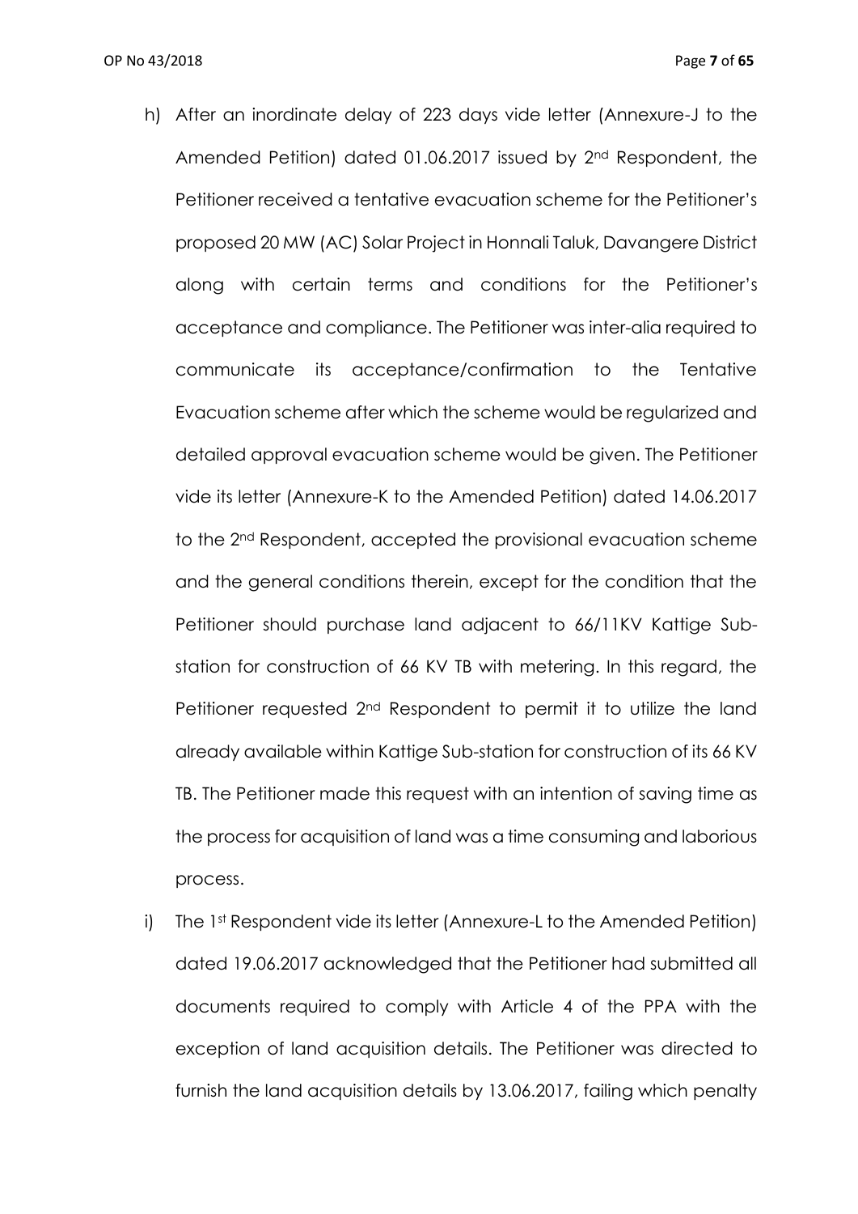h) After an inordinate delay of 223 days vide letter (Annexure-J to the Amended Petition) dated 01.06.2017 issued by 2nd Respondent, the Petitioner received a tentative evacuation scheme for the Petitioner's proposed 20 MW (AC) Solar Project in Honnali Taluk, Davangere District along with certain terms and conditions for the Petitioner's acceptance and compliance. The Petitioner was inter-alia required to communicate its acceptance/confirmation to the Tentative Evacuation scheme after which the scheme would be regularized and detailed approval evacuation scheme would be given. The Petitioner vide its letter (Annexure-K to the Amended Petition) dated 14.06.2017 to the 2nd Respondent, accepted the provisional evacuation scheme and the general conditions therein, except for the condition that the Petitioner should purchase land adjacent to 66/11KV Kattige Sub-station for construction of 66 KV TB with metering. In this regard, the Petitioner requested 2nd Respondent to permit it to utilize the land already available within Kattige Sub-station for construction of its 66 KV TB. The Petitioner made this request with an intention of saving time as the process for acquisition of land was a time consuming and laborious process.

i) The 1st Respondent vide its letter (Annexure-L to the Amended Petition) dated 19.06.2017 acknowledged that the Petitioner had submitted all documents required to comply with Article 4 of the PPA with the exception of land acquisition details. The Petitioner was directed to furnish the land acquisition details by 13.06.2017, failing which penalty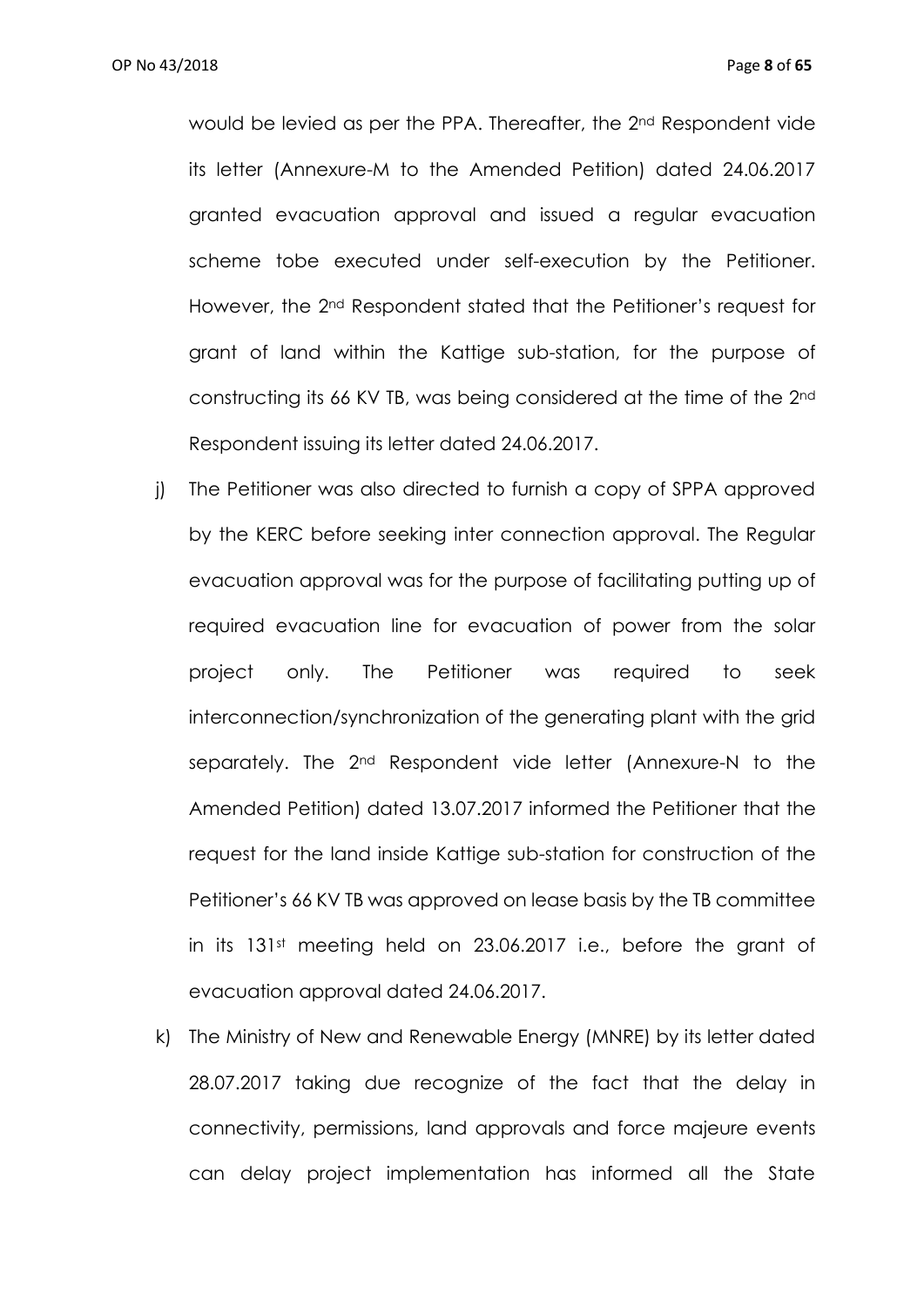would be levied as per the PPA. Thereafter, the 2nd Respondent vide its letter (Annexure-M to the Amended Petition) dated 24.06.2017 granted evacuation approval and issued a regular evacuation scheme tobe executed under self-execution by the Petitioner. However, the 2nd Respondent stated that the Petitioner's request for grant of land within the Kattige sub-station, for the purpose of constructing its 66 KV TB, was being considered at the time of the 2nd Respondent issuing its letter dated 24.06.2017.

j) The Petitioner was also directed to furnish a copy of SPPA approved by the KERC before seeking inter connection approval. The Regular evacuation approval was for the purpose of facilitating putting up of required evacuation line for evacuation of power from the solar project only. The Petitioner was required to seek interconnection/synchronization of the generating plant with the grid separately. The 2nd Respondent vide letter (Annexure-N to the Amended Petition) dated 13.07.2017 informed the Petitioner that the request for the land inside Kattige sub-station for construction of the Petitioner's 66 KV TB was approved on lease basis by the TB committee in its 131st meeting held on 23.06.2017 i.e., before the grant of evacuation approval dated 24.06.2017.

k) The Ministry of New and Renewable Energy (MNRE) by its letter dated 28.07.2017 taking due recognize of the fact that the delay in connectivity, permissions, land approvals and force majeure events can delay project implementation has informed all the State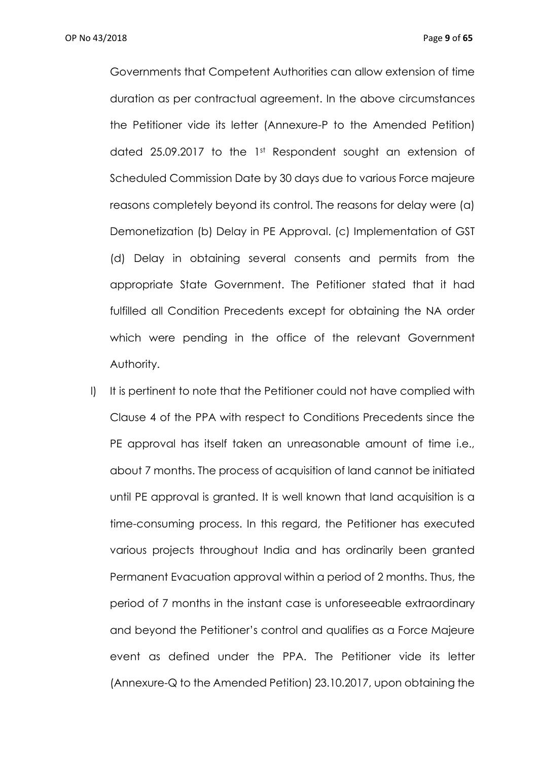Governments that Competent Authorities can allow extension of time duration as per contractual agreement. In the above circumstances the Petitioner vide its letter (Annexure-P to the Amended Petition) dated 25.09.2017 to the 1st Respondent sought an extension of Scheduled Commission Date by 30 days due to various Force majeure reasons completely beyond its control. The reasons for delay were (a) Demonetization (b) Delay in PE Approval. (c) Implementation of GST (d) Delay in obtaining several consents and permits from the appropriate State Government. The Petitioner stated that it had fulfilled all Condition Precedents except for obtaining the NA order which were pending in the office of the relevant Government Authority.

l) It is pertinent to note that the Petitioner could not have complied with Clause 4 of the PPA with respect to Conditions Precedents since the PE approval has itself taken an unreasonable amount of time i.e., about 7 months. The process of acquisition of land cannot be initiated until PE approval is granted. It is well known that land acquisition is a time-consuming process. In this regard, the Petitioner has executed various projects throughout India and has ordinarily been granted Permanent Evacuation approval within a period of 2 months. Thus, the period of 7 months in the instant case is unforeseeable extraordinary and beyond the Petitioner's control and qualifies as a Force Majeure event as defined under the PPA. The Petitioner vide its letter (Annexure-Q to the Amended Petition) 23.10.2017, upon obtaining the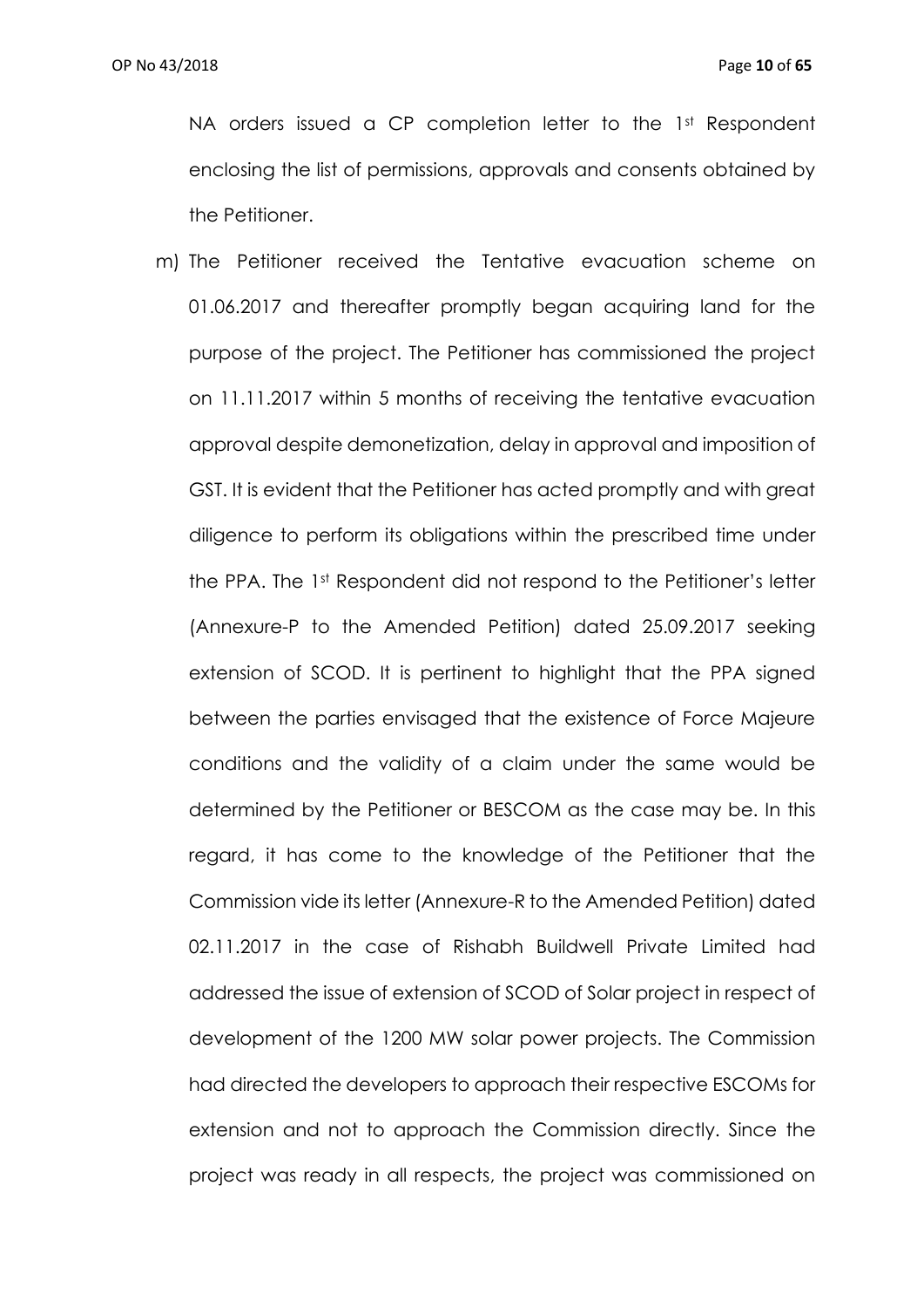NA orders issued a CP completion letter to the 1st Respondent enclosing the list of permissions, approvals and consents obtained by the Petitioner.

m) The Petitioner received the Tentative evacuation scheme on 01.06.2017 and thereafter promptly began acquiring land for the purpose of the project. The Petitioner has commissioned the project on 11.11.2017 within 5 months of receiving the tentative evacuation approval despite demonetization, delay in approval and imposition of GST. It is evident that the Petitioner has acted promptly and with great diligence to perform its obligations within the prescribed time under the PPA. The 1st Respondent did not respond to the Petitioner's letter (Annexure-P to the Amended Petition) dated 25.09.2017 seeking extension of SCOD. It is pertinent to highlight that the PPA signed between the parties envisaged that the existence of Force Majeure conditions and the validity of a claim under the same would be determined by the Petitioner or BESCOM as the case may be. In this regard, it has come to the knowledge of the Petitioner that the Commission vide its letter (Annexure-R to the Amended Petition) dated 02.11.2017 in the case of Rishabh Buildwell Private Limited had addressed the issue of extension of SCOD of Solar project in respect of development of the 1200 MW solar power projects. The Commission had directed the developers to approach their respective ESCOMs for extension and not to approach the Commission directly. Since the project was ready in all respects, the project was commissioned on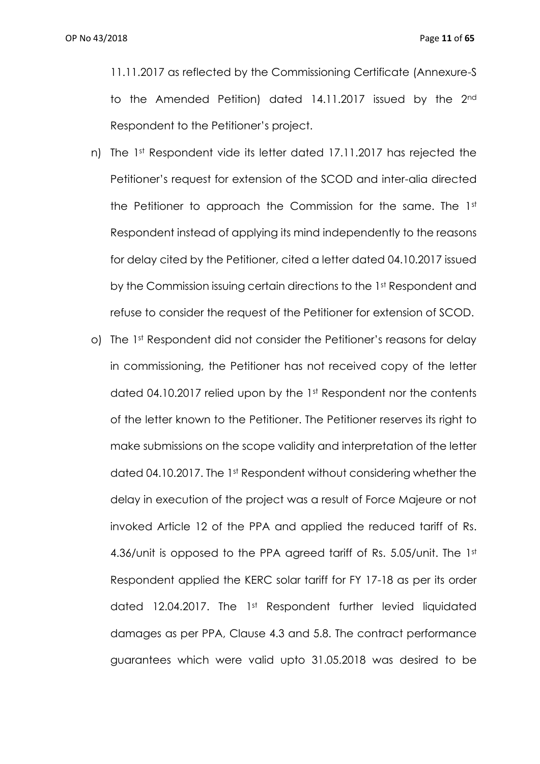11.11.2017 as reflected by the Commissioning Certificate (Annexure-S to the Amended Petition) dated 14.11.2017 issued by the 2nd Respondent to the Petitioner's project.

n) The 1st Respondent vide its letter dated 17.11.2017 has rejected the Petitioner's request for extension of the SCOD and inter-alia directed the Petitioner to approach the Commission for the same. The 1st Respondent instead of applying its mind independently to the reasons for delay cited by the Petitioner, cited a letter dated 04.10.2017 issued by the Commission issuing certain directions to the 1st Respondent and refuse to consider the request of the Petitioner for extension of SCOD.

o) The 1st Respondent did not consider the Petitioner's reasons for delay in commissioning, the Petitioner has not received copy of the letter dated 04.10.2017 relied upon by the 1st Respondent nor the contents of the letter known to the Petitioner. The Petitioner reserves its right to make submissions on the scope validity and interpretation of the letter dated 04.10.2017. The 1st Respondent without considering whether the delay in execution of the project was a result of Force Majeure or not invoked Article 12 of the PPA and applied the reduced tariff of Rs. 4.36/unit is opposed to the PPA agreed tariff of Rs. 5.05/unit. The 1st Respondent applied the KERC solar tariff for FY 17-18 as per its order dated 12.04.2017. The 1st Respondent further levied liquidated damages as per PPA, Clause 4.3 and 5.8. The contract performance guarantees which were valid upto 31.05.2018 was desired to be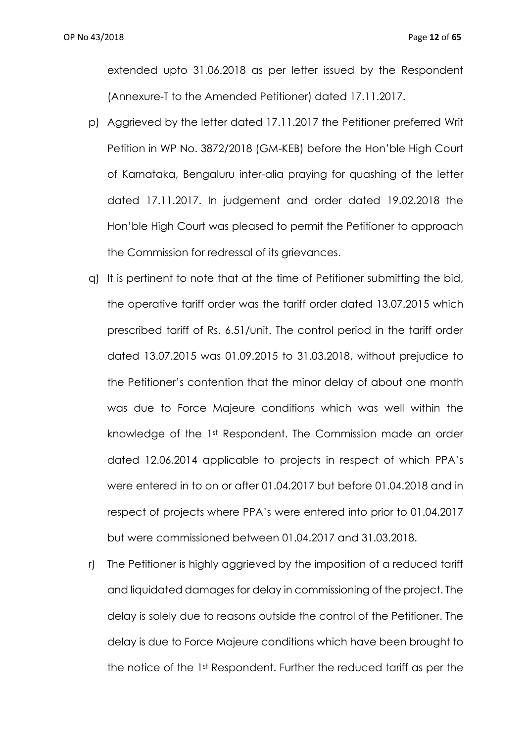extended upto 31.06.2018 as per letter issued by the Respondent (Annexure-T to the Amended Petitioner) dated 17.11.2017.

p) Aggrieved by the letter dated 17.11.2017 the Petitioner preferred Writ Petition in WP No. 3872/2018 (GM-KEB) before the Hon'ble High Court of Karnataka, Bengaluru inter-alia praying for quashing of the letter dated 17.11.2017. In judgement and order dated 19.02.2018 the Hon'ble High Court was pleased to permit the Petitioner to approach the Commission for redressal of its grievances.

q) It is pertinent to note that at the time of Petitioner submitting the bid, the operative tariff order was the tariff order dated 13.07.2015 which prescribed tariff of Rs. 6.51/unit. The control period in the tariff order dated 13.07.2015 was 01.09.2015 to 31.03.2018, without prejudice to the Petitioner's contention that the minor delay of about one month was due to Force Majeure conditions which was well within the knowledge of the 1st Respondent. The Commission made an order dated 12.06.2014 applicable to projects in respect of which PPA's were entered in to on or after 01.04.2017 but before 01.04.2018 and in respect of projects where PPA's were entered into prior to 01.04.2017 but were commissioned between 01.04.2017 and 31.03.2018.

r) The Petitioner is highly aggrieved by the imposition of a reduced tariff and liquidated damages for delay in commissioning of the project. The delay is solely due to reasons outside the control of the Petitioner. The delay is due to Force Majeure conditions which have been brought to the notice of the 1st Respondent. Further the reduced tariff as per the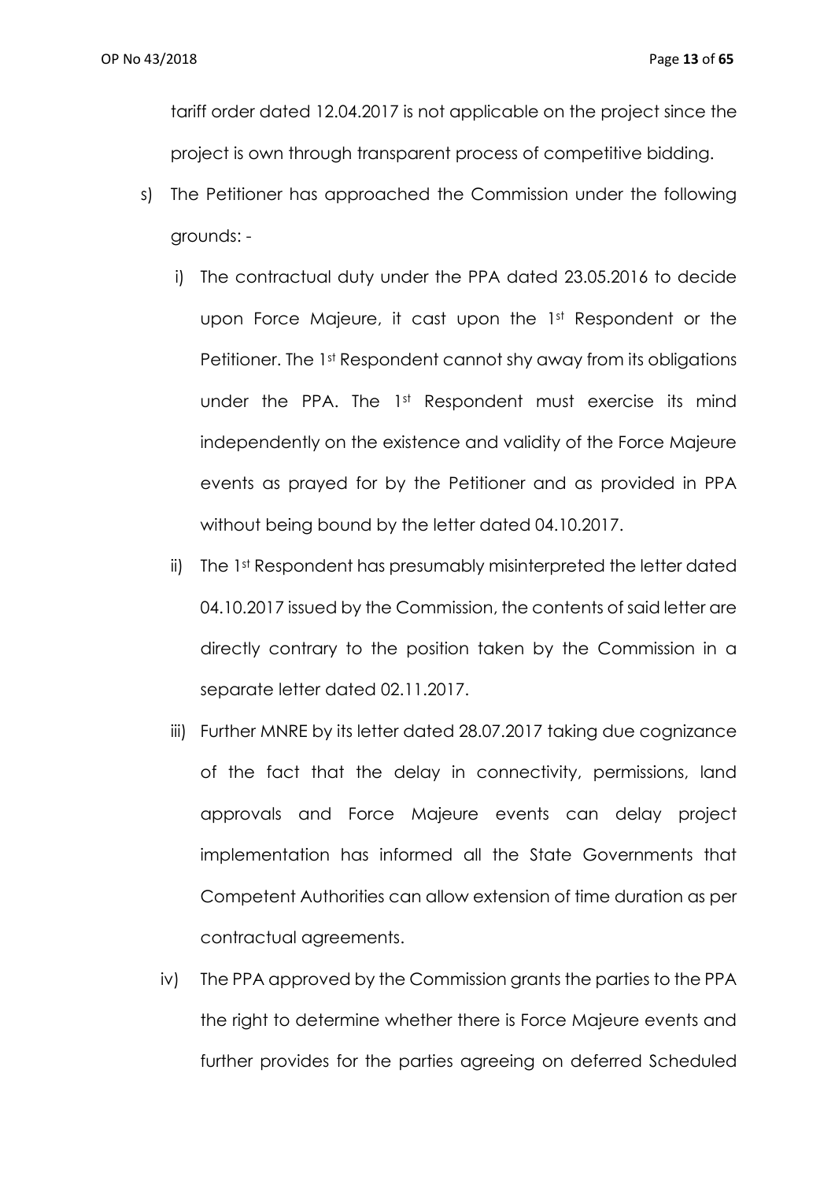tariff order dated 12.04.2017 is not applicable on the project since the project is own through transparent process of competitive bidding.

s) The Petitioner has approached the Commission under the following grounds: -

   i) The contractual duty under the PPA dated 23.05.2016 to decide upon Force Majeure, it cast upon the 1st Respondent or the Petitioner. The 1st Respondent cannot shy away from its obligations under the PPA. The 1st Respondent must exercise its mind independently on the existence and validity of the Force Majeure events as prayed for by the Petitioner and as provided in PPA without being bound by the letter dated 04.10.2017.

   ii) The 1st Respondent has presumably misinterpreted the letter dated 04.10.2017 issued by the Commission, the contents of said letter are directly contrary to the position taken by the Commission in a separate letter dated 02.11.2017.

   iii) Further MNRE by its letter dated 28.07.2017 taking due cognizance of the fact that the delay in connectivity, permissions, land approvals and Force Majeure events can delay project implementation has informed all the State Governments that Competent Authorities can allow extension of time duration as per contractual agreements.

   iv) The PPA approved by the Commission grants the parties to the PPA the right to determine whether there is Force Majeure events and further provides for the parties agreeing on deferred Scheduled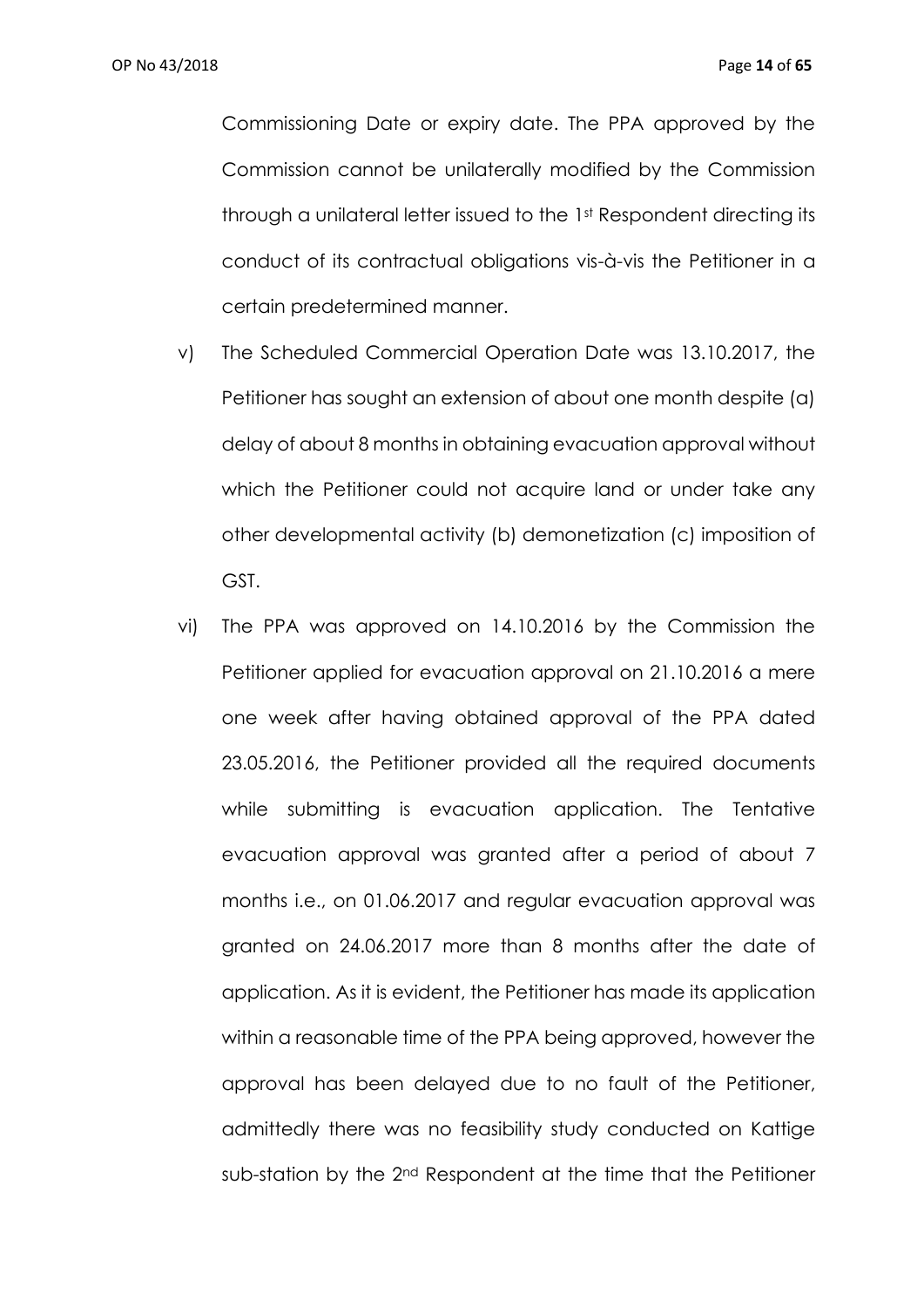Commissioning Date or expiry date. The PPA approved by the Commission cannot be unilaterally modified by the Commission through a unilateral letter issued to the 1st Respondent directing its conduct of its contractual obligations vis-à-vis the Petitioner in a certain predetermined manner.

v) The Scheduled Commercial Operation Date was 13.10.2017, the Petitioner has sought an extension of about one month despite (a) delay of about 8 months in obtaining evacuation approval without which the Petitioner could not acquire land or under take any other developmental activity (b) demonetization (c) imposition of GST.

vi) The PPA was approved on 14.10.2016 by the Commission the Petitioner applied for evacuation approval on 21.10.2016 a mere one week after having obtained approval of the PPA dated 23.05.2016, the Petitioner provided all the required documents while submitting is evacuation application. The Tentative evacuation approval was granted after a period of about 7 months i.e., on 01.06.2017 and regular evacuation approval was granted on 24.06.2017 more than 8 months after the date of application. As it is evident, the Petitioner has made its application within a reasonable time of the PPA being approved, however the approval has been delayed due to no fault of the Petitioner, admittedly there was no feasibility study conducted on Kattige sub-station by the 2nd Respondent at the time that the Petitioner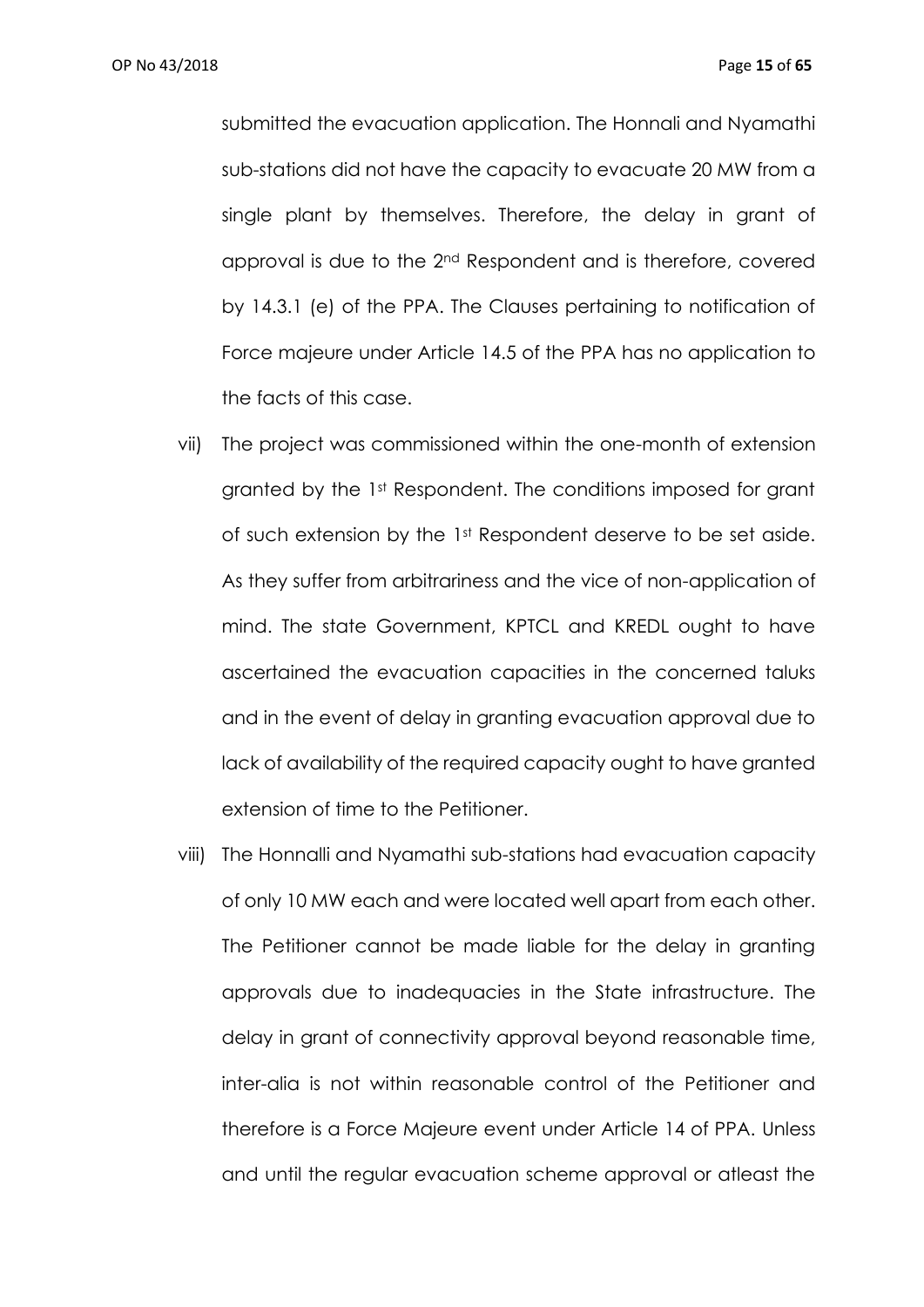submitted the evacuation application. The Honnali and Nyamathi sub-stations did not have the capacity to evacuate 20 MW from a single plant by themselves. Therefore, the delay in grant of approval is due to the 2nd Respondent and is therefore, covered by 14.3.1 (e) of the PPA. The Clauses pertaining to notification of Force majeure under Article 14.5 of the PPA has no application to the facts of this case.

vii) The project was commissioned within the one-month of extension granted by the 1st Respondent. The conditions imposed for grant of such extension by the 1st Respondent deserve to be set aside. As they suffer from arbitrariness and the vice of non-application of mind. The state Government, KPTCL and KREDL ought to have ascertained the evacuation capacities in the concerned taluks and in the event of delay in granting evacuation approval due to lack of availability of the required capacity ought to have granted extension of time to the Petitioner.

viii) The Honnalli and Nyamathi sub-stations had evacuation capacity of only 10 MW each and were located well apart from each other. The Petitioner cannot be made liable for the delay in granting approvals due to inadequacies in the State infrastructure. The delay in grant of connectivity approval beyond reasonable time, inter-alia is not within reasonable control of the Petitioner and therefore is a Force Majeure event under Article 14 of PPA. Unless and until the regular evacuation scheme approval or atleast the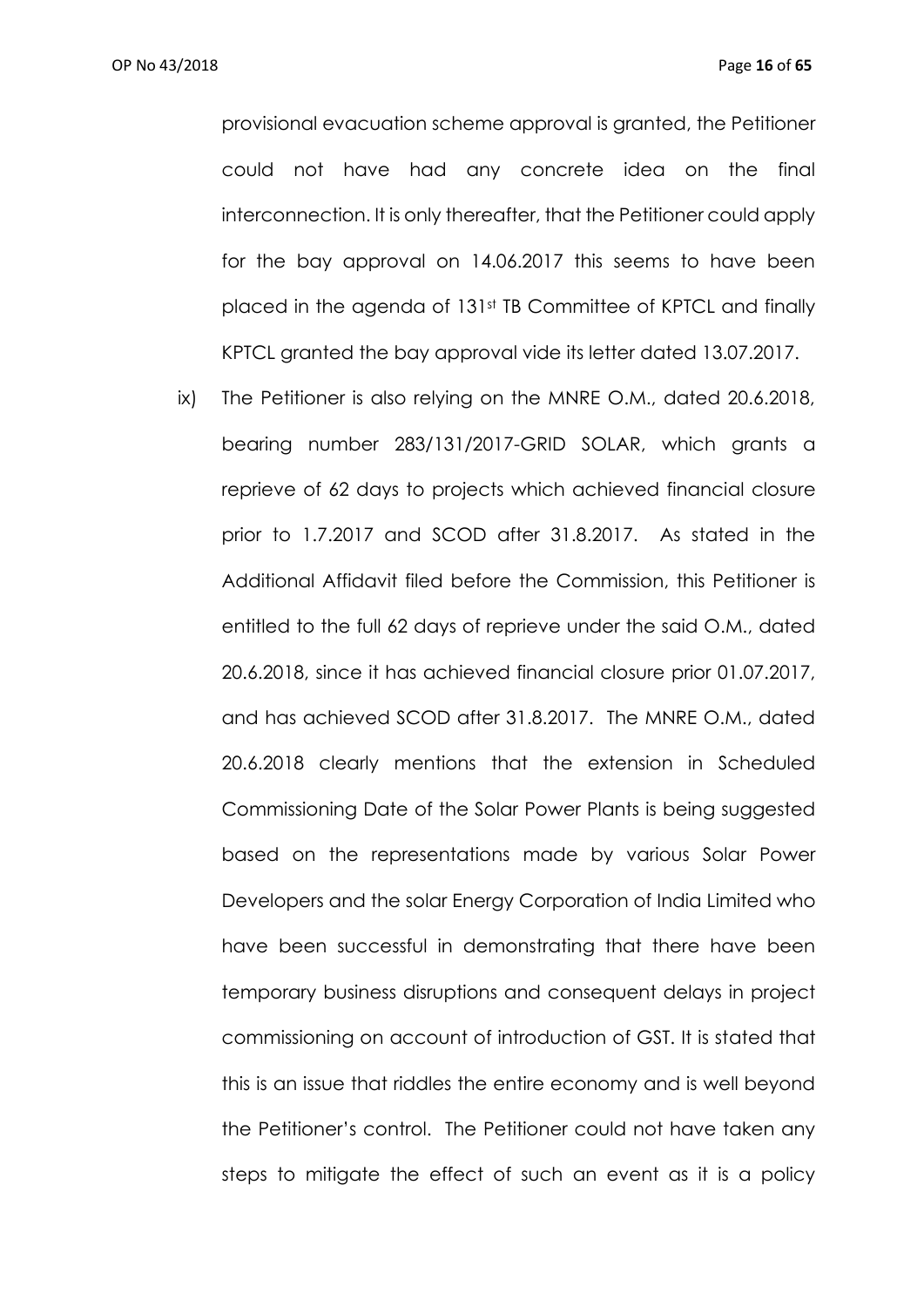provisional evacuation scheme approval is granted, the Petitioner could not have had any concrete idea on the final interconnection. It is only thereafter, that the Petitioner could apply for the bay approval on 14.06.2017 this seems to have been placed in the agenda of 131st TB Committee of KPTCL and finally KPTCL granted the bay approval vide its letter dated 13.07.2017.

ix) The Petitioner is also relying on the MNRE O.M., dated 20.6.2018, bearing number 283/131/2017-GRID SOLAR, which grants a reprieve of 62 days to projects which achieved financial closure prior to 1.7.2017 and SCOD after 31.8.2017. As stated in the Additional Affidavit filed before the Commission, this Petitioner is entitled to the full 62 days of reprieve under the said O.M., dated 20.6.2018, since it has achieved financial closure prior 01.07.2017, and has achieved SCOD after 31.8.2017. The MNRE O.M., dated 20.6.2018 clearly mentions that the extension in Scheduled Commissioning Date of the Solar Power Plants is being suggested based on the representations made by various Solar Power Developers and the solar Energy Corporation of India Limited who have been successful in demonstrating that there have been temporary business disruptions and consequent delays in project commissioning on account of introduction of GST. It is stated that this is an issue that riddles the entire economy and is well beyond the Petitioner's control. The Petitioner could not have taken any steps to mitigate the effect of such an event as it is a policy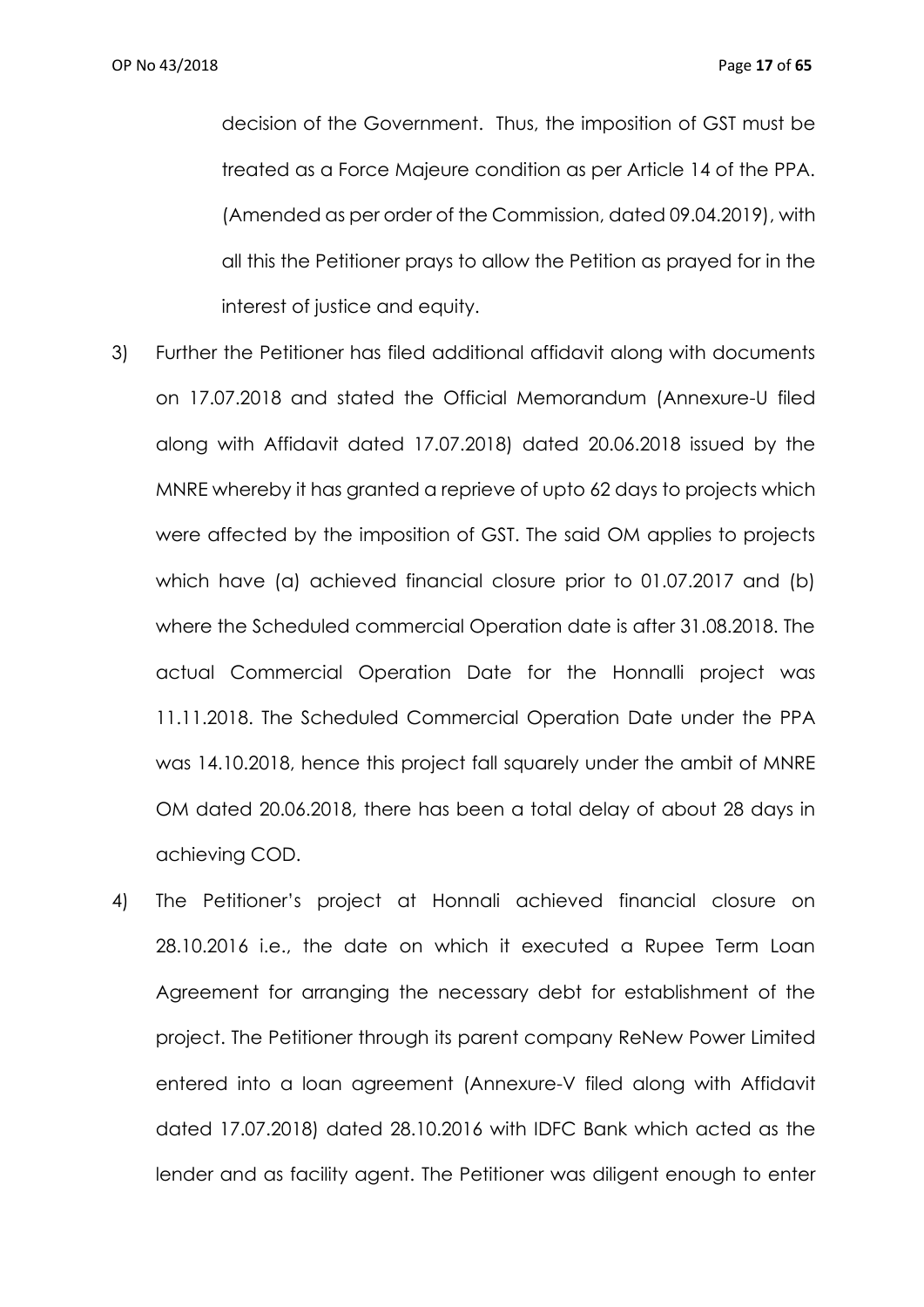decision of the Government. Thus, the imposition of GST must be treated as a Force Majeure condition as per Article 14 of the PPA. (Amended as per order of the Commission, dated 09.04.2019), with all this the Petitioner prays to allow the Petition as prayed for in the interest of justice and equity.

3) Further the Petitioner has filed additional affidavit along with documents on 17.07.2018 and stated the Official Memorandum (Annexure-U filed along with Affidavit dated 17.07.2018) dated 20.06.2018 issued by the MNRE whereby it has granted a reprieve of upto 62 days to projects which were affected by the imposition of GST. The said OM applies to projects which have (a) achieved financial closure prior to 01.07.2017 and (b) where the Scheduled commercial Operation date is after 31.08.2018. The actual Commercial Operation Date for the Honnalli project was 11.11.2018. The Scheduled Commercial Operation Date under the PPA was 14.10.2018, hence this project fall squarely under the ambit of MNRE OM dated 20.06.2018, there has been a total delay of about 28 days in achieving COD.

4) The Petitioner's project at Honnali achieved financial closure on 28.10.2016 i.e., the date on which it executed a Rupee Term Loan Agreement for arranging the necessary debt for establishment of the project. The Petitioner through its parent company ReNew Power Limited entered into a loan agreement (Annexure-V filed along with Affidavit dated 17.07.2018) dated 28.10.2016 with IDFC Bank which acted as the lender and as facility agent. The Petitioner was diligent enough to enter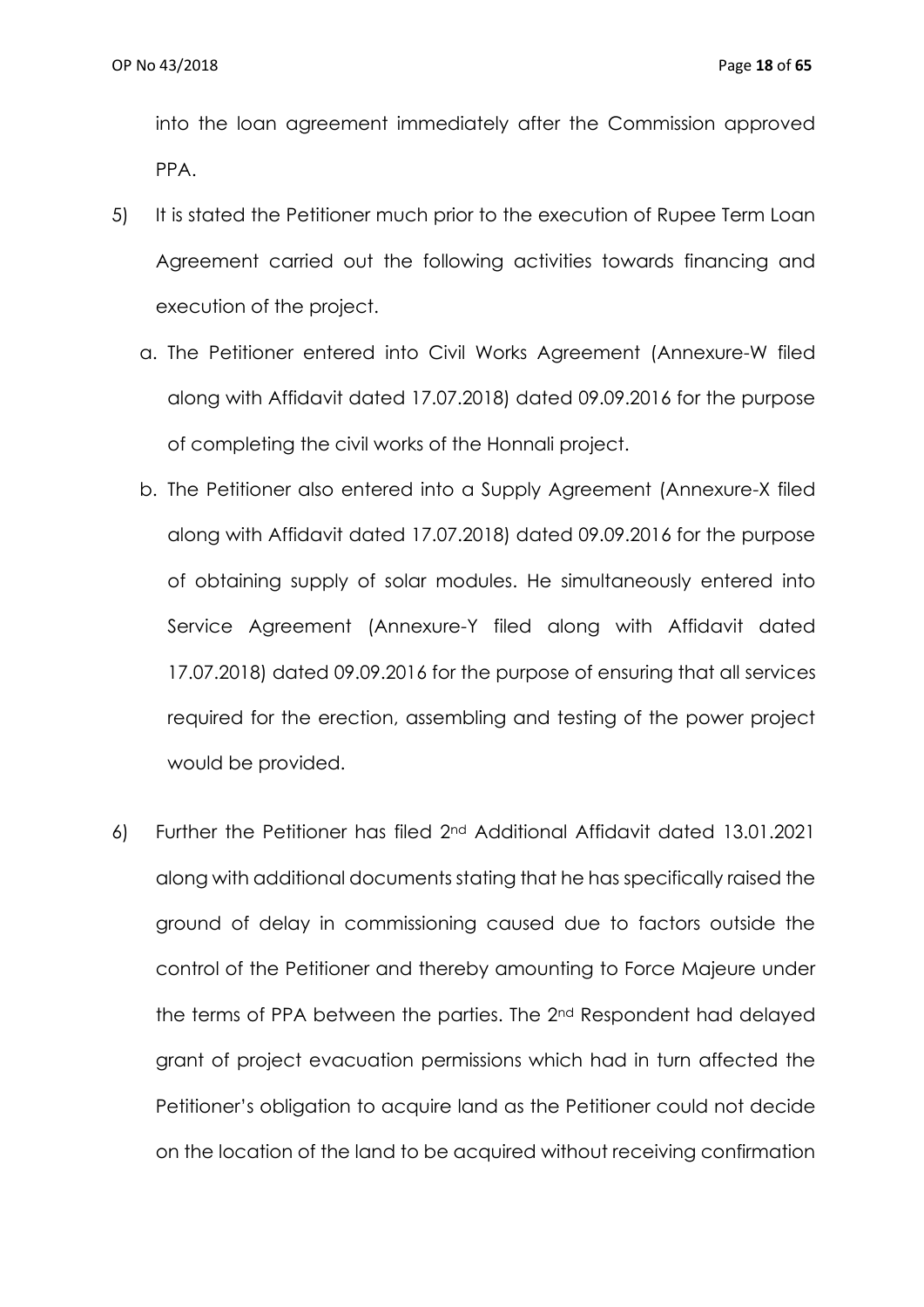into the loan agreement immediately after the Commission approved PPA.

5) It is stated the Petitioner much prior to the execution of Rupee Term Loan Agreement carried out the following activities towards financing and execution of the project.

   a. The Petitioner entered into Civil Works Agreement (Annexure-W filed along with Affidavit dated 17.07.2018) dated 09.09.2016 for the purpose of completing the civil works of the Honnali project.

   b. The Petitioner also entered into a Supply Agreement (Annexure-X filed along with Affidavit dated 17.07.2018) dated 09.09.2016 for the purpose of obtaining supply of solar modules. He simultaneously entered into Service Agreement (Annexure-Y filed along with Affidavit dated 17.07.2018) dated 09.09.2016 for the purpose of ensuring that all services required for the erection, assembling and testing of the power project would be provided.

6) Further the Petitioner has filed 2nd Additional Affidavit dated 13.01.2021 along with additional documents stating that he has specifically raised the ground of delay in commissioning caused due to factors outside the control of the Petitioner and thereby amounting to Force Majeure under the terms of PPA between the parties. The 2nd Respondent had delayed grant of project evacuation permissions which had in turn affected the Petitioner's obligation to acquire land as the Petitioner could not decide on the location of the land to be acquired without receiving confirmation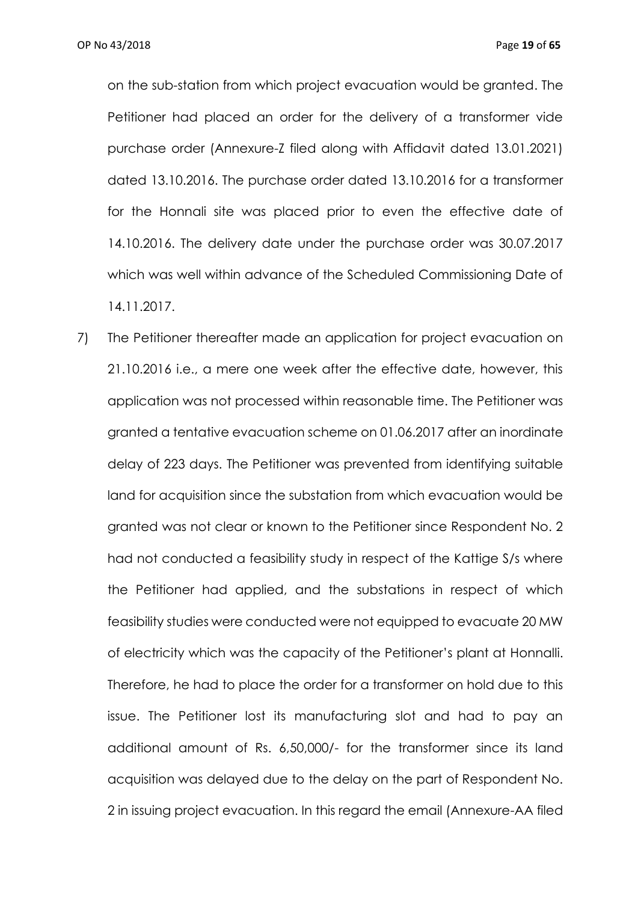on the sub-station from which project evacuation would be granted. The Petitioner had placed an order for the delivery of a transformer vide purchase order (Annexure-Z filed along with Affidavit dated 13.01.2021) dated 13.10.2016. The purchase order dated 13.10.2016 for a transformer for the Honnali site was placed prior to even the effective date of 14.10.2016. The delivery date under the purchase order was 30.07.2017 which was well within advance of the Scheduled Commissioning Date of 14.11.2017.

7) The Petitioner thereafter made an application for project evacuation on 21.10.2016 i.e., a mere one week after the effective date, however, this application was not processed within reasonable time. The Petitioner was granted a tentative evacuation scheme on 01.06.2017 after an inordinate delay of 223 days. The Petitioner was prevented from identifying suitable land for acquisition since the substation from which evacuation would be granted was not clear or known to the Petitioner since Respondent No. 2 had not conducted a feasibility study in respect of the Kattige S/s where the Petitioner had applied, and the substations in respect of which feasibility studies were conducted were not equipped to evacuate 20 MW of electricity which was the capacity of the Petitioner's plant at Honnalli. Therefore, he had to place the order for a transformer on hold due to this issue. The Petitioner lost its manufacturing slot and had to pay an additional amount of Rs. 6,50,000/- for the transformer since its land acquisition was delayed due to the delay on the part of Respondent No. 2 in issuing project evacuation. In this regard the email (Annexure-AA filed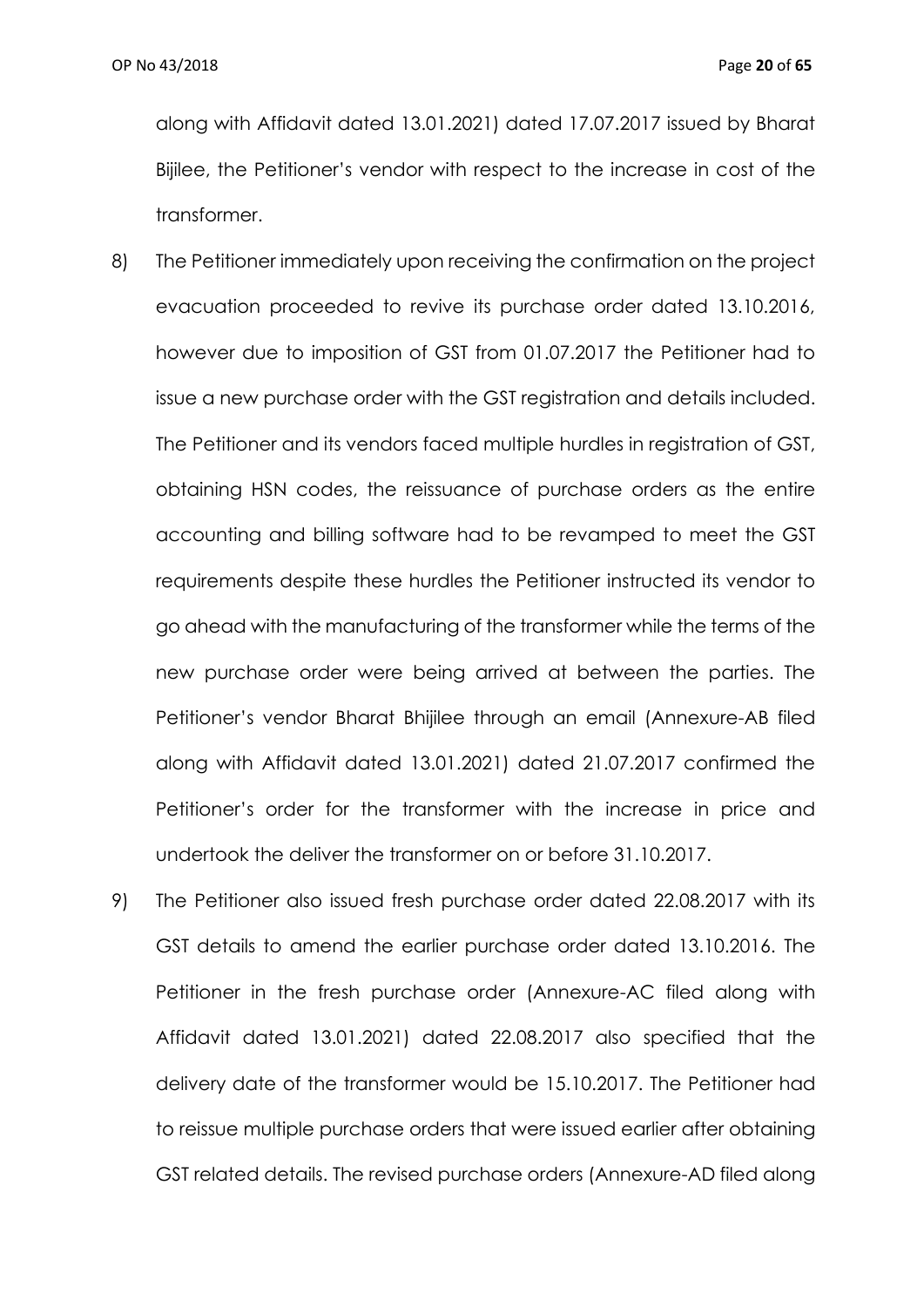along with Affidavit dated 13.01.2021) dated 17.07.2017 issued by Bharat Bijilee, the Petitioner's vendor with respect to the increase in cost of the transformer.

8) The Petitioner immediately upon receiving the confirmation on the project evacuation proceeded to revive its purchase order dated 13.10.2016, however due to imposition of GST from 01.07.2017 the Petitioner had to issue a new purchase order with the GST registration and details included. The Petitioner and its vendors faced multiple hurdles in registration of GST, obtaining HSN codes, the reissuance of purchase orders as the entire accounting and billing software had to be revamped to meet the GST requirements despite these hurdles the Petitioner instructed its vendor to go ahead with the manufacturing of the transformer while the terms of the new purchase order were being arrived at between the parties. The Petitioner's vendor Bharat Bhijilee through an email (Annexure-AB filed along with Affidavit dated 13.01.2021) dated 21.07.2017 confirmed the Petitioner's order for the transformer with the increase in price and undertook the deliver the transformer on or before 31.10.2017.

9) The Petitioner also issued fresh purchase order dated 22.08.2017 with its GST details to amend the earlier purchase order dated 13.10.2016. The Petitioner in the fresh purchase order (Annexure-AC filed along with Affidavit dated 13.01.2021) dated 22.08.2017 also specified that the delivery date of the transformer would be 15.10.2017. The Petitioner had to reissue multiple purchase orders that were issued earlier after obtaining GST related details. The revised purchase orders (Annexure-AD filed along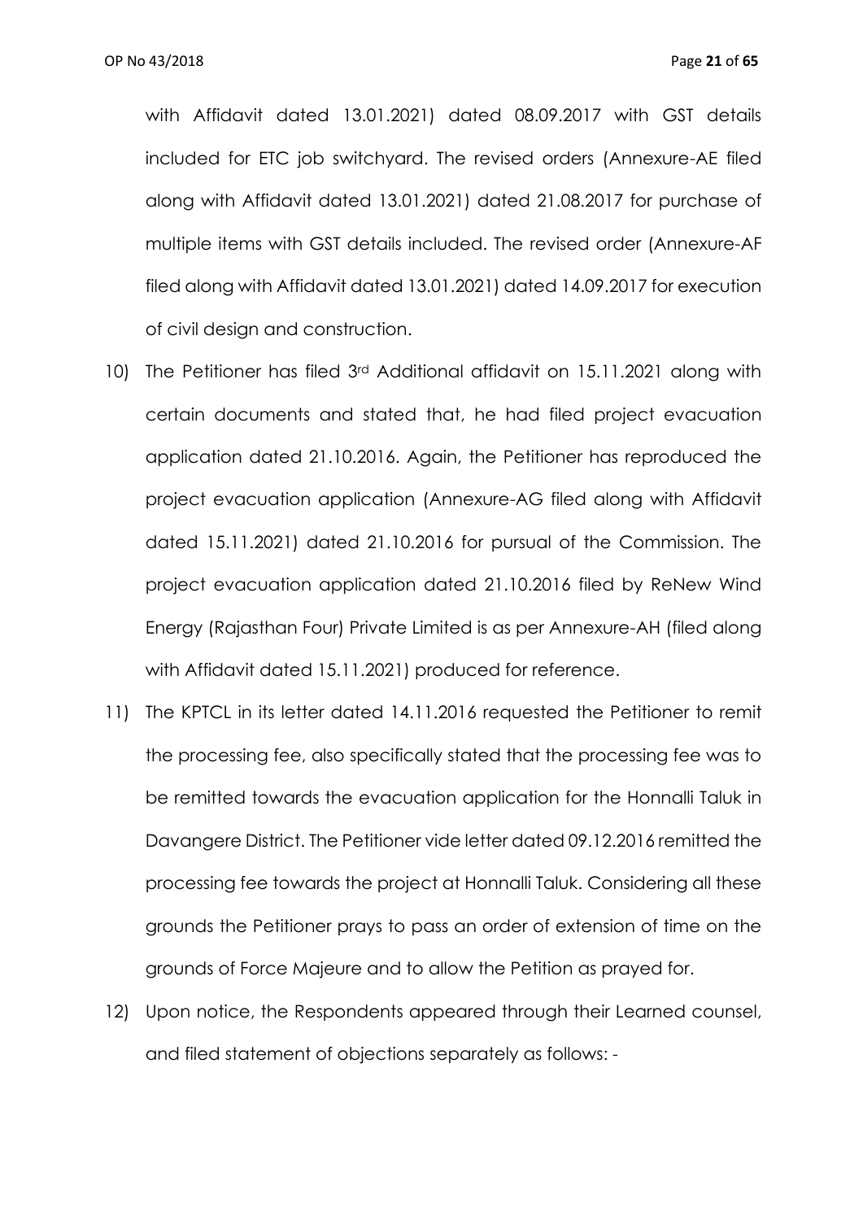with Affidavit dated 13.01.2021) dated 08.09.2017 with GST details included for ETC job switchyard. The revised orders (Annexure-AE filed along with Affidavit dated 13.01.2021) dated 21.08.2017 for purchase of multiple items with GST details included. The revised order (Annexure-AF filed along with Affidavit dated 13.01.2021) dated 14.09.2017 for execution of civil design and construction.

10) The Petitioner has filed 3rd Additional affidavit on 15.11.2021 along with certain documents and stated that, he had filed project evacuation application dated 21.10.2016. Again, the Petitioner has reproduced the project evacuation application (Annexure-AG filed along with Affidavit dated 15.11.2021) dated 21.10.2016 for pursual of the Commission. The project evacuation application dated 21.10.2016 filed by ReNew Wind Energy (Rajasthan Four) Private Limited is as per Annexure-AH (filed along with Affidavit dated 15.11.2021) produced for reference.

11) The KPTCL in its letter dated 14.11.2016 requested the Petitioner to remit the processing fee, also specifically stated that the processing fee was to be remitted towards the evacuation application for the Honnalli Taluk in Davangere District. The Petitioner vide letter dated 09.12.2016 remitted the processing fee towards the project at Honnalli Taluk. Considering all these grounds the Petitioner prays to pass an order of extension of time on the grounds of Force Majeure and to allow the Petition as prayed for.

12) Upon notice, the Respondents appeared through their Learned counsel, and filed statement of objections separately as follows: -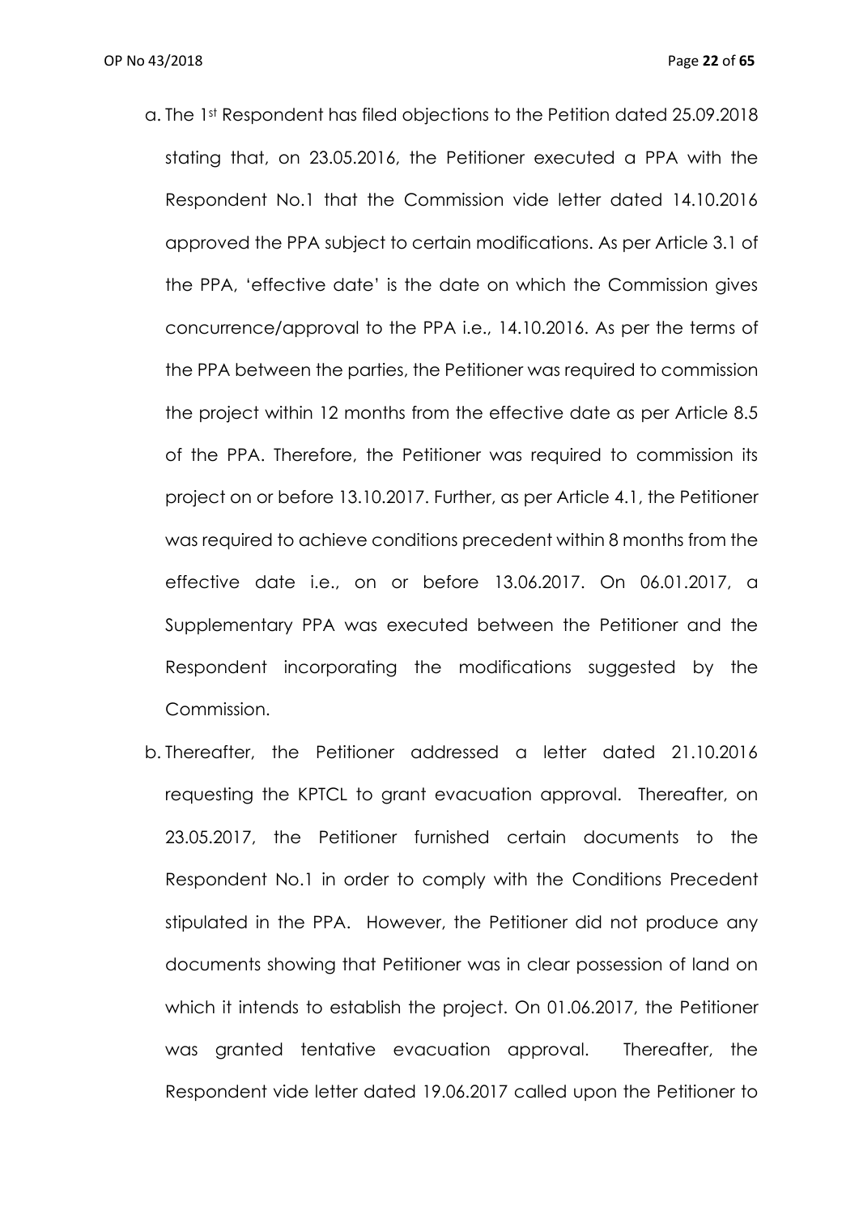a. The 1st Respondent has filed objections to the Petition dated 25.09.2018 stating that, on 23.05.2016, the Petitioner executed a PPA with the Respondent No.1 that the Commission vide letter dated 14.10.2016 approved the PPA subject to certain modifications. As per Article 3.1 of the PPA, 'effective date' is the date on which the Commission gives concurrence/approval to the PPA i.e., 14.10.2016. As per the terms of the PPA between the parties, the Petitioner was required to commission the project within 12 months from the effective date as per Article 8.5 of the PPA. Therefore, the Petitioner was required to commission its project on or before 13.10.2017. Further, as per Article 4.1, the Petitioner was required to achieve conditions precedent within 8 months from the effective date i.e., on or before 13.06.2017. On 06.01.2017, a Supplementary PPA was executed between the Petitioner and the Respondent incorporating the modifications suggested by the Commission.

b. Thereafter, the Petitioner addressed a letter dated 21.10.2016 requesting the KPTCL to grant evacuation approval. Thereafter, on 23.05.2017, the Petitioner furnished certain documents to the Respondent No.1 in order to comply with the Conditions Precedent stipulated in the PPA. However, the Petitioner did not produce any documents showing that Petitioner was in clear possession of land on which it intends to establish the project. On 01.06.2017, the Petitioner was granted tentative evacuation approval. Thereafter, the Respondent vide letter dated 19.06.2017 called upon the Petitioner to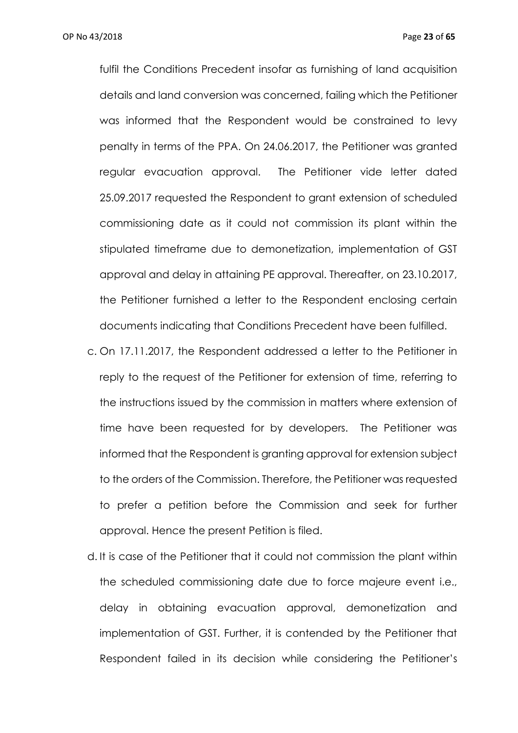fulfil the Conditions Precedent insofar as furnishing of land acquisition details and land conversion was concerned, failing which the Petitioner was informed that the Respondent would be constrained to levy penalty in terms of the PPA. On 24.06.2017, the Petitioner was granted regular evacuation approval. The Petitioner vide letter dated 25.09.2017 requested the Respondent to grant extension of scheduled commissioning date as it could not commission its plant within the stipulated timeframe due to demonetization, implementation of GST approval and delay in attaining PE approval. Thereafter, on 23.10.2017, the Petitioner furnished a letter to the Respondent enclosing certain documents indicating that Conditions Precedent have been fulfilled.

c. On 17.11.2017, the Respondent addressed a letter to the Petitioner in reply to the request of the Petitioner for extension of time, referring to the instructions issued by the commission in matters where extension of time have been requested for by developers. The Petitioner was informed that the Respondent is granting approval for extension subject to the orders of the Commission. Therefore, the Petitioner was requested to prefer a petition before the Commission and seek for further approval. Hence the present Petition is filed.

d. It is case of the Petitioner that it could not commission the plant within the scheduled commissioning date due to force majeure event i.e., delay in obtaining evacuation approval, demonetization and implementation of GST. Further, it is contended by the Petitioner that Respondent failed in its decision while considering the Petitioner's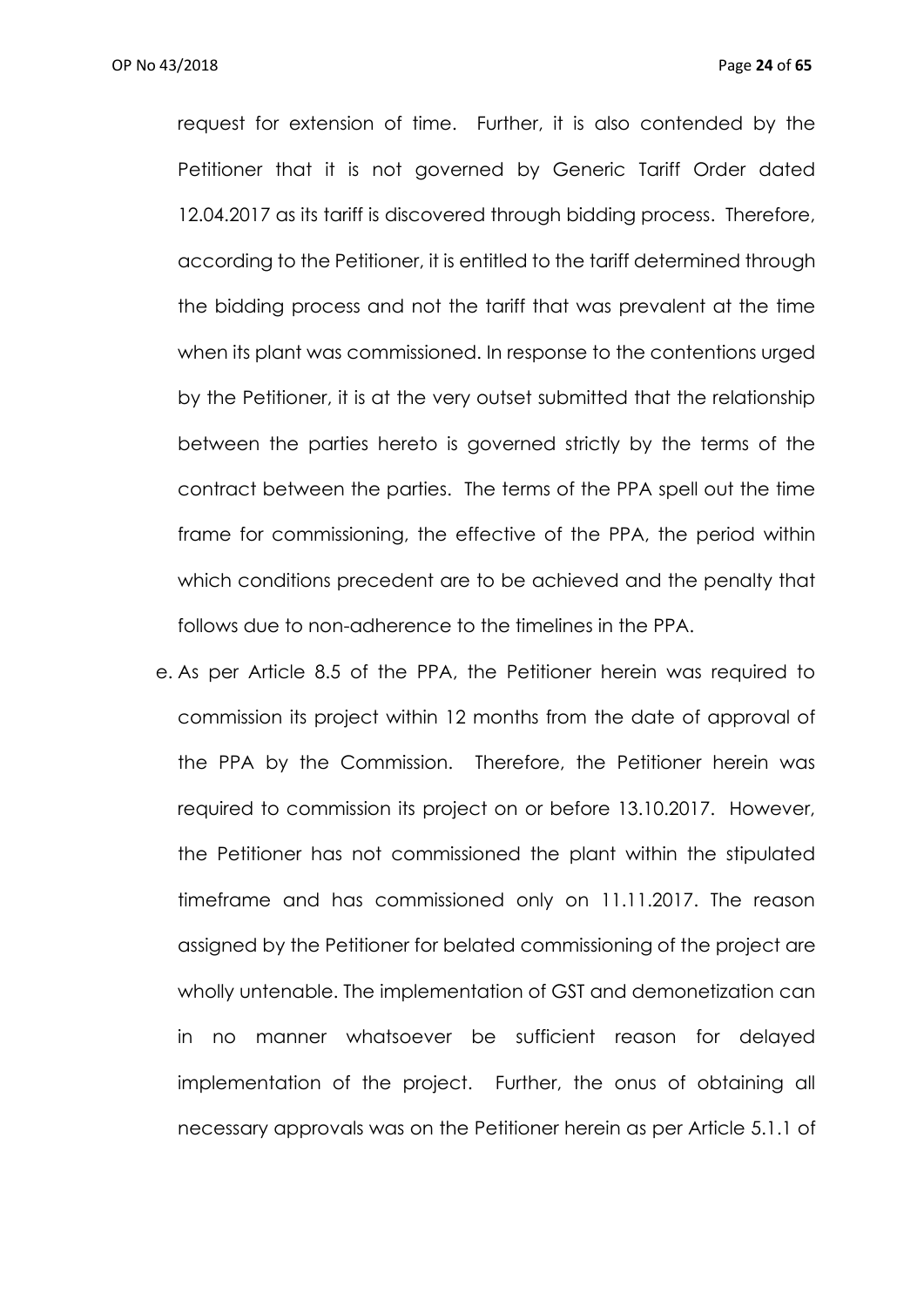request for extension of time. Further, it is also contended by the Petitioner that it is not governed by Generic Tariff Order dated 12.04.2017 as its tariff is discovered through bidding process. Therefore, according to the Petitioner, it is entitled to the tariff determined through the bidding process and not the tariff that was prevalent at the time when its plant was commissioned. In response to the contentions urged by the Petitioner, it is at the very outset submitted that the relationship between the parties hereto is governed strictly by the terms of the contract between the parties. The terms of the PPA spell out the time frame for commissioning, the effective of the PPA, the period within which conditions precedent are to be achieved and the penalty that follows due to non-adherence to the timelines in the PPA.

e. As per Article 8.5 of the PPA, the Petitioner herein was required to commission its project within 12 months from the date of approval of the PPA by the Commission. Therefore, the Petitioner herein was required to commission its project on or before 13.10.2017. However, the Petitioner has not commissioned the plant within the stipulated timeframe and has commissioned only on 11.11.2017. The reason assigned by the Petitioner for belated commissioning of the project are wholly untenable. The implementation of GST and demonetization can in no manner whatsoever be sufficient reason for delayed implementation of the project. Further, the onus of obtaining all necessary approvals was on the Petitioner herein as per Article 5.1.1 of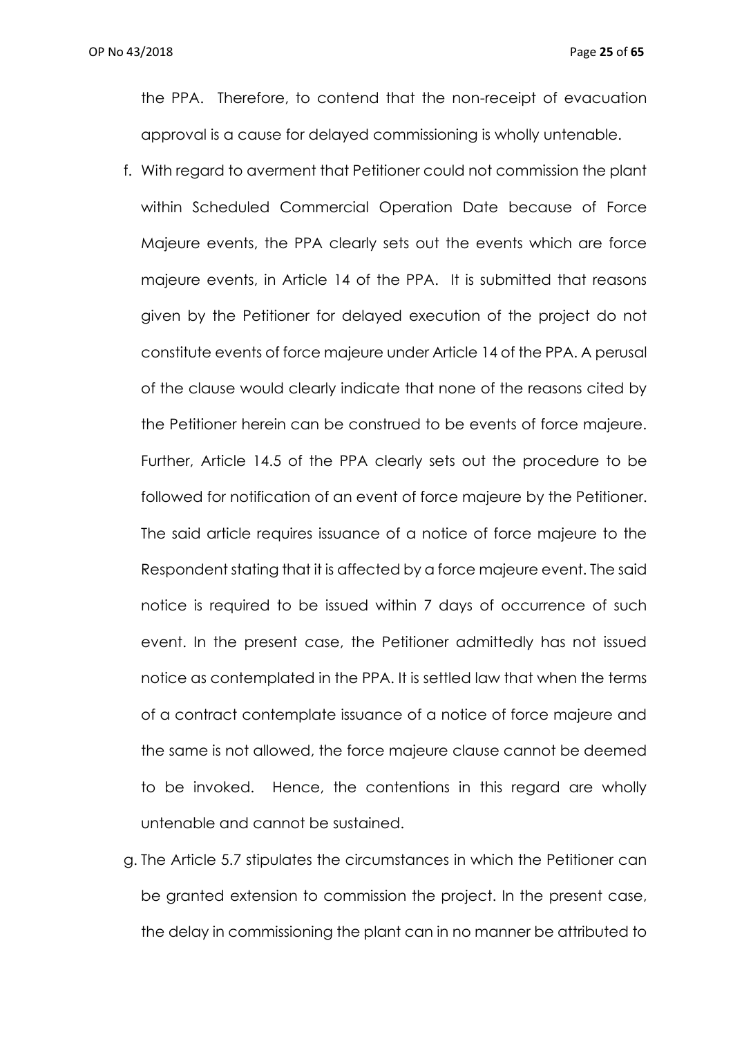the PPA. Therefore, to contend that the non-receipt of evacuation approval is a cause for delayed commissioning is wholly untenable.

f. With regard to averment that Petitioner could not commission the plant within Scheduled Commercial Operation Date because of Force Majeure events, the PPA clearly sets out the events which are force majeure events, in Article 14 of the PPA. It is submitted that reasons given by the Petitioner for delayed execution of the project do not constitute events of force majeure under Article 14 of the PPA. A perusal of the clause would clearly indicate that none of the reasons cited by the Petitioner herein can be construed to be events of force majeure. Further, Article 14.5 of the PPA clearly sets out the procedure to be followed for notification of an event of force majeure by the Petitioner. The said article requires issuance of a notice of force majeure to the Respondent stating that it is affected by a force majeure event. The said notice is required to be issued within 7 days of occurrence of such event. In the present case, the Petitioner admittedly has not issued notice as contemplated in the PPA. It is settled law that when the terms of a contract contemplate issuance of a notice of force majeure and the same is not allowed, the force majeure clause cannot be deemed to be invoked. Hence, the contentions in this regard are wholly untenable and cannot be sustained.

g. The Article 5.7 stipulates the circumstances in which the Petitioner can be granted extension to commission the project. In the present case, the delay in commissioning the plant can in no manner be attributed to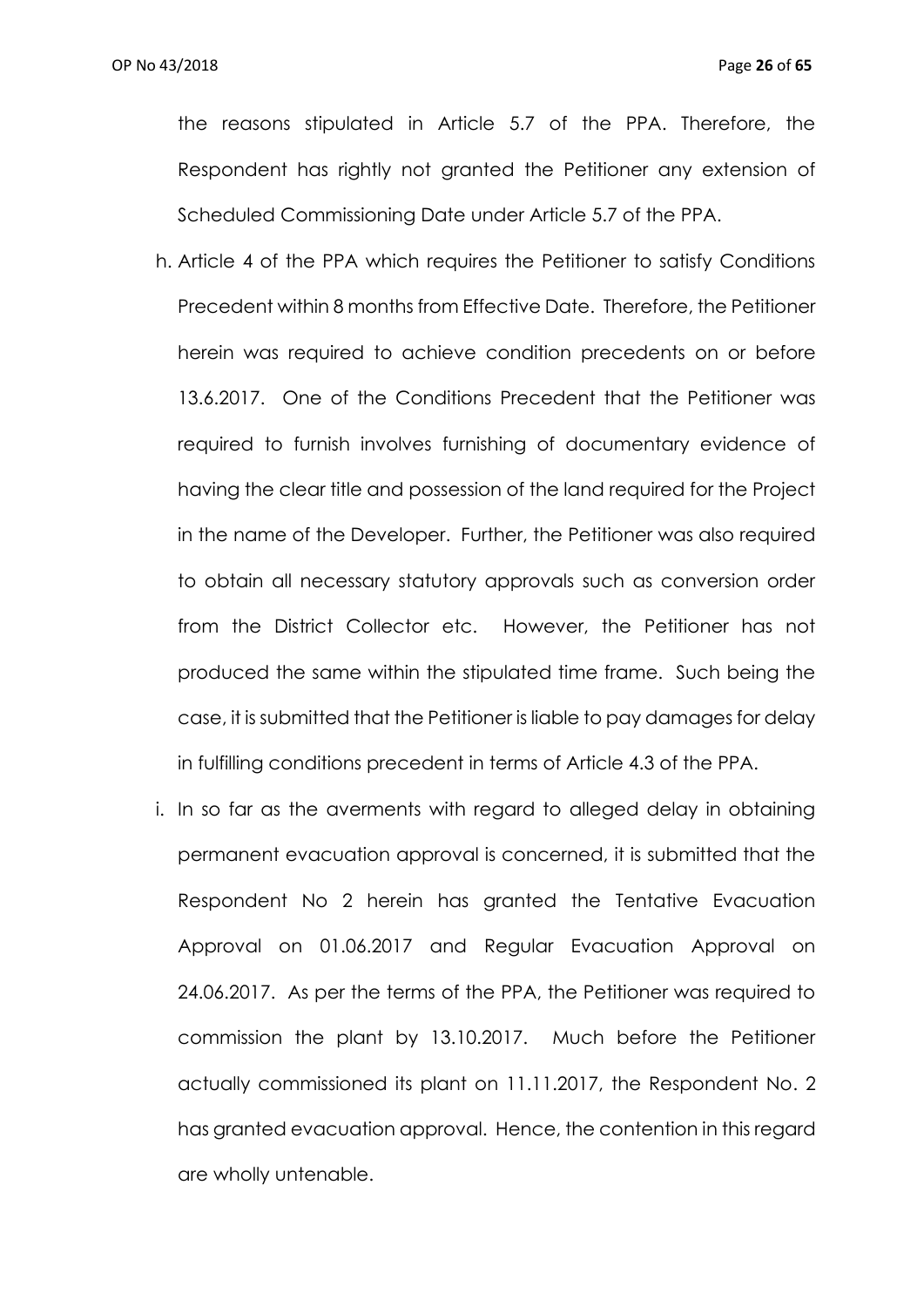the reasons stipulated in Article 5.7 of the PPA. Therefore, the Respondent has rightly not granted the Petitioner any extension of Scheduled Commissioning Date under Article 5.7 of the PPA.

h. Article 4 of the PPA which requires the Petitioner to satisfy Conditions Precedent within 8 months from Effective Date. Therefore, the Petitioner herein was required to achieve condition precedents on or before 13.6.2017. One of the Conditions Precedent that the Petitioner was required to furnish involves furnishing of documentary evidence of having the clear title and possession of the land required for the Project in the name of the Developer. Further, the Petitioner was also required to obtain all necessary statutory approvals such as conversion order from the District Collector etc. However, the Petitioner has not produced the same within the stipulated time frame. Such being the case, it is submitted that the Petitioner is liable to pay damages for delay in fulfilling conditions precedent in terms of Article 4.3 of the PPA.

i. In so far as the averments with regard to alleged delay in obtaining permanent evacuation approval is concerned, it is submitted that the Respondent No 2 herein has granted the Tentative Evacuation Approval on 01.06.2017 and Regular Evacuation Approval on 24.06.2017. As per the terms of the PPA, the Petitioner was required to commission the plant by 13.10.2017. Much before the Petitioner actually commissioned its plant on 11.11.2017, the Respondent No. 2 has granted evacuation approval. Hence, the contention in this regard are wholly untenable.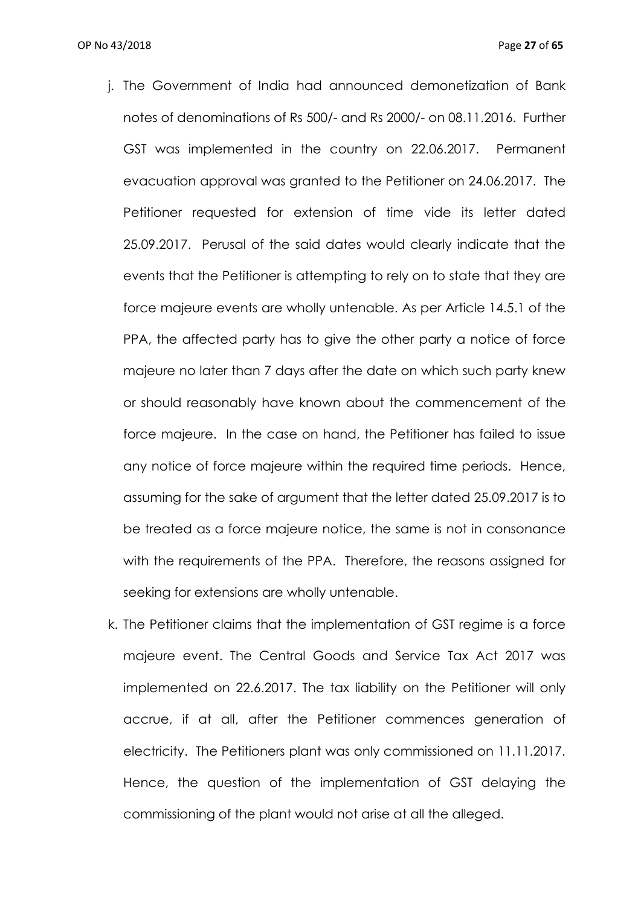j. The Government of India had announced demonetization of Bank notes of denominations of Rs 500/- and Rs 2000/- on 08.11.2016. Further GST was implemented in the country on 22.06.2017. Permanent evacuation approval was granted to the Petitioner on 24.06.2017. The Petitioner requested for extension of time vide its letter dated 25.09.2017. Perusal of the said dates would clearly indicate that the events that the Petitioner is attempting to rely on to state that they are force majeure events are wholly untenable. As per Article 14.5.1 of the PPA, the affected party has to give the other party a notice of force majeure no later than 7 days after the date on which such party knew or should reasonably have known about the commencement of the force majeure. In the case on hand, the Petitioner has failed to issue any notice of force majeure within the required time periods. Hence, assuming for the sake of argument that the letter dated 25.09.2017 is to be treated as a force majeure notice, the same is not in consonance with the requirements of the PPA. Therefore, the reasons assigned for seeking for extensions are wholly untenable.

k. The Petitioner claims that the implementation of GST regime is a force majeure event. The Central Goods and Service Tax Act 2017 was implemented on 22.6.2017. The tax liability on the Petitioner will only accrue, if at all, after the Petitioner commences generation of electricity. The Petitioners plant was only commissioned on 11.11.2017. Hence, the question of the implementation of GST delaying the commissioning of the plant would not arise at all the alleged.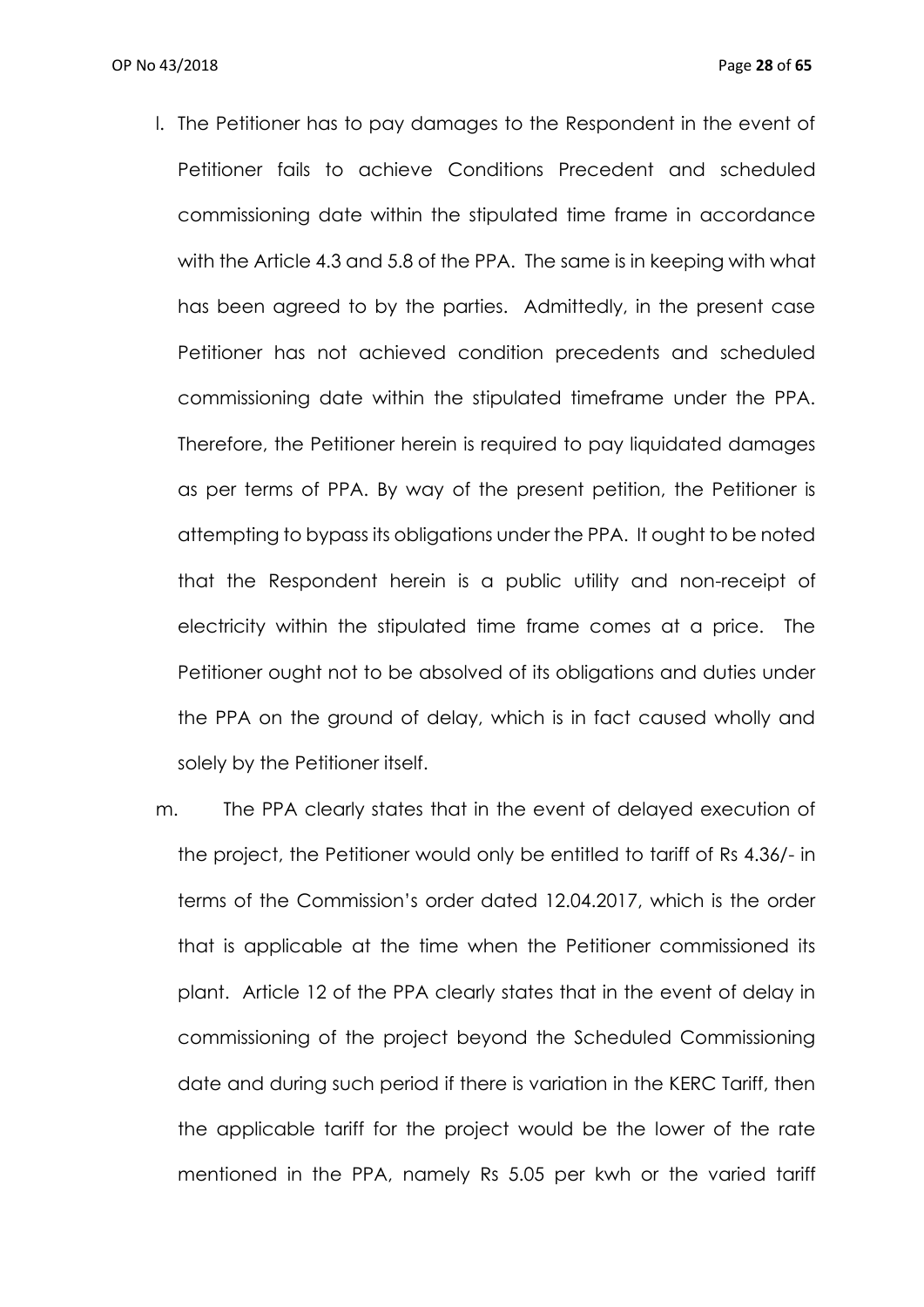l. The Petitioner has to pay damages to the Respondent in the event of Petitioner fails to achieve Conditions Precedent and scheduled commissioning date within the stipulated time frame in accordance with the Article 4.3 and 5.8 of the PPA. The same is in keeping with what has been agreed to by the parties. Admittedly, in the present case Petitioner has not achieved condition precedents and scheduled commissioning date within the stipulated timeframe under the PPA. Therefore, the Petitioner herein is required to pay liquidated damages as per terms of PPA. By way of the present petition, the Petitioner is attempting to bypass its obligations under the PPA. It ought to be noted that the Respondent herein is a public utility and non-receipt of electricity within the stipulated time frame comes at a price. The Petitioner ought not to be absolved of its obligations and duties under the PPA on the ground of delay, which is in fact caused wholly and solely by the Petitioner itself.

m. The PPA clearly states that in the event of delayed execution of the project, the Petitioner would only be entitled to tariff of Rs 4.36/- in terms of the Commission's order dated 12.04.2017, which is the order that is applicable at the time when the Petitioner commissioned its plant. Article 12 of the PPA clearly states that in the event of delay in commissioning of the project beyond the Scheduled Commissioning date and during such period if there is variation in the KERC Tariff, then the applicable tariff for the project would be the lower of the rate mentioned in the PPA, namely Rs 5.05 per kwh or the varied tariff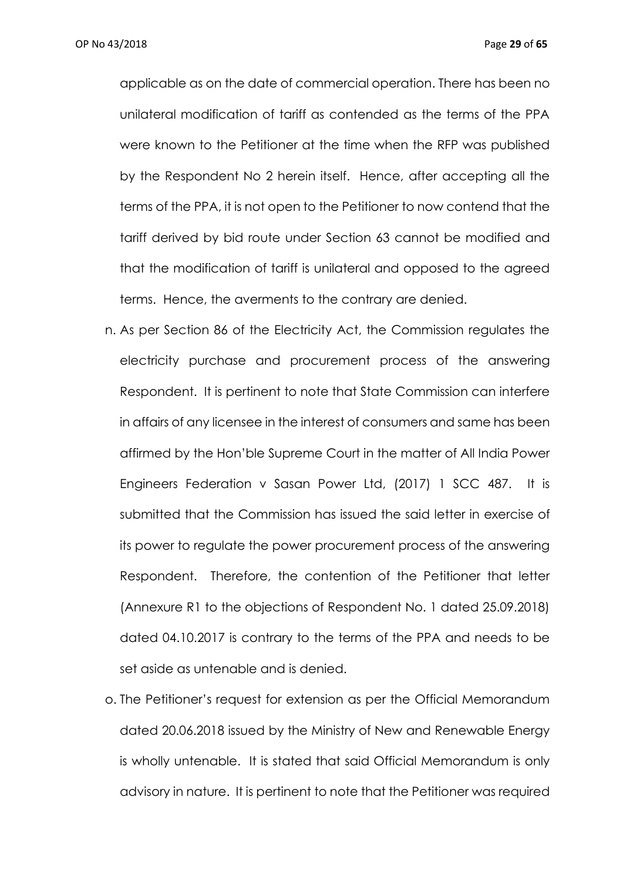applicable as on the date of commercial operation. There has been no unilateral modification of tariff as contended as the terms of the PPA were known to the Petitioner at the time when the RFP was published by the Respondent No 2 herein itself. Hence, after accepting all the terms of the PPA, it is not open to the Petitioner to now contend that the tariff derived by bid route under Section 63 cannot be modified and that the modification of tariff is unilateral and opposed to the agreed terms. Hence, the averments to the contrary are denied.

n. As per Section 86 of the Electricity Act, the Commission regulates the electricity purchase and procurement process of the answering Respondent. It is pertinent to note that State Commission can interfere in affairs of any licensee in the interest of consumers and same has been affirmed by the Hon'ble Supreme Court in the matter of All India Power Engineers Federation v Sasan Power Ltd, (2017) 1 SCC 487. It is submitted that the Commission has issued the said letter in exercise of its power to regulate the power procurement process of the answering Respondent. Therefore, the contention of the Petitioner that letter (Annexure R1 to the objections of Respondent No. 1 dated 25.09.2018) dated 04.10.2017 is contrary to the terms of the PPA and needs to be set aside as untenable and is denied.

o. The Petitioner's request for extension as per the Official Memorandum dated 20.06.2018 issued by the Ministry of New and Renewable Energy is wholly untenable. It is stated that said Official Memorandum is only advisory in nature. It is pertinent to note that the Petitioner was required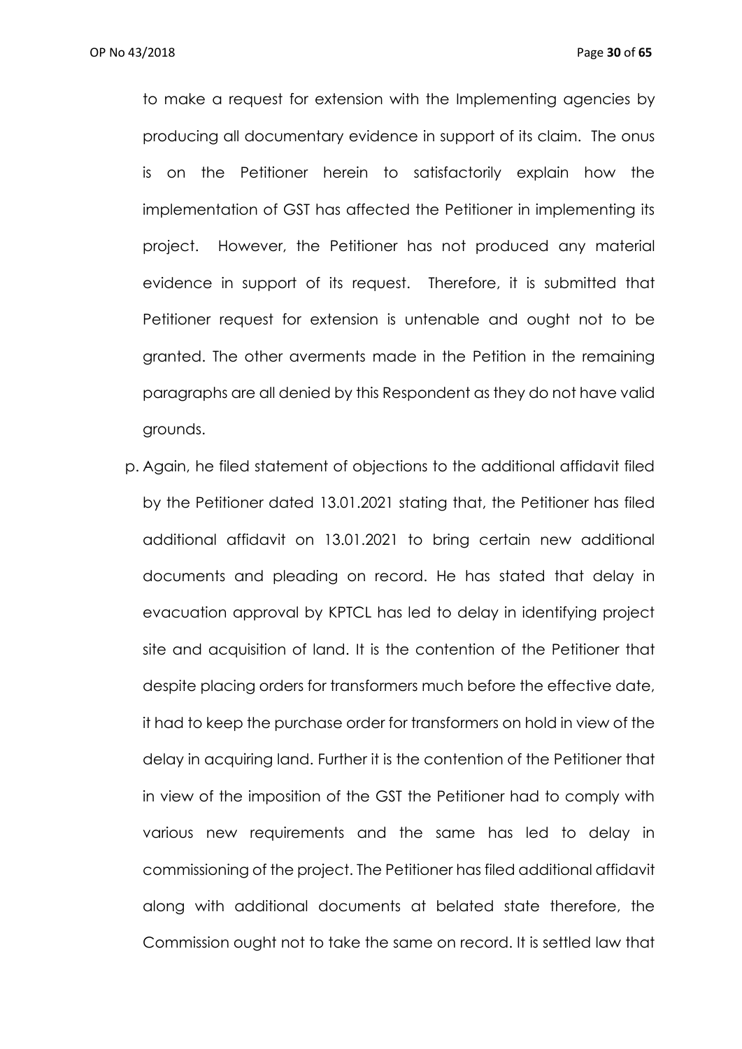to make a request for extension with the Implementing agencies by producing all documentary evidence in support of its claim. The onus is on the Petitioner herein to satisfactorily explain how the implementation of GST has affected the Petitioner in implementing its project. However, the Petitioner has not produced any material evidence in support of its request. Therefore, it is submitted that Petitioner request for extension is untenable and ought not to be granted. The other averments made in the Petition in the remaining paragraphs are all denied by this Respondent as they do not have valid grounds.

p. Again, he filed statement of objections to the additional affidavit filed by the Petitioner dated 13.01.2021 stating that, the Petitioner has filed additional affidavit on 13.01.2021 to bring certain new additional documents and pleading on record. He has stated that delay in evacuation approval by KPTCL has led to delay in identifying project site and acquisition of land. It is the contention of the Petitioner that despite placing orders for transformers much before the effective date, it had to keep the purchase order for transformers on hold in view of the delay in acquiring land. Further it is the contention of the Petitioner that in view of the imposition of the GST the Petitioner had to comply with various new requirements and the same has led to delay in commissioning of the project. The Petitioner has filed additional affidavit along with additional documents at belated state therefore, the Commission ought not to take the same on record. It is settled law that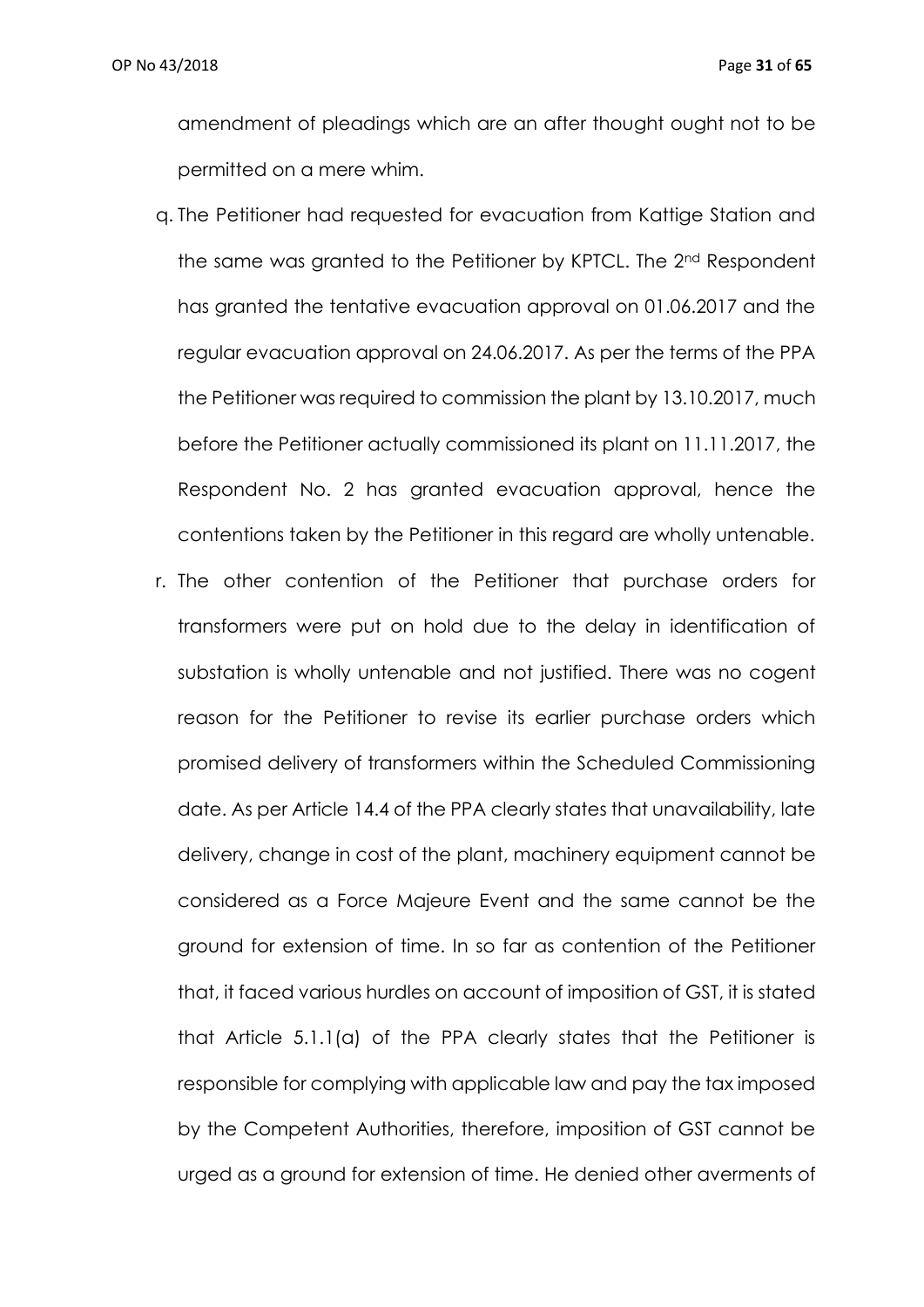amendment of pleadings which are an after thought ought not to be permitted on a mere whim.

q. The Petitioner had requested for evacuation from Kattige Station and the same was granted to the Petitioner by KPTCL. The 2nd Respondent has granted the tentative evacuation approval on 01.06.2017 and the regular evacuation approval on 24.06.2017. As per the terms of the PPA the Petitioner was required to commission the plant by 13.10.2017, much before the Petitioner actually commissioned its plant on 11.11.2017, the Respondent No. 2 has granted evacuation approval, hence the contentions taken by the Petitioner in this regard are wholly untenable.

r. The other contention of the Petitioner that purchase orders for transformers were put on hold due to the delay in identification of substation is wholly untenable and not justified. There was no cogent reason for the Petitioner to revise its earlier purchase orders which promised delivery of transformers within the Scheduled Commissioning date. As per Article 14.4 of the PPA clearly states that unavailability, late delivery, change in cost of the plant, machinery equipment cannot be considered as a Force Majeure Event and the same cannot be the ground for extension of time. In so far as contention of the Petitioner that, it faced various hurdles on account of imposition of GST, it is stated that Article 5.1.1(a) of the PPA clearly states that the Petitioner is responsible for complying with applicable law and pay the tax imposed by the Competent Authorities, therefore, imposition of GST cannot be urged as a ground for extension of time. He denied other averments of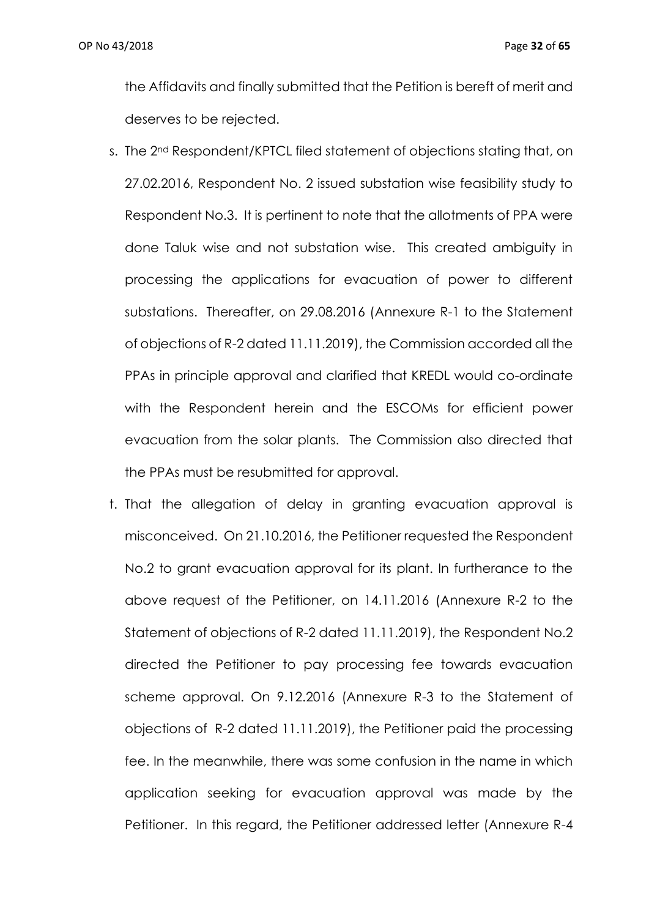the Affidavits and finally submitted that the Petition is bereft of merit and deserves to be rejected.

s. The 2nd Respondent/KPTCL filed statement of objections stating that, on 27.02.2016, Respondent No. 2 issued substation wise feasibility study to Respondent No.3. It is pertinent to note that the allotments of PPA were done Taluk wise and not substation wise. This created ambiguity in processing the applications for evacuation of power to different substations. Thereafter, on 29.08.2016 (Annexure R-1 to the Statement of objections of R-2 dated 11.11.2019), the Commission accorded all the PPAs in principle approval and clarified that KREDL would co-ordinate with the Respondent herein and the ESCOMs for efficient power evacuation from the solar plants. The Commission also directed that the PPAs must be resubmitted for approval.

t. That the allegation of delay in granting evacuation approval is misconceived. On 21.10.2016, the Petitioner requested the Respondent No.2 to grant evacuation approval for its plant. In furtherance to the above request of the Petitioner, on 14.11.2016 (Annexure R-2 to the Statement of objections of R-2 dated 11.11.2019), the Respondent No.2 directed the Petitioner to pay processing fee towards evacuation scheme approval. On 9.12.2016 (Annexure R-3 to the Statement of objections of R-2 dated 11.11.2019), the Petitioner paid the processing fee. In the meanwhile, there was some confusion in the name in which application seeking for evacuation approval was made by the Petitioner. In this regard, the Petitioner addressed letter (Annexure R-4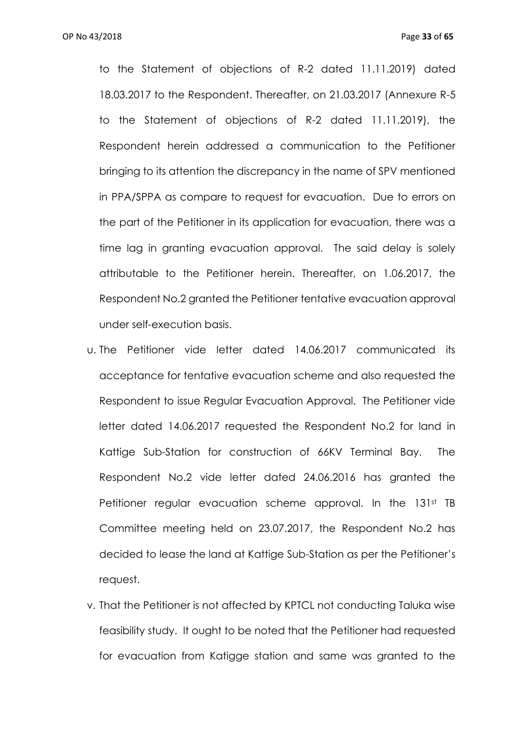to the Statement of objections of R-2 dated 11.11.2019) dated 18.03.2017 to the Respondent. Thereafter, on 21.03.2017 (Annexure R-5 to the Statement of objections of R-2 dated 11.11.2019), the Respondent herein addressed a communication to the Petitioner bringing to its attention the discrepancy in the name of SPV mentioned in PPA/SPPA as compare to request for evacuation. Due to errors on the part of the Petitioner in its application for evacuation, there was a time lag in granting evacuation approval. The said delay is solely attributable to the Petitioner herein. Thereafter, on 1.06.2017, the Respondent No.2 granted the Petitioner tentative evacuation approval under self-execution basis.

u. The Petitioner vide letter dated 14.06.2017 communicated its acceptance for tentative evacuation scheme and also requested the Respondent to issue Regular Evacuation Approval. The Petitioner vide letter dated 14.06.2017 requested the Respondent No.2 for land in Kattige Sub-Station for construction of 66KV Terminal Bay. The Respondent No.2 vide letter dated 24.06.2016 has granted the Petitioner regular evacuation scheme approval. In the 131st TB Committee meeting held on 23.07.2017, the Respondent No.2 has decided to lease the land at Kattige Sub-Station as per the Petitioner's request.

v. That the Petitioner is not affected by KPTCL not conducting Taluka wise feasibility study. It ought to be noted that the Petitioner had requested for evacuation from Katigge station and same was granted to the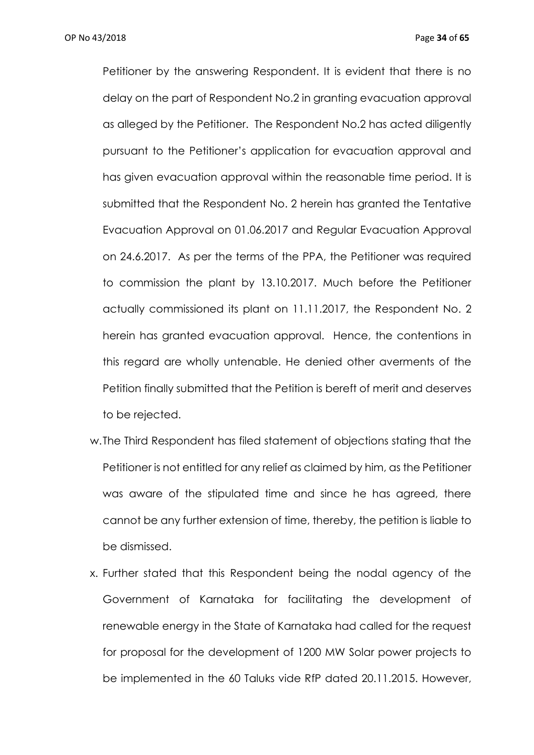Petitioner by the answering Respondent. It is evident that there is no delay on the part of Respondent No.2 in granting evacuation approval as alleged by the Petitioner. The Respondent No.2 has acted diligently pursuant to the Petitioner's application for evacuation approval and has given evacuation approval within the reasonable time period. It is submitted that the Respondent No. 2 herein has granted the Tentative Evacuation Approval on 01.06.2017 and Regular Evacuation Approval on 24.6.2017. As per the terms of the PPA, the Petitioner was required to commission the plant by 13.10.2017. Much before the Petitioner actually commissioned its plant on 11.11.2017, the Respondent No. 2 herein has granted evacuation approval. Hence, the contentions in this regard are wholly untenable. He denied other averments of the Petition finally submitted that the Petition is bereft of merit and deserves to be rejected.

w. The Third Respondent has filed statement of objections stating that the Petitioner is not entitled for any relief as claimed by him, as the Petitioner was aware of the stipulated time and since he has agreed, there cannot be any further extension of time, thereby, the petition is liable to be dismissed.

x. Further stated that this Respondent being the nodal agency of the Government of Karnataka for facilitating the development of renewable energy in the State of Karnataka had called for the request for proposal for the development of 1200 MW Solar power projects to be implemented in the 60 Taluks vide RfP dated 20.11.2015. However,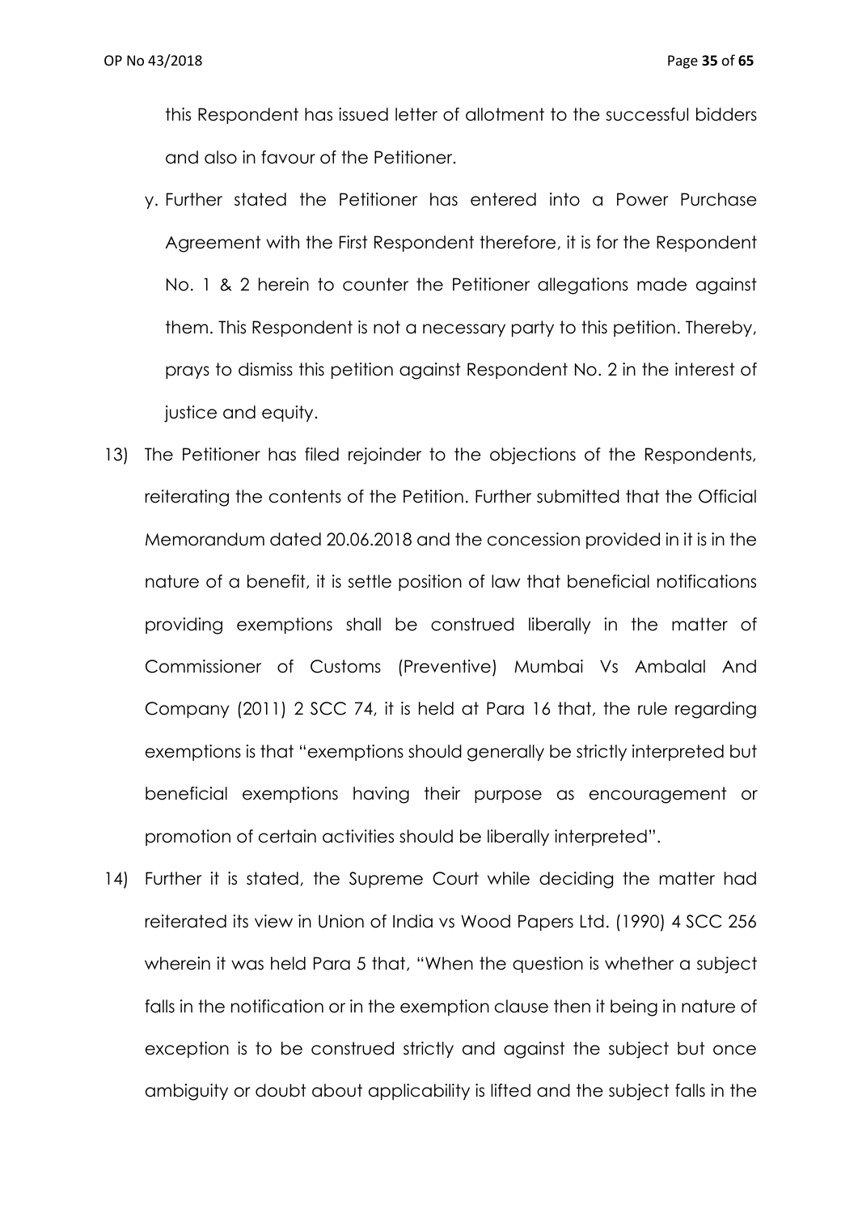this Respondent has issued letter of allotment to the successful bidders and also in favour of the Petitioner.

y. Further stated the Petitioner has entered into a Power Purchase Agreement with the First Respondent therefore, it is for the Respondent No. 1 & 2 herein to counter the Petitioner allegations made against them. This Respondent is not a necessary party to this petition. Thereby, prays to dismiss this petition against Respondent No. 2 in the interest of justice and equity.

13) The Petitioner has filed rejoinder to the objections of the Respondents, reiterating the contents of the Petition. Further submitted that the Official Memorandum dated 20.06.2018 and the concession provided in it is in the nature of a benefit, it is settle position of law that beneficial notifications providing exemptions shall be construed liberally in the matter of Commissioner of Customs (Preventive) Mumbai Vs Ambalal And Company (2011) 2 SCC 74, it is held at Para 16 that, the rule regarding exemptions is that "exemptions should generally be strictly interpreted but beneficial exemptions having their purpose as encouragement or promotion of certain activities should be liberally interpreted".

14) Further it is stated, the Supreme Court while deciding the matter had reiterated its view in Union of India vs Wood Papers Ltd. (1990) 4 SCC 256 wherein it was held Para 5 that, "When the question is whether a subject falls in the notification or in the exemption clause then it being in nature of exception is to be construed strictly and against the subject but once ambiguity or doubt about applicability is lifted and the subject falls in the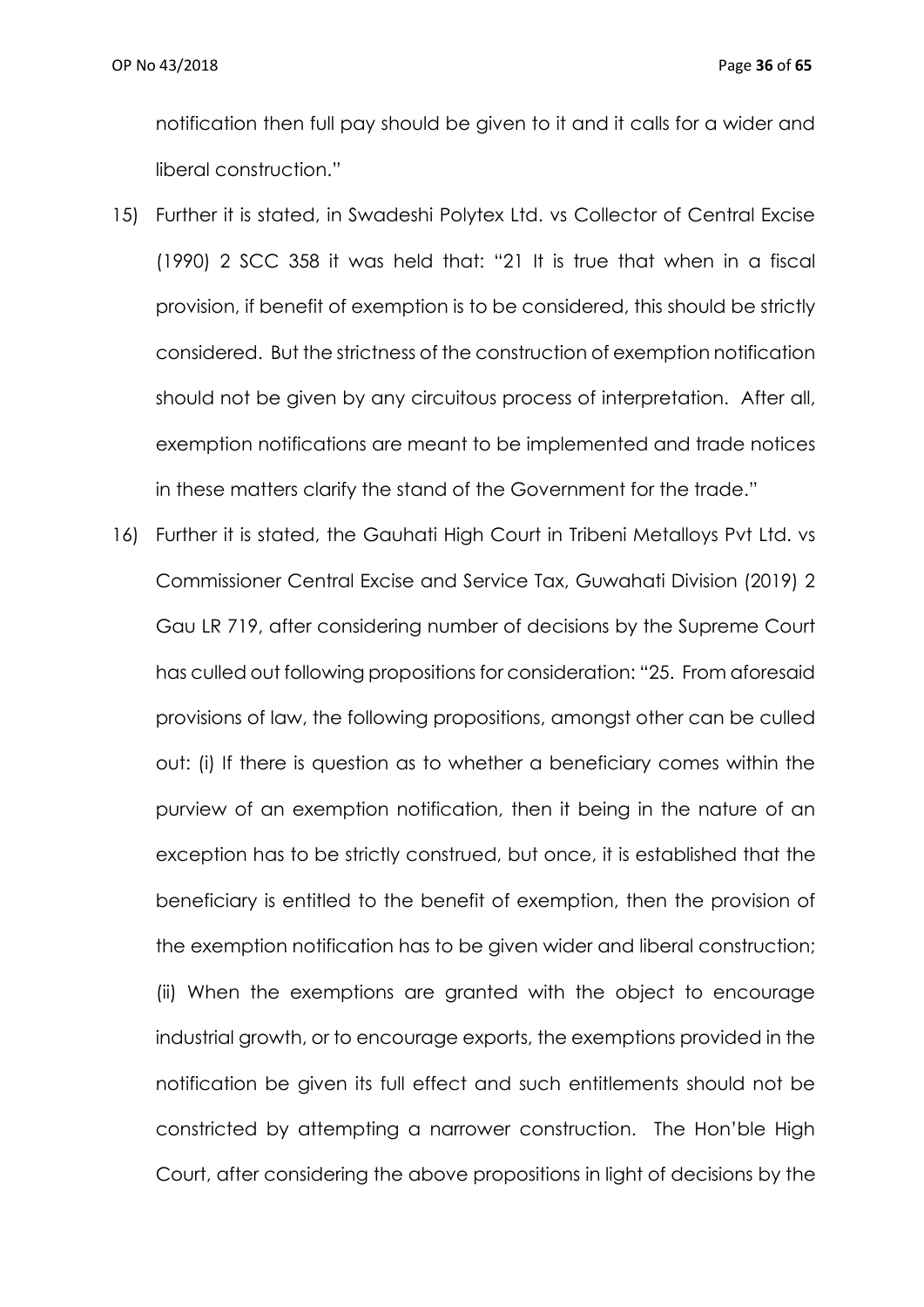notification then full pay should be given to it and it calls for a wider and liberal construction."

15) Further it is stated, in Swadeshi Polytex Ltd. vs Collector of Central Excise (1990) 2 SCC 358 it was held that: "21 It is true that when in a fiscal provision, if benefit of exemption is to be considered, this should be strictly considered. But the strictness of the construction of exemption notification should not be given by any circuitous process of interpretation. After all, exemption notifications are meant to be implemented and trade notices in these matters clarify the stand of the Government for the trade."

16) Further it is stated, the Gauhati High Court in Tribeni Metalloys Pvt Ltd. vs Commissioner Central Excise and Service Tax, Guwahati Division (2019) 2 Gau LR 719, after considering number of decisions by the Supreme Court has culled out following propositions for consideration: "25. From aforesaid provisions of law, the following propositions, amongst other can be culled out: (i) If there is question as to whether a beneficiary comes within the purview of an exemption notification, then it being in the nature of an exception has to be strictly construed, but once, it is established that the beneficiary is entitled to the benefit of exemption, then the provision of the exemption notification has to be given wider and liberal construction; (ii) When the exemptions are granted with the object to encourage industrial growth, or to encourage exports, the exemptions provided in the notification be given its full effect and such entitlements should not be constricted by attempting a narrower construction. The Hon'ble High Court, after considering the above propositions in light of decisions by the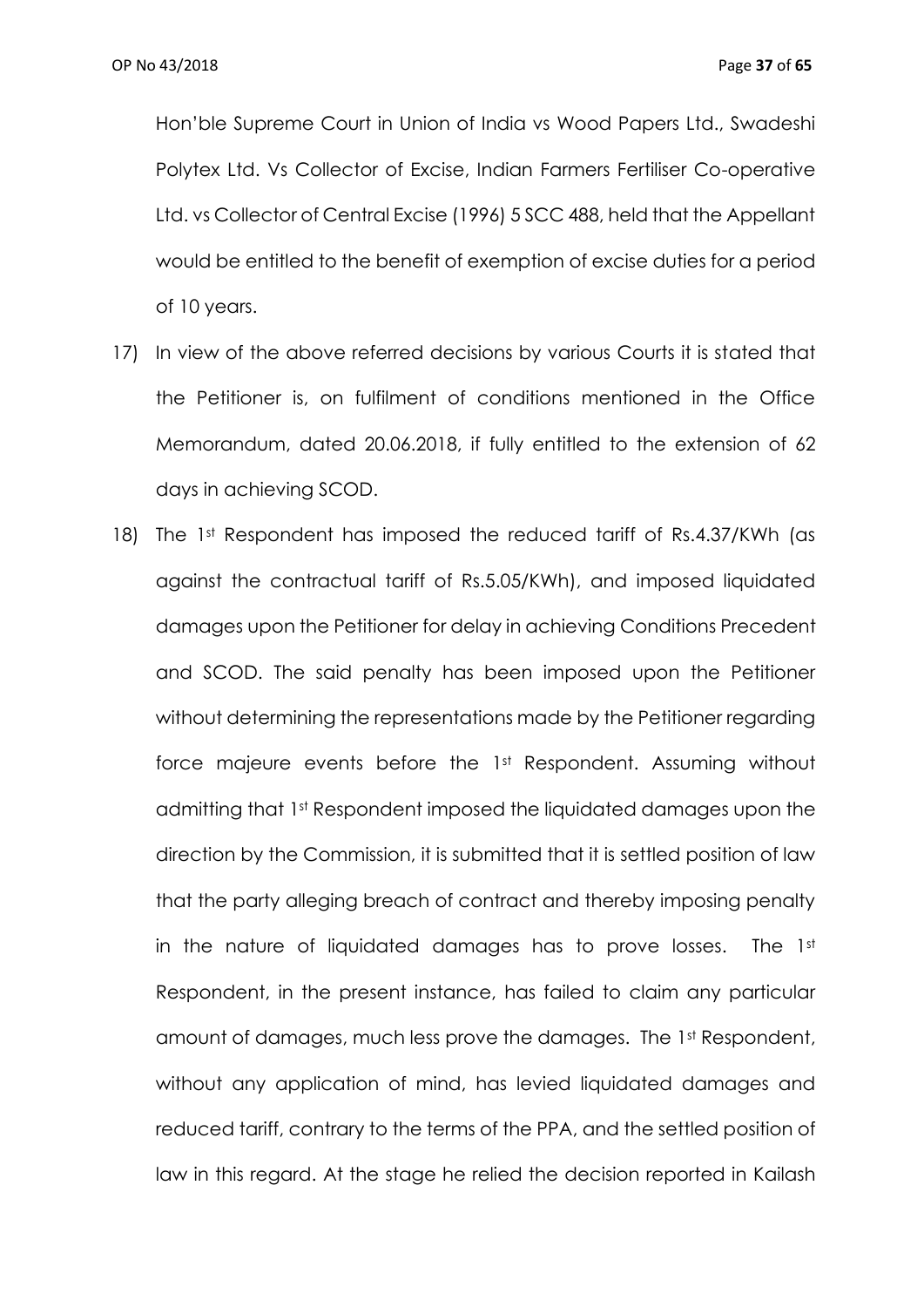Hon'ble Supreme Court in Union of India vs Wood Papers Ltd., Swadeshi Polytex Ltd. Vs Collector of Excise, Indian Farmers Fertiliser Co-operative Ltd. vs Collector of Central Excise (1996) 5 SCC 488, held that the Appellant would be entitled to the benefit of exemption of excise duties for a period of 10 years.

17) In view of the above referred decisions by various Courts it is stated that the Petitioner is, on fulfilment of conditions mentioned in the Office Memorandum, dated 20.06.2018, if fully entitled to the extension of 62 days in achieving SCOD.

18) The 1st Respondent has imposed the reduced tariff of Rs.4.37/KWh (as against the contractual tariff of Rs.5.05/KWh), and imposed liquidated damages upon the Petitioner for delay in achieving Conditions Precedent and SCOD. The said penalty has been imposed upon the Petitioner without determining the representations made by the Petitioner regarding force majeure events before the 1st Respondent. Assuming without admitting that 1st Respondent imposed the liquidated damages upon the direction by the Commission, it is submitted that it is settled position of law that the party alleging breach of contract and thereby imposing penalty in the nature of liquidated damages has to prove losses. The 1st Respondent, in the present instance, has failed to claim any particular amount of damages, much less prove the damages. The 1st Respondent, without any application of mind, has levied liquidated damages and reduced tariff, contrary to the terms of the PPA, and the settled position of law in this regard. At the stage he relied the decision reported in Kailash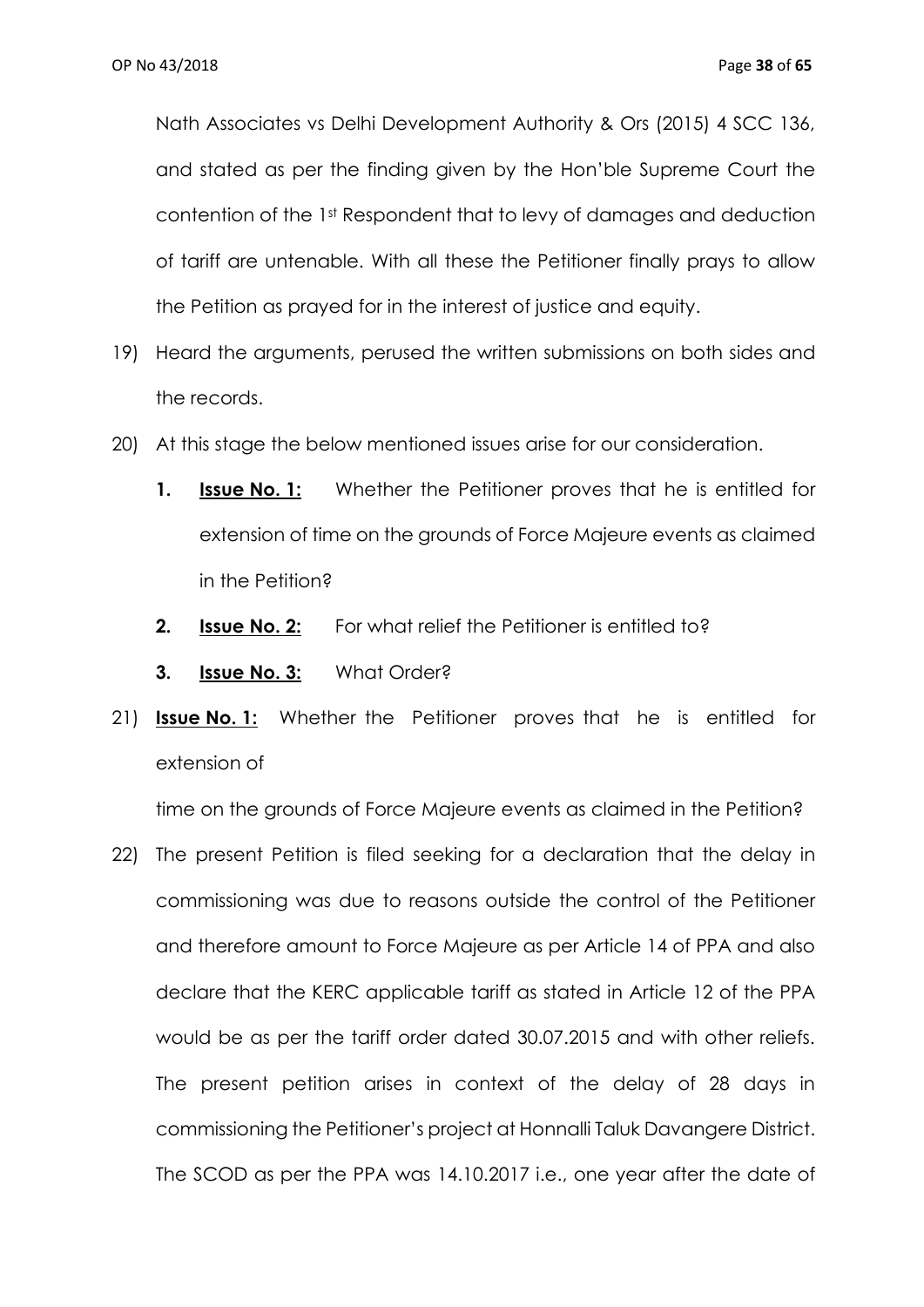Nath Associates vs Delhi Development Authority & Ors (2015) 4 SCC 136, and stated as per the finding given by the Hon'ble Supreme Court the contention of the 1st Respondent that to levy of damages and deduction of tariff are untenable. With all these the Petitioner finally prays to allow the Petition as prayed for in the interest of justice and equity.

19) Heard the arguments, perused the written submissions on both sides and the records.

20) At this stage the below mentioned issues arise for our consideration.

  1. **Issue No. 1:** Whether the Petitioner proves that he is entitled for extension of time on the grounds of Force Majeure events as claimed in the Petition?

  2. **Issue No. 2:** For what relief the Petitioner is entitled to?

  3. **Issue No. 3:** What Order?

21) **Issue No. 1:** Whether the Petitioner proves that he is entitled for extension of

time on the grounds of Force Majeure events as claimed in the Petition?

22) The present Petition is filed seeking for a declaration that the delay in commissioning was due to reasons outside the control of the Petitioner and therefore amount to Force Majeure as per Article 14 of PPA and also declare that the KERC applicable tariff as stated in Article 12 of the PPA would be as per the tariff order dated 30.07.2015 and with other reliefs. The present petition arises in context of the delay of 28 days in commissioning the Petitioner's project at Honnalli Taluk Davangere District. The SCOD as per the PPA was 14.10.2017 i.e., one year after the date of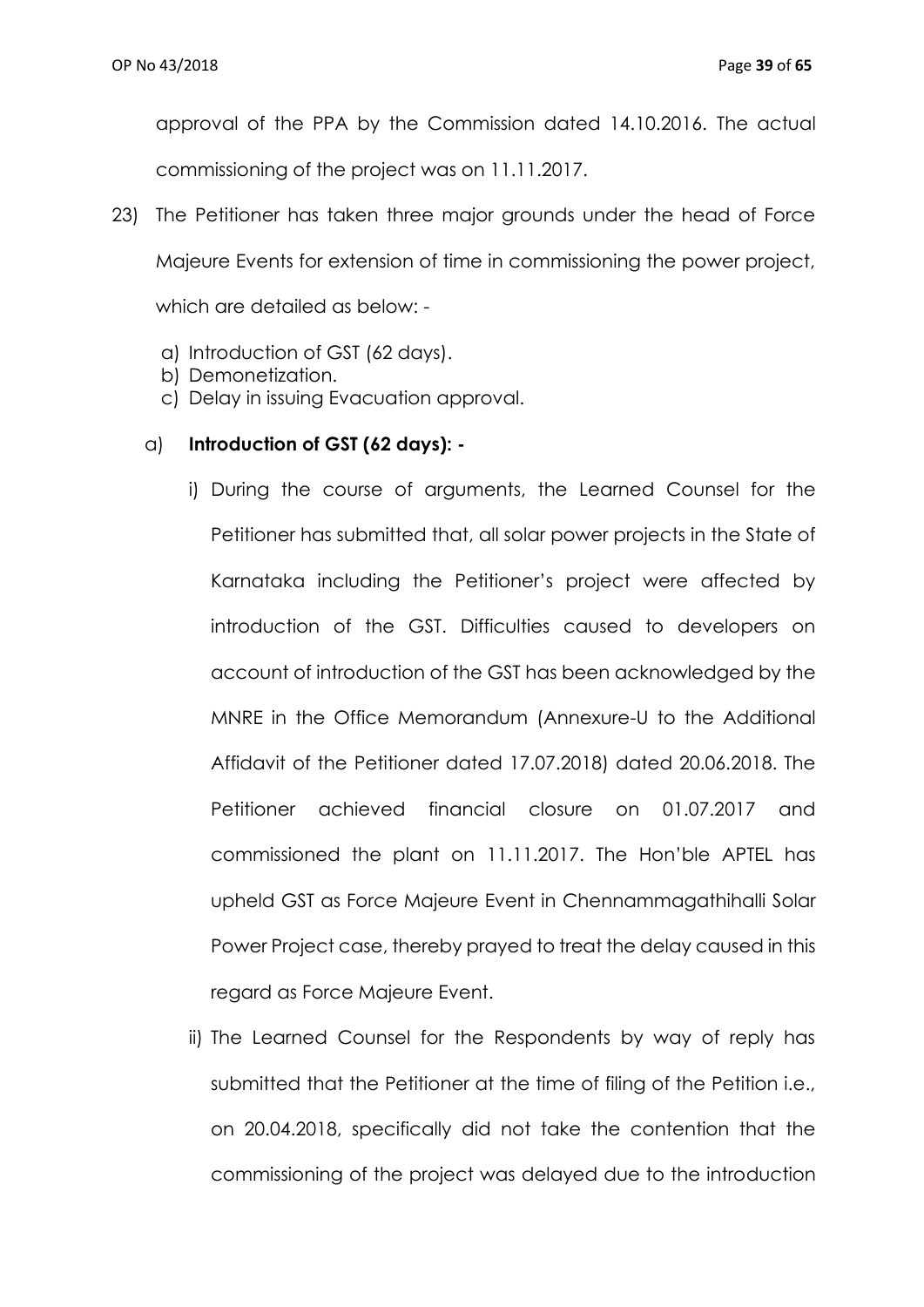approval of the PPA by the Commission dated 14.10.2016. The actual commissioning of the project was on 11.11.2017.

23) The Petitioner has taken three major grounds under the head of Force Majeure Events for extension of time in commissioning the power project, which are detailed as below: -

   a) Introduction of GST (62 days).
   b) Demonetization.
   c) Delay in issuing Evacuation approval.

   a) **Introduction of GST (62 days): -**

      i) During the course of arguments, the Learned Counsel for the Petitioner has submitted that, all solar power projects in the State of Karnataka including the Petitioner's project were affected by introduction of the GST. Difficulties caused to developers on account of introduction of the GST has been acknowledged by the MNRE in the Office Memorandum (Annexure-U to the Additional Affidavit of the Petitioner dated 17.07.2018) dated 20.06.2018. The Petitioner achieved financial closure on 01.07.2017 and commissioned the plant on 11.11.2017. The Hon'ble APTEL has upheld GST as Force Majeure Event in Chennammagathihalli Solar Power Project case, thereby prayed to treat the delay caused in this regard as Force Majeure Event.

      ii) The Learned Counsel for the Respondents by way of reply has submitted that the Petitioner at the time of filing of the Petition i.e., on 20.04.2018, specifically did not take the contention that the commissioning of the project was delayed due to the introduction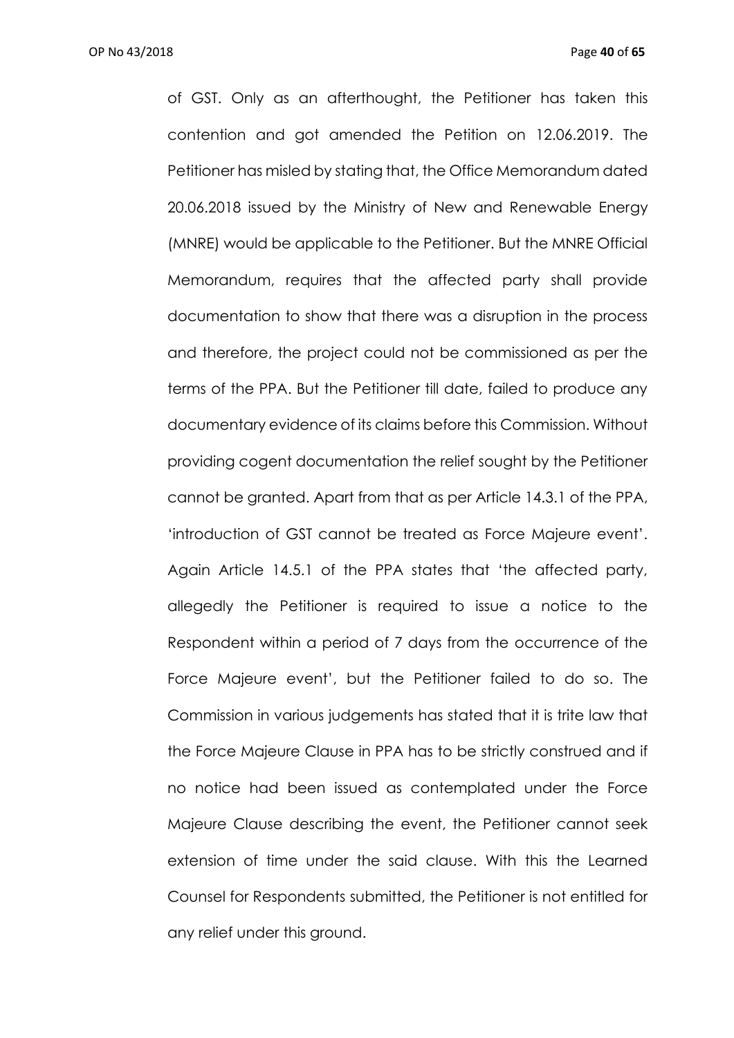of GST. Only as an afterthought, the Petitioner has taken this contention and got amended the Petition on 12.06.2019. The Petitioner has misled by stating that, the Office Memorandum dated 20.06.2018 issued by the Ministry of New and Renewable Energy (MNRE) would be applicable to the Petitioner. But the MNRE Official Memorandum, requires that the affected party shall provide documentation to show that there was a disruption in the process and therefore, the project could not be commissioned as per the terms of the PPA. But the Petitioner till date, failed to produce any documentary evidence of its claims before this Commission. Without providing cogent documentation the relief sought by the Petitioner cannot be granted. Apart from that as per Article 14.3.1 of the PPA, 'introduction of GST cannot be treated as Force Majeure event'. Again Article 14.5.1 of the PPA states that 'the affected party, allegedly the Petitioner is required to issue a notice to the Respondent within a period of 7 days from the occurrence of the Force Majeure event', but the Petitioner failed to do so. The Commission in various judgements has stated that it is trite law that the Force Majeure Clause in PPA has to be strictly construed and if no notice had been issued as contemplated under the Force Majeure Clause describing the event, the Petitioner cannot seek extension of time under the said clause. With this the Learned Counsel for Respondents submitted, the Petitioner is not entitled for any relief under this ground.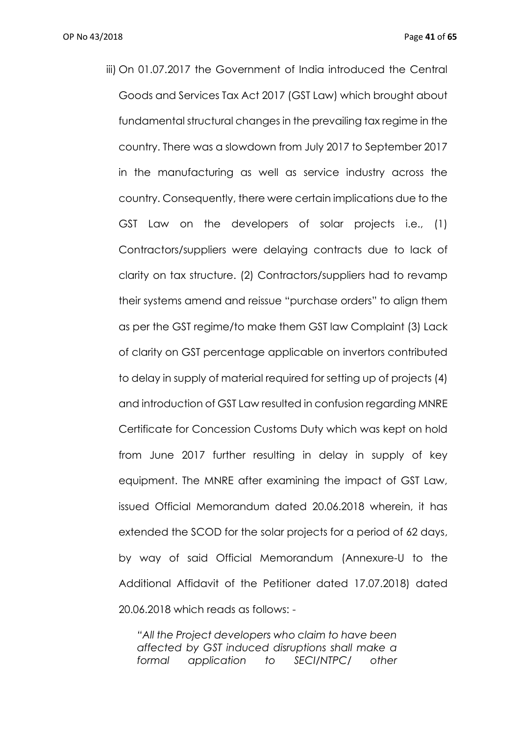iii) On 01.07.2017 the Government of India introduced the Central Goods and Services Tax Act 2017 (GST Law) which brought about fundamental structural changes in the prevailing tax regime in the country. There was a slowdown from July 2017 to September 2017 in the manufacturing as well as service industry across the country. Consequently, there were certain implications due to the GST Law on the developers of solar projects i.e., (1) Contractors/suppliers were delaying contracts due to lack of clarity on tax structure. (2) Contractors/suppliers had to revamp their systems amend and reissue "purchase orders" to align them as per the GST regime/to make them GST law Complaint (3) Lack of clarity on GST percentage applicable on invertors contributed to delay in supply of material required for setting up of projects (4) and introduction of GST Law resulted in confusion regarding MNRE Certificate for Concession Customs Duty which was kept on hold from June 2017 further resulting in delay in supply of key equipment. The MNRE after examining the impact of GST Law, issued Official Memorandum dated 20.06.2018 wherein, it has extended the SCOD for the solar projects for a period of 62 days, by way of said Official Memorandum (Annexure-U to the Additional Affidavit of the Petitioner dated 17.07.2018) dated 20.06.2018 which reads as follows: -

> *"All the Project developers who claim to have been affected by GST induced disruptions shall make a formal application to SECI/NTPC/ other*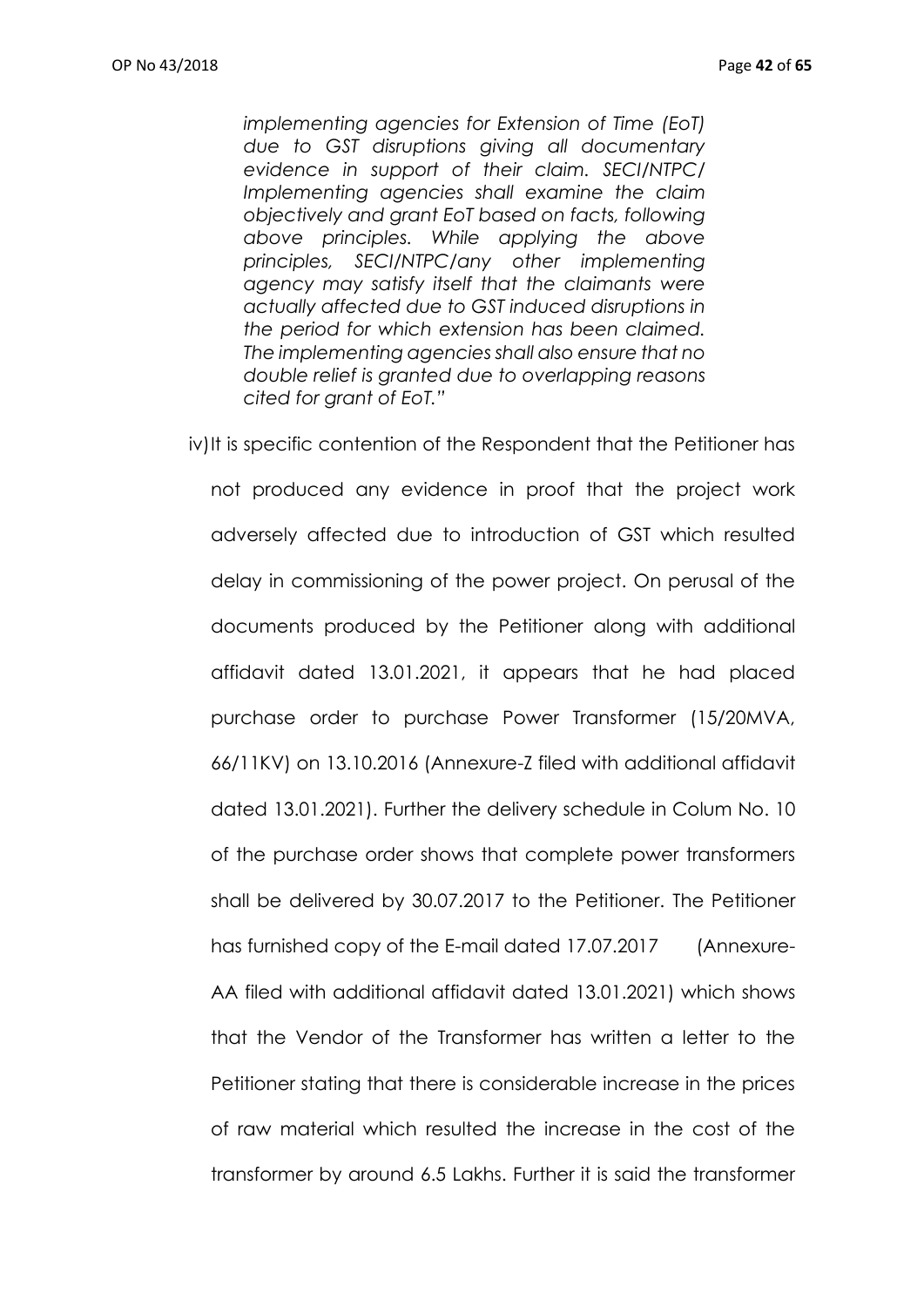*implementing agencies for Extension of Time (EoT) due to GST disruptions giving all documentary evidence in support of their claim. SECI/NTPC/ Implementing agencies shall examine the claim objectively and grant EoT based on facts, following above principles. While applying the above principles, SECI/NTPC/any other implementing agency may satisfy itself that the claimants were actually affected due to GST induced disruptions in the period for which extension has been claimed. The implementing agencies shall also ensure that no double relief is granted due to overlapping reasons cited for grant of EoT."*

iv) It is specific contention of the Respondent that the Petitioner has not produced any evidence in proof that the project work adversely affected due to introduction of GST which resulted delay in commissioning of the power project. On perusal of the documents produced by the Petitioner along with additional affidavit dated 13.01.2021, it appears that he had placed purchase order to purchase Power Transformer (15/20MVA, 66/11KV) on 13.10.2016 (Annexure-Z filed with additional affidavit dated 13.01.2021). Further the delivery schedule in Colum No. 10 of the purchase order shows that complete power transformers shall be delivered by 30.07.2017 to the Petitioner. The Petitioner has furnished copy of the E-mail dated 17.07.2017 (Annexure-AA filed with additional affidavit dated 13.01.2021) which shows that the Vendor of the Transformer has written a letter to the Petitioner stating that there is considerable increase in the prices of raw material which resulted the increase in the cost of the transformer by around 6.5 Lakhs. Further it is said the transformer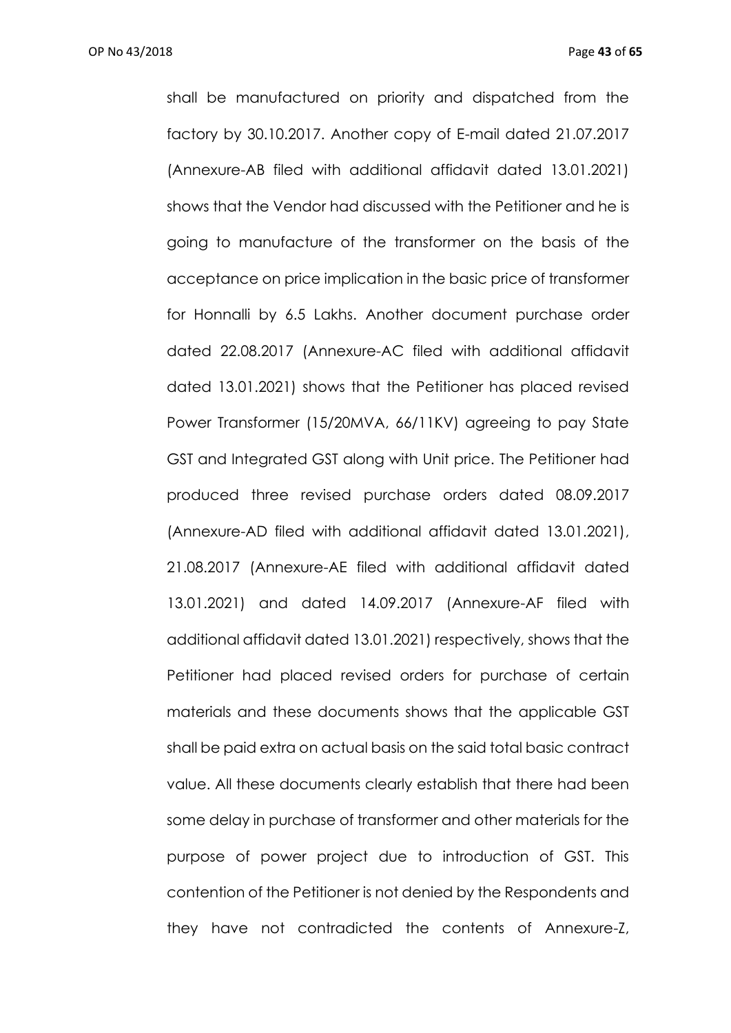shall be manufactured on priority and dispatched from the factory by 30.10.2017. Another copy of E-mail dated 21.07.2017 (Annexure-AB filed with additional affidavit dated 13.01.2021) shows that the Vendor had discussed with the Petitioner and he is going to manufacture of the transformer on the basis of the acceptance on price implication in the basic price of transformer for Honnalli by 6.5 Lakhs. Another document purchase order dated 22.08.2017 (Annexure-AC filed with additional affidavit dated 13.01.2021) shows that the Petitioner has placed revised Power Transformer (15/20MVA, 66/11KV) agreeing to pay State GST and Integrated GST along with Unit price. The Petitioner had produced three revised purchase orders dated 08.09.2017 (Annexure-AD filed with additional affidavit dated 13.01.2021), 21.08.2017 (Annexure-AE filed with additional affidavit dated 13.01.2021) and dated 14.09.2017 (Annexure-AF filed with additional affidavit dated 13.01.2021) respectively, shows that the Petitioner had placed revised orders for purchase of certain materials and these documents shows that the applicable GST shall be paid extra on actual basis on the said total basic contract value. All these documents clearly establish that there had been some delay in purchase of transformer and other materials for the purpose of power project due to introduction of GST. This contention of the Petitioner is not denied by the Respondents and they have not contradicted the contents of Annexure-Z,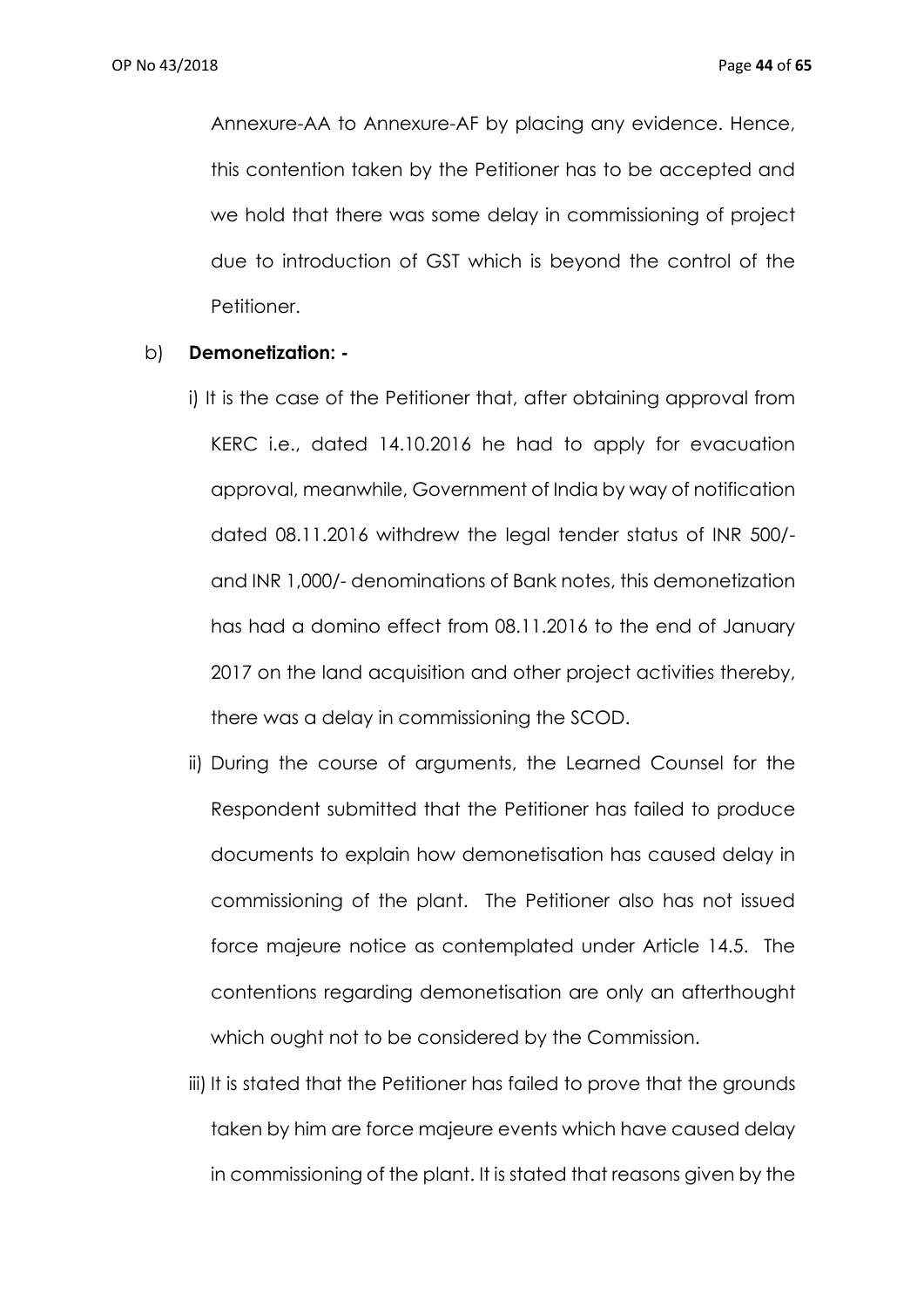Annexure-AA to Annexure-AF by placing any evidence. Hence, this contention taken by the Petitioner has to be accepted and we hold that there was some delay in commissioning of project due to introduction of GST which is beyond the control of the Petitioner.

b) **Demonetization: -**

i) It is the case of the Petitioner that, after obtaining approval from KERC i.e., dated 14.10.2016 he had to apply for evacuation approval, meanwhile, Government of India by way of notification dated 08.11.2016 withdrew the legal tender status of INR 500/- and INR 1,000/- denominations of Bank notes, this demonetization has had a domino effect from 08.11.2016 to the end of January 2017 on the land acquisition and other project activities thereby, there was a delay in commissioning the SCOD.

ii) During the course of arguments, the Learned Counsel for the Respondent submitted that the Petitioner has failed to produce documents to explain how demonetisation has caused delay in commissioning of the plant. The Petitioner also has not issued force majeure notice as contemplated under Article 14.5. The contentions regarding demonetisation are only an afterthought which ought not to be considered by the Commission.

iii) It is stated that the Petitioner has failed to prove that the grounds taken by him are force majeure events which have caused delay in commissioning of the plant. It is stated that reasons given by the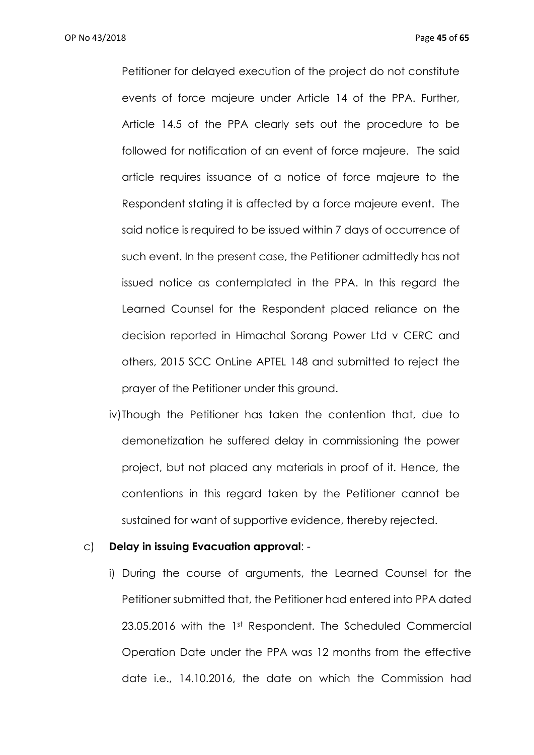Petitioner for delayed execution of the project do not constitute events of force majeure under Article 14 of the PPA. Further, Article 14.5 of the PPA clearly sets out the procedure to be followed for notification of an event of force majeure. The said article requires issuance of a notice of force majeure to the Respondent stating it is affected by a force majeure event. The said notice is required to be issued within 7 days of occurrence of such event. In the present case, the Petitioner admittedly has not issued notice as contemplated in the PPA. In this regard the Learned Counsel for the Respondent placed reliance on the decision reported in Himachal Sorang Power Ltd v CERC and others, 2015 SCC OnLine APTEL 148 and submitted to reject the prayer of the Petitioner under this ground.

iv) Though the Petitioner has taken the contention that, due to demonetization he suffered delay in commissioning the power project, but not placed any materials in proof of it. Hence, the contentions in this regard taken by the Petitioner cannot be sustained for want of supportive evidence, thereby rejected.

c) **Delay in issuing Evacuation approval**: -

i) During the course of arguments, the Learned Counsel for the Petitioner submitted that, the Petitioner had entered into PPA dated 23.05.2016 with the 1st Respondent. The Scheduled Commercial Operation Date under the PPA was 12 months from the effective date i.e., 14.10.2016, the date on which the Commission had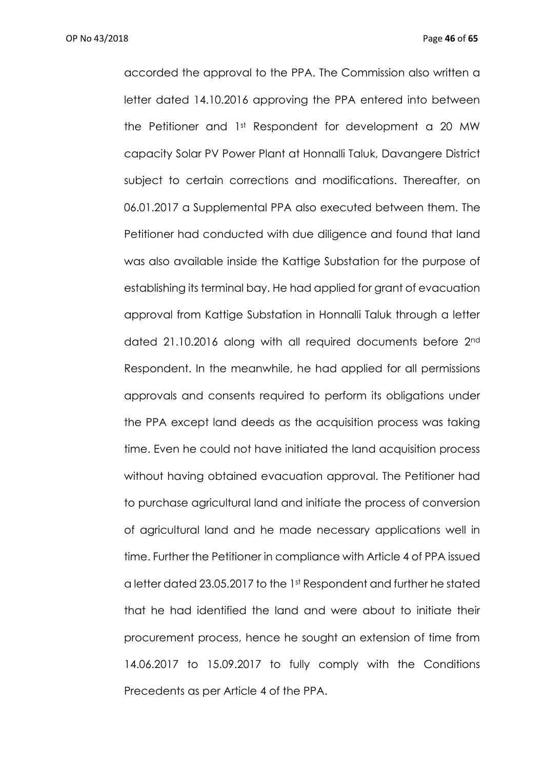accorded the approval to the PPA. The Commission also written a letter dated 14.10.2016 approving the PPA entered into between the Petitioner and 1st Respondent for development a 20 MW capacity Solar PV Power Plant at Honnalli Taluk, Davangere District subject to certain corrections and modifications. Thereafter, on 06.01.2017 a Supplemental PPA also executed between them. The Petitioner had conducted with due diligence and found that land was also available inside the Kattige Substation for the purpose of establishing its terminal bay. He had applied for grant of evacuation approval from Kattige Substation in Honnalli Taluk through a letter dated 21.10.2016 along with all required documents before 2nd Respondent. In the meanwhile, he had applied for all permissions approvals and consents required to perform its obligations under the PPA except land deeds as the acquisition process was taking time. Even he could not have initiated the land acquisition process without having obtained evacuation approval. The Petitioner had to purchase agricultural land and initiate the process of conversion of agricultural land and he made necessary applications well in time. Further the Petitioner in compliance with Article 4 of PPA issued a letter dated 23.05.2017 to the 1st Respondent and further he stated that he had identified the land and were about to initiate their procurement process, hence he sought an extension of time from 14.06.2017 to 15.09.2017 to fully comply with the Conditions Precedents as per Article 4 of the PPA.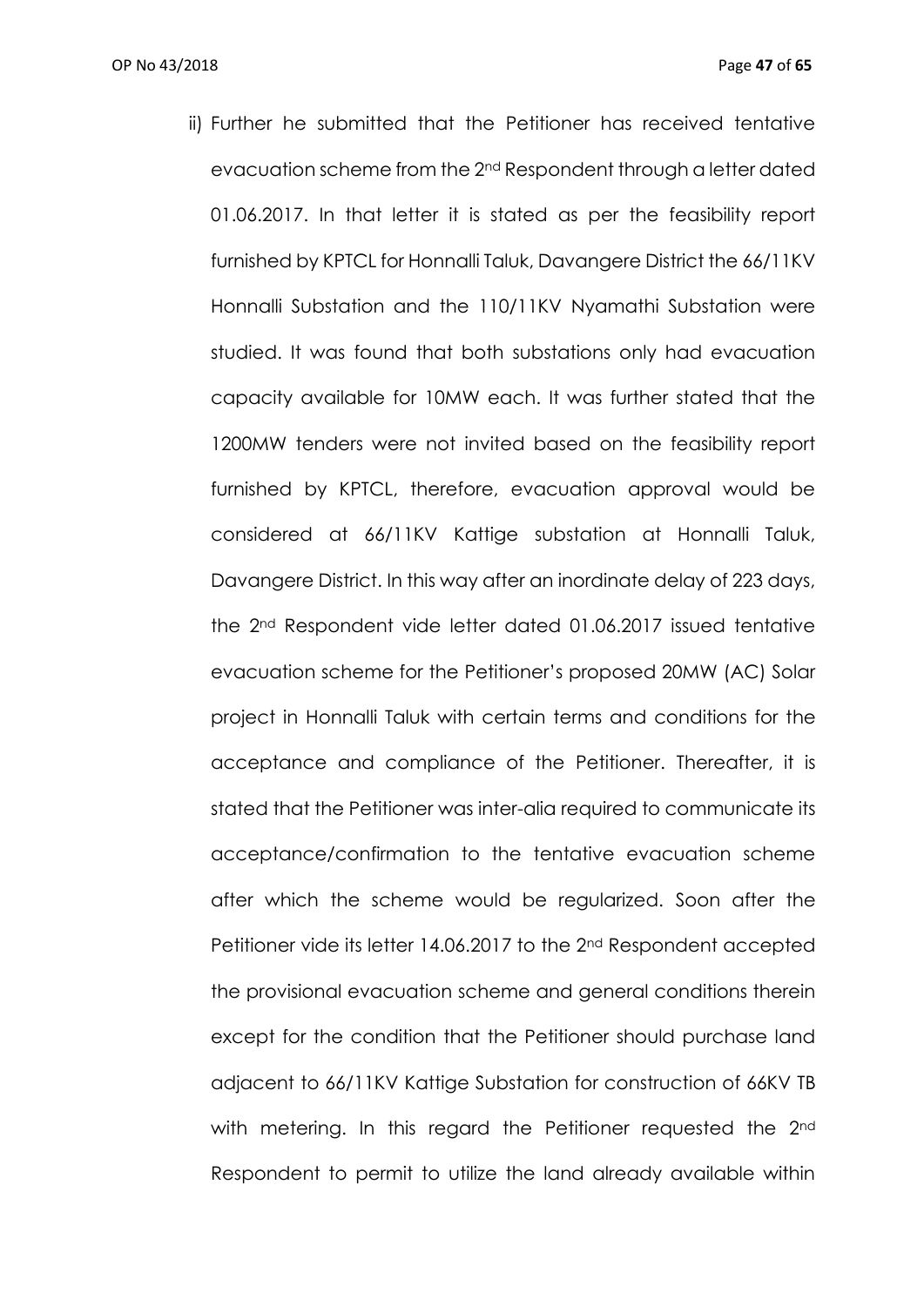ii) Further he submitted that the Petitioner has received tentative evacuation scheme from the 2nd Respondent through a letter dated 01.06.2017. In that letter it is stated as per the feasibility report furnished by KPTCL for Honnalli Taluk, Davangere District the 66/11KV Honnalli Substation and the 110/11KV Nyamathi Substation were studied. It was found that both substations only had evacuation capacity available for 10MW each. It was further stated that the 1200MW tenders were not invited based on the feasibility report furnished by KPTCL, therefore, evacuation approval would be considered at 66/11KV Kattige substation at Honnalli Taluk, Davangere District. In this way after an inordinate delay of 223 days, the 2nd Respondent vide letter dated 01.06.2017 issued tentative evacuation scheme for the Petitioner's proposed 20MW (AC) Solar project in Honnalli Taluk with certain terms and conditions for the acceptance and compliance of the Petitioner. Thereafter, it is stated that the Petitioner was inter-alia required to communicate its acceptance/confirmation to the tentative evacuation scheme after which the scheme would be regularized. Soon after the Petitioner vide its letter 14.06.2017 to the 2nd Respondent accepted the provisional evacuation scheme and general conditions therein except for the condition that the Petitioner should purchase land adjacent to 66/11KV Kattige Substation for construction of 66KV TB with metering. In this regard the Petitioner requested the 2nd Respondent to permit to utilize the land already available within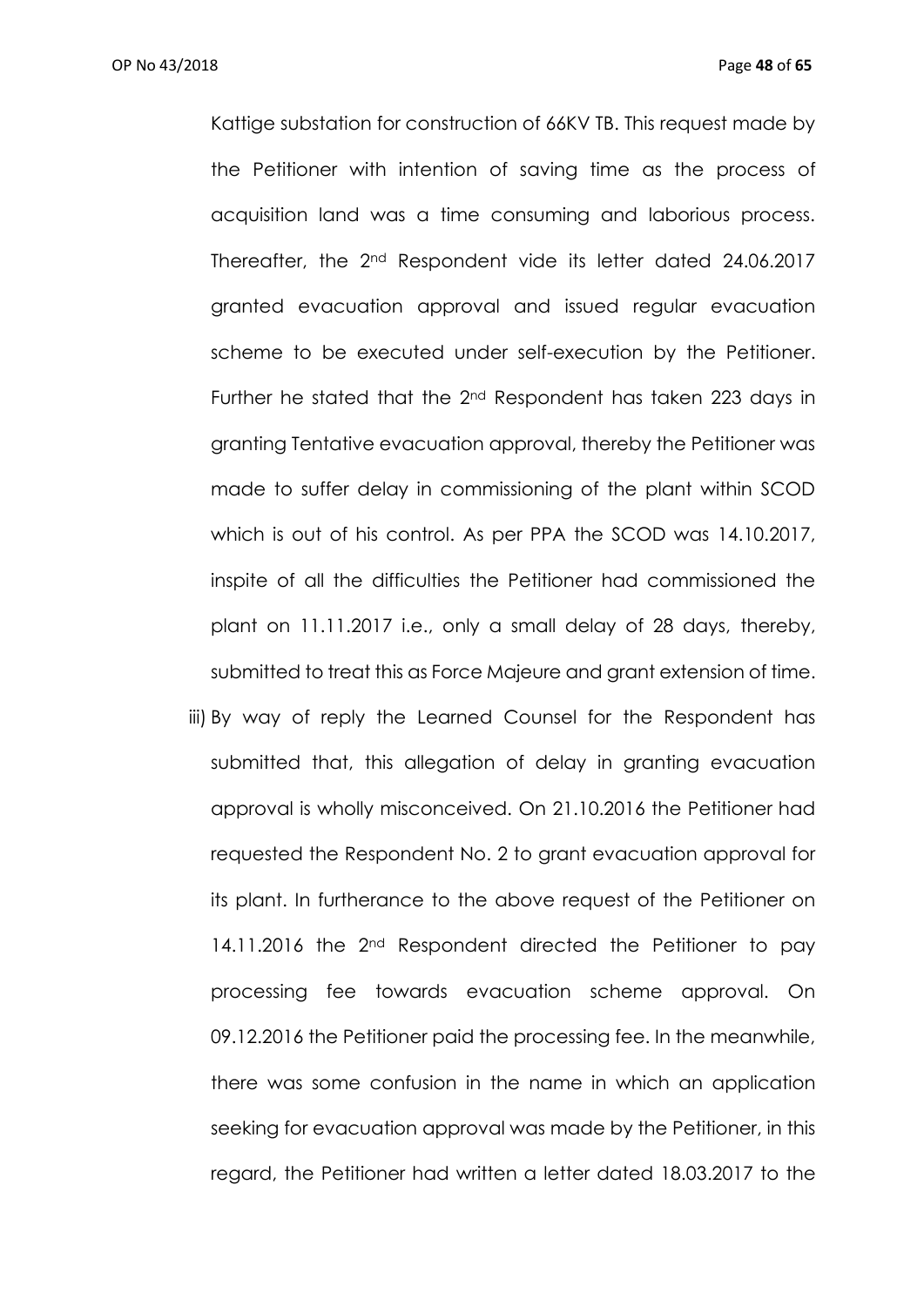Kattige substation for construction of 66KV TB. This request made by the Petitioner with intention of saving time as the process of acquisition land was a time consuming and laborious process. Thereafter, the 2nd Respondent vide its letter dated 24.06.2017 granted evacuation approval and issued regular evacuation scheme to be executed under self-execution by the Petitioner. Further he stated that the 2nd Respondent has taken 223 days in granting Tentative evacuation approval, thereby the Petitioner was made to suffer delay in commissioning of the plant within SCOD which is out of his control. As per PPA the SCOD was 14.10.2017, inspite of all the difficulties the Petitioner had commissioned the plant on 11.11.2017 i.e., only a small delay of 28 days, thereby, submitted to treat this as Force Majeure and grant extension of time.

iii) By way of reply the Learned Counsel for the Respondent has submitted that, this allegation of delay in granting evacuation approval is wholly misconceived. On 21.10.2016 the Petitioner had requested the Respondent No. 2 to grant evacuation approval for its plant. In furtherance to the above request of the Petitioner on 14.11.2016 the 2nd Respondent directed the Petitioner to pay processing fee towards evacuation scheme approval. On 09.12.2016 the Petitioner paid the processing fee. In the meanwhile, there was some confusion in the name in which an application seeking for evacuation approval was made by the Petitioner, in this regard, the Petitioner had written a letter dated 18.03.2017 to the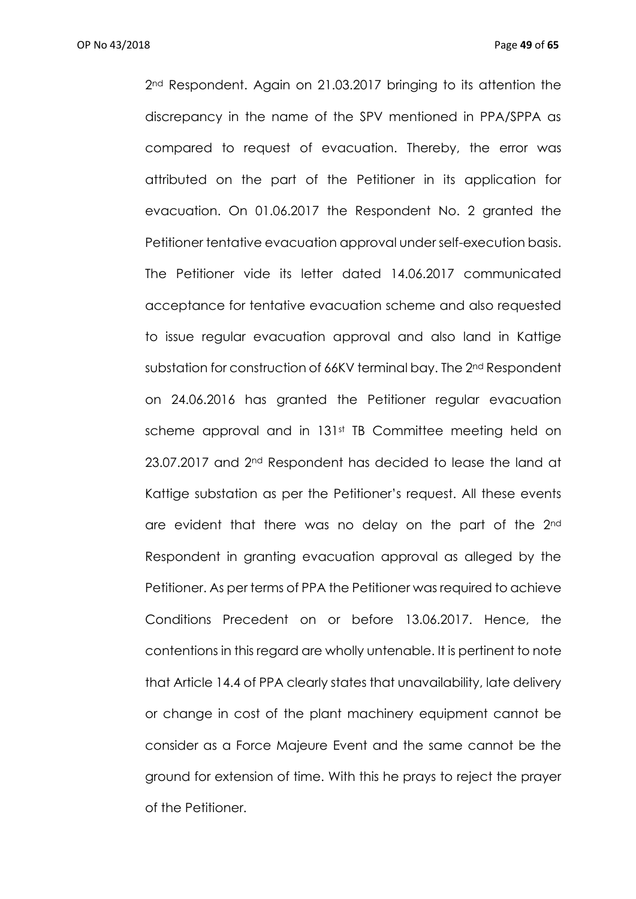2nd Respondent. Again on 21.03.2017 bringing to its attention the discrepancy in the name of the SPV mentioned in PPA/SPPA as compared to request of evacuation. Thereby, the error was attributed on the part of the Petitioner in its application for evacuation. On 01.06.2017 the Respondent No. 2 granted the Petitioner tentative evacuation approval under self-execution basis. The Petitioner vide its letter dated 14.06.2017 communicated acceptance for tentative evacuation scheme and also requested to issue regular evacuation approval and also land in Kattige substation for construction of 66KV terminal bay. The 2nd Respondent on 24.06.2016 has granted the Petitioner regular evacuation scheme approval and in 131st TB Committee meeting held on 23.07.2017 and 2nd Respondent has decided to lease the land at Kattige substation as per the Petitioner's request. All these events are evident that there was no delay on the part of the 2nd Respondent in granting evacuation approval as alleged by the Petitioner. As per terms of PPA the Petitioner was required to achieve Conditions Precedent on or before 13.06.2017. Hence, the contentions in this regard are wholly untenable. It is pertinent to note that Article 14.4 of PPA clearly states that unavailability, late delivery or change in cost of the plant machinery equipment cannot be consider as a Force Majeure Event and the same cannot be the ground for extension of time. With this he prays to reject the prayer of the Petitioner.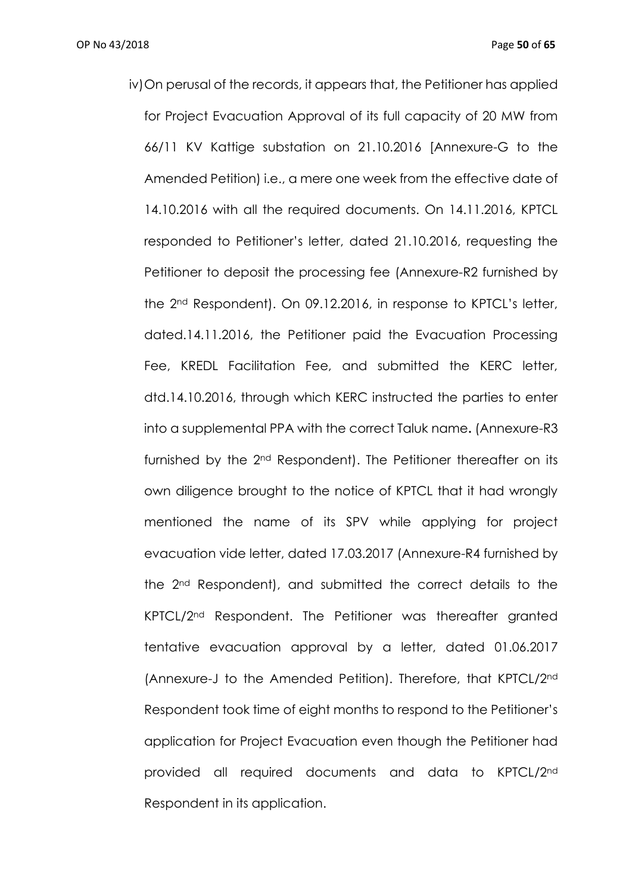iv) On perusal of the records, it appears that, the Petitioner has applied for Project Evacuation Approval of its full capacity of 20 MW from 66/11 KV Kattige substation on 21.10.2016 [Annexure-G to the Amended Petition) i.e., a mere one week from the effective date of 14.10.2016 with all the required documents. On 14.11.2016, KPTCL responded to Petitioner's letter, dated 21.10.2016, requesting the Petitioner to deposit the processing fee (Annexure-R2 furnished by the 2nd Respondent). On 09.12.2016, in response to KPTCL's letter, dated.14.11.2016, the Petitioner paid the Evacuation Processing Fee, KREDL Facilitation Fee, and submitted the KERC letter, dtd.14.10.2016, through which KERC instructed the parties to enter into a supplemental PPA with the correct Taluk name**.** (Annexure-R3 furnished by the 2nd Respondent). The Petitioner thereafter on its own diligence brought to the notice of KPTCL that it had wrongly mentioned the name of its SPV while applying for project evacuation vide letter, dated 17.03.2017 (Annexure-R4 furnished by the 2nd Respondent), and submitted the correct details to the KPTCL/2nd Respondent. The Petitioner was thereafter granted tentative evacuation approval by a letter, dated 01.06.2017 (Annexure-J to the Amended Petition). Therefore, that KPTCL/2nd Respondent took time of eight months to respond to the Petitioner's application for Project Evacuation even though the Petitioner had provided all required documents and data to KPTCL/2nd Respondent in its application.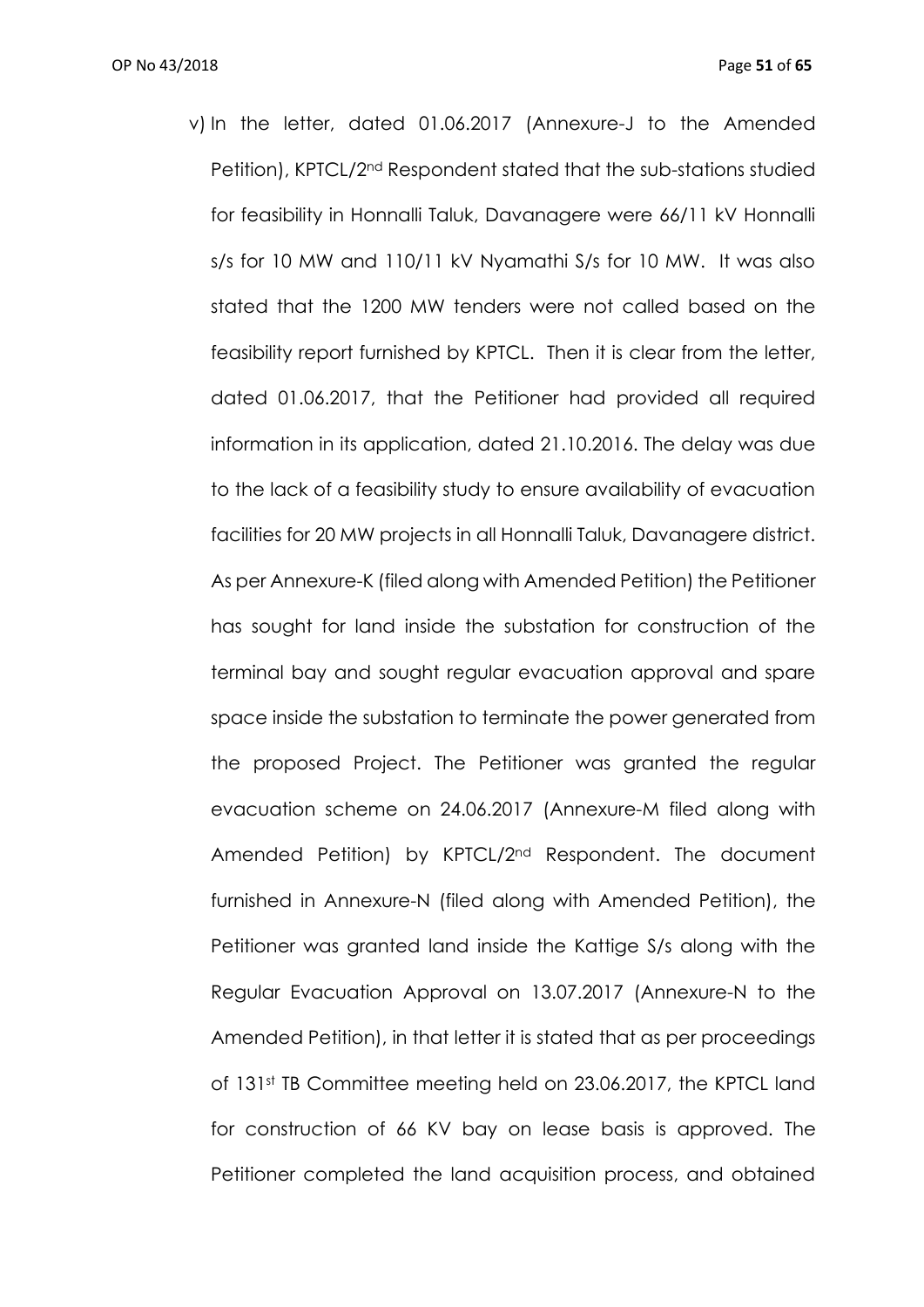v) In the letter, dated 01.06.2017 (Annexure-J to the Amended Petition), KPTCL/2nd Respondent stated that the sub-stations studied for feasibility in Honnalli Taluk, Davanagere were 66/11 kV Honnalli s/s for 10 MW and 110/11 kV Nyamathi S/s for 10 MW. It was also stated that the 1200 MW tenders were not called based on the feasibility report furnished by KPTCL. Then it is clear from the letter, dated 01.06.2017, that the Petitioner had provided all required information in its application, dated 21.10.2016. The delay was due to the lack of a feasibility study to ensure availability of evacuation facilities for 20 MW projects in all Honnalli Taluk, Davanagere district. As per Annexure-K (filed along with Amended Petition) the Petitioner has sought for land inside the substation for construction of the terminal bay and sought regular evacuation approval and spare space inside the substation to terminate the power generated from the proposed Project. The Petitioner was granted the regular evacuation scheme on 24.06.2017 (Annexure-M filed along with Amended Petition) by KPTCL/2nd Respondent. The document furnished in Annexure-N (filed along with Amended Petition), the Petitioner was granted land inside the Kattige S/s along with the Regular Evacuation Approval on 13.07.2017 (Annexure-N to the Amended Petition), in that letter it is stated that as per proceedings of 131st TB Committee meeting held on 23.06.2017, the KPTCL land for construction of 66 KV bay on lease basis is approved. The Petitioner completed the land acquisition process, and obtained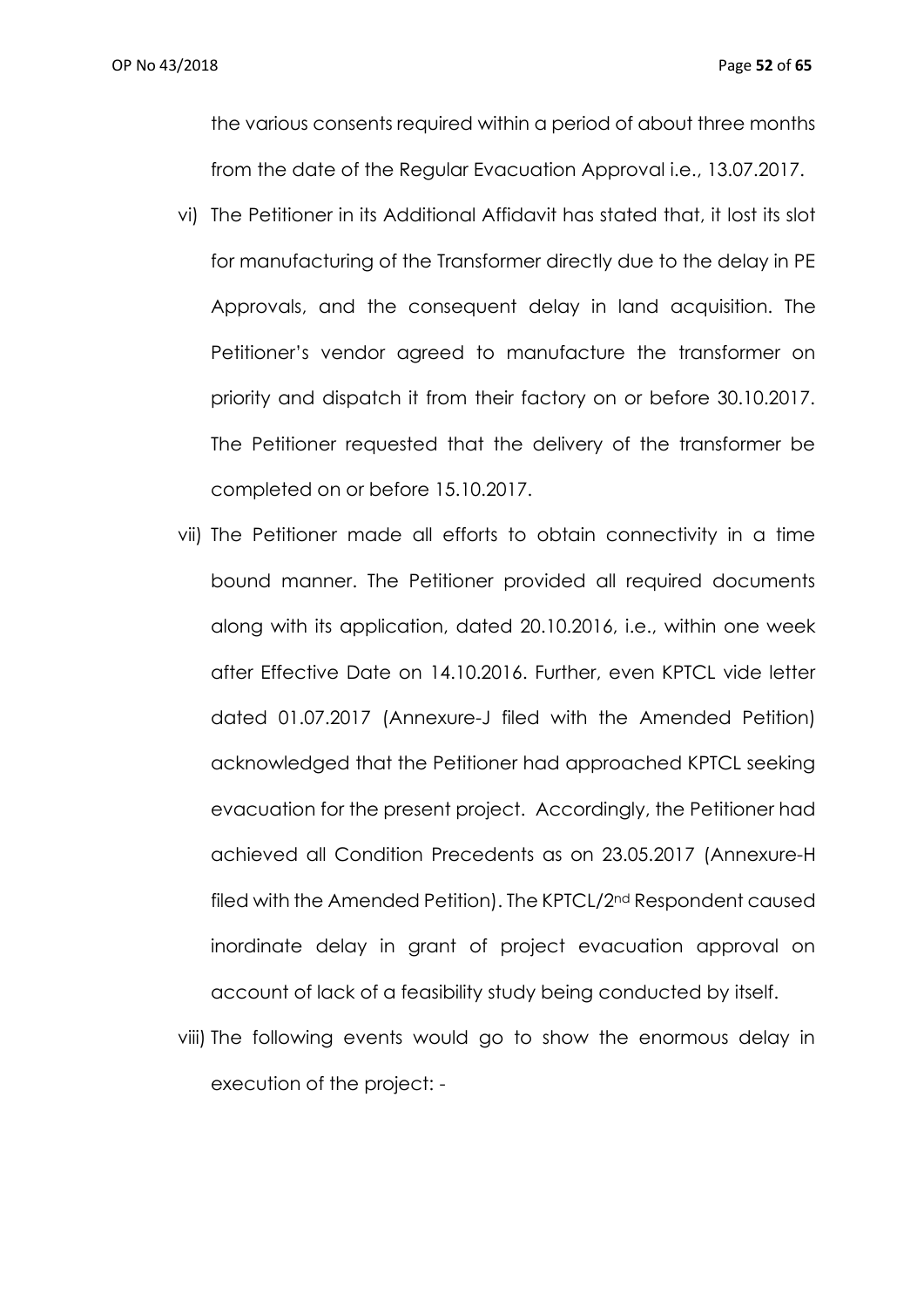the various consents required within a period of about three months from the date of the Regular Evacuation Approval i.e., 13.07.2017.

vi) The Petitioner in its Additional Affidavit has stated that, it lost its slot for manufacturing of the Transformer directly due to the delay in PE Approvals, and the consequent delay in land acquisition. The Petitioner's vendor agreed to manufacture the transformer on priority and dispatch it from their factory on or before 30.10.2017. The Petitioner requested that the delivery of the transformer be completed on or before 15.10.2017.

vii) The Petitioner made all efforts to obtain connectivity in a time bound manner. The Petitioner provided all required documents along with its application, dated 20.10.2016, i.e., within one week after Effective Date on 14.10.2016. Further, even KPTCL vide letter dated 01.07.2017 (Annexure-J filed with the Amended Petition) acknowledged that the Petitioner had approached KPTCL seeking evacuation for the present project. Accordingly, the Petitioner had achieved all Condition Precedents as on 23.05.2017 (Annexure-H filed with the Amended Petition). The KPTCL/2nd Respondent caused inordinate delay in grant of project evacuation approval on account of lack of a feasibility study being conducted by itself.

viii) The following events would go to show the enormous delay in execution of the project: -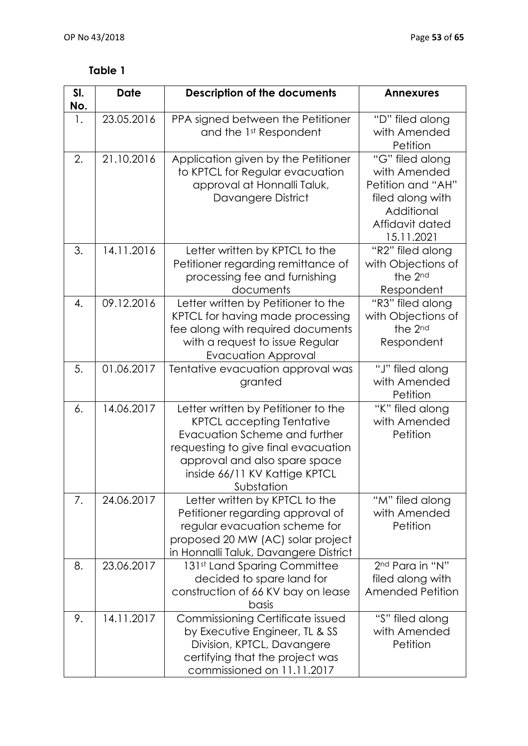**Table 1**

| Sl. No. | Date | Description of the documents | Annexures |
|---|---|---|---|
| 1. | 23.05.2016 | PPA signed between the Petitioner and the 1st Respondent | "D" filed along with Amended Petition |
| 2. | 21.10.2016 | Application given by the Petitioner to KPTCL for Regular evacuation approval at Honnalli Taluk, Davangere District | "G" filed along with Amended Petition and "AH" filed along with Additional Affidavit dated 15.11.2021 |
| 3. | 14.11.2016 | Letter written by KPTCL to the Petitioner regarding remittance of processing fee and furnishing documents | "R2" filed along with Objections of the 2nd Respondent |
| 4. | 09.12.2016 | Letter written by Petitioner to the KPTCL for having made processing fee along with required documents with a request to issue Regular Evacuation Approval | "R3" filed along with Objections of the 2nd Respondent |
| 5. | 01.06.2017 | Tentative evacuation approval was granted | "J" filed along with Amended Petition |
| 6. | 14.06.2017 | Letter written by Petitioner to the KPTCL accepting Tentative Evacuation Scheme and further requesting to give final evacuation approval and also spare space inside 66/11 KV Kattige KPTCL Substation | "K" filed along with Amended Petition |
| 7. | 24.06.2017 | Letter written by KPTCL to the Petitioner regarding approval of regular evacuation scheme for proposed 20 MW (AC) solar project in Honnalli Taluk, Davangere District | "M" filed along with Amended Petition |
| 8. | 23.06.2017 | 131st Land Sparing Committee decided to spare land for construction of 66 KV bay on lease basis | 2nd Para in "N" filed along with Amended Petition |
| 9. | 14.11.2017 | Commissioning Certificate issued by Executive Engineer, TL & SS Division, KPTCL, Davangere certifying that the project was commissioned on 11.11.2017 | "S" filed along with Amended Petition |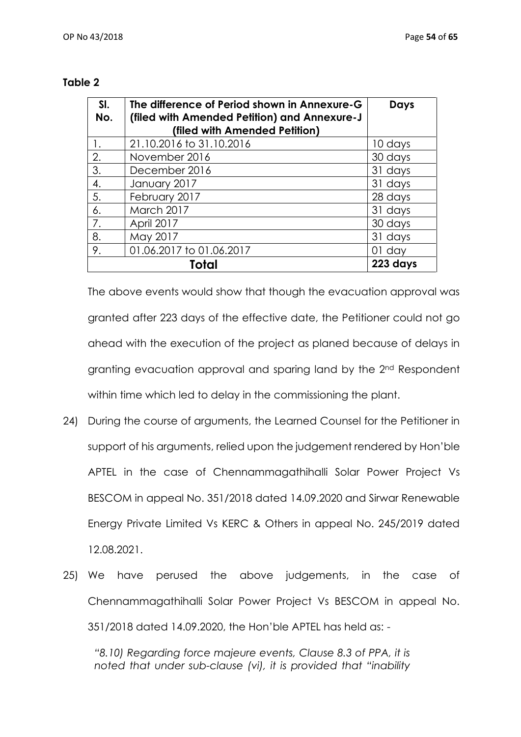**Table 2**

| Sl. No. | The difference of Period shown in Annexure-G (filed with Amended Petition) and Annexure-J (filed with Amended Petition) | Days |
|---|---|---|
| 1. | 21.10.2016 to 31.10.2016 | 10 days |
| 2. | November 2016 | 30 days |
| 3. | December 2016 | 31 days |
| 4. | January 2017 | 31 days |
| 5. | February 2017 | 28 days |
| 6. | March 2017 | 31 days |
| 7. | April 2017 | 30 days |
| 8. | May 2017 | 31 days |
| 9. | 01.06.2017 to 01.06.2017 | 01 day |
| **Total** | | **223 days** |

The above events would show that though the evacuation approval was granted after 223 days of the effective date, the Petitioner could not go ahead with the execution of the project as planed because of delays in granting evacuation approval and sparing land by the 2nd Respondent within time which led to delay in the commissioning the plant.

24) During the course of arguments, the Learned Counsel for the Petitioner in support of his arguments, relied upon the judgement rendered by Hon'ble APTEL in the case of Chennammagathihalli Solar Power Project Vs BESCOM in appeal No. 351/2018 dated 14.09.2020 and Sirwar Renewable Energy Private Limited Vs KERC & Others in appeal No. 245/2019 dated 12.08.2021.

25) We have perused the above judgements, in the case of Chennammagathihalli Solar Power Project Vs BESCOM in appeal No. 351/2018 dated 14.09.2020, the Hon'ble APTEL has held as: -

*"8.10) Regarding force majeure events, Clause 8.3 of PPA, it is noted that under sub-clause (vi), it is provided that "inability*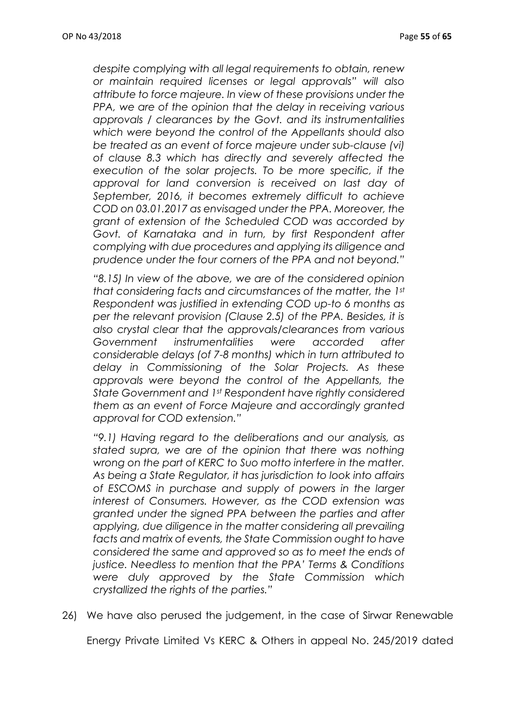*despite complying with all legal requirements to obtain, renew or maintain required licenses or legal approvals" will also attribute to force majeure. In view of these provisions under the PPA, we are of the opinion that the delay in receiving various approvals / clearances by the Govt. and its instrumentalities which were beyond the control of the Appellants should also be treated as an event of force majeure under sub-clause (vi) of clause 8.3 which has directly and severely affected the execution of the solar projects. To be more specific, if the approval for land conversion is received on last day of September, 2016, it becomes extremely difficult to achieve COD on 03.01.2017 as envisaged under the PPA. Moreover, the grant of extension of the Scheduled COD was accorded by Govt. of Karnataka and in turn, by first Respondent after complying with due procedures and applying its diligence and prudence under the four corners of the PPA and not beyond."*

*"8.15) In view of the above, we are of the considered opinion that considering facts and circumstances of the matter, the 1st Respondent was justified in extending COD up-to 6 months as per the relevant provision (Clause 2.5) of the PPA. Besides, it is also crystal clear that the approvals/clearances from various Government instrumentalities were accorded after considerable delays (of 7-8 months) which in turn attributed to delay in Commissioning of the Solar Projects. As these approvals were beyond the control of the Appellants, the State Government and 1st Respondent have rightly considered them as an event of Force Majeure and accordingly granted approval for COD extension."*

*"9.1) Having regard to the deliberations and our analysis, as stated supra, we are of the opinion that there was nothing wrong on the part of KERC to Suo motto interfere in the matter. As being a State Regulator, it has jurisdiction to look into affairs of ESCOMS in purchase and supply of powers in the larger interest of Consumers. However, as the COD extension was granted under the signed PPA between the parties and after applying, due diligence in the matter considering all prevailing facts and matrix of events, the State Commission ought to have considered the same and approved so as to meet the ends of justice. Needless to mention that the PPA' Terms & Conditions were duly approved by the State Commission which crystallized the rights of the parties."*

26) We have also perused the judgement, in the case of Sirwar Renewable Energy Private Limited Vs KERC & Others in appeal No. 245/2019 dated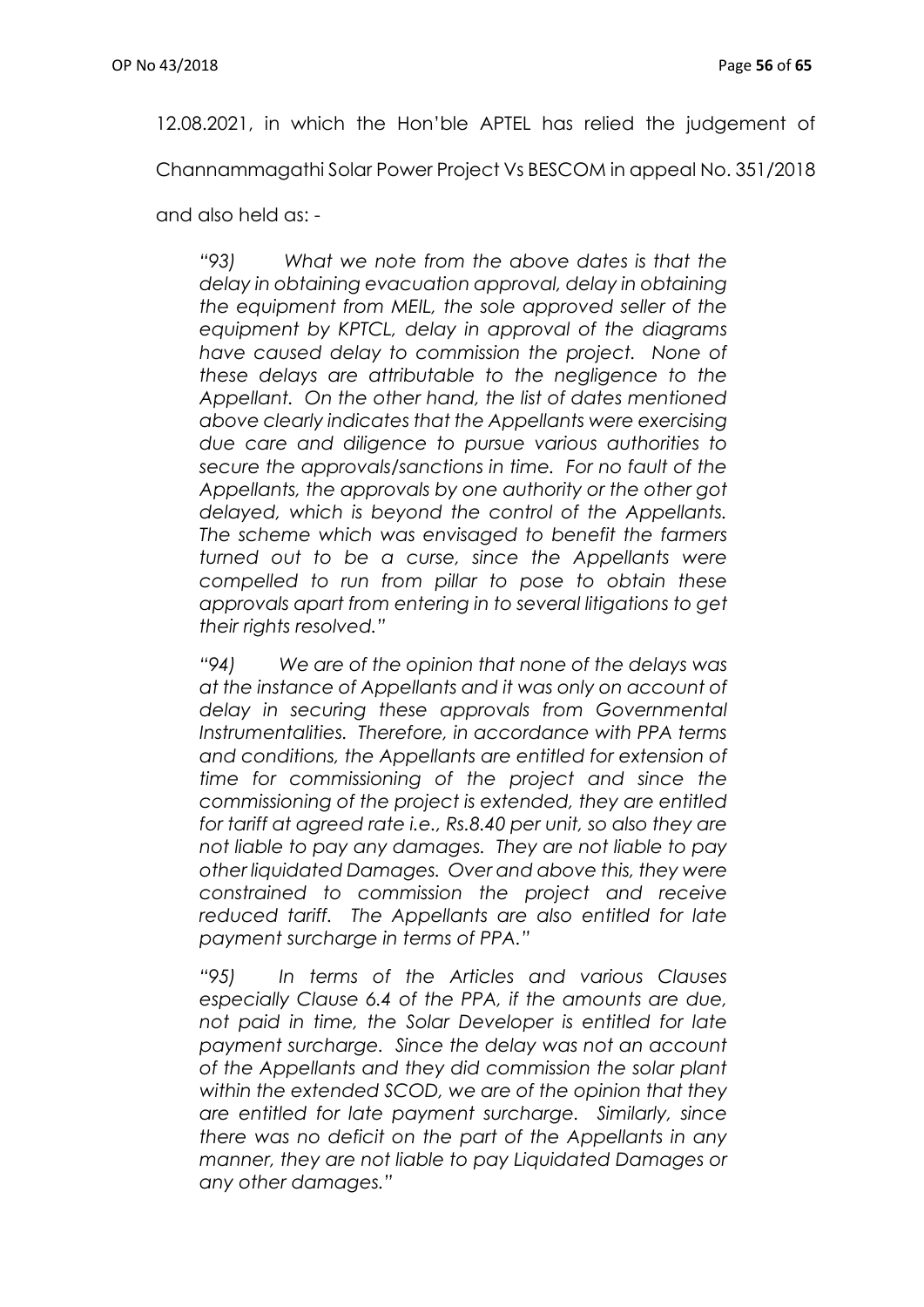12.08.2021, in which the Hon'ble APTEL has relied the judgement of Channammagathi Solar Power Project Vs BESCOM in appeal No. 351/2018 and also held as: -

> *"93) What we note from the above dates is that the delay in obtaining evacuation approval, delay in obtaining the equipment from MEIL, the sole approved seller of the equipment by KPTCL, delay in approval of the diagrams have caused delay to commission the project. None of these delays are attributable to the negligence to the Appellant. On the other hand, the list of dates mentioned above clearly indicates that the Appellants were exercising due care and diligence to pursue various authorities to secure the approvals/sanctions in time. For no fault of the Appellants, the approvals by one authority or the other got delayed, which is beyond the control of the Appellants. The scheme which was envisaged to benefit the farmers turned out to be a curse, since the Appellants were compelled to run from pillar to pose to obtain these approvals apart from entering in to several litigations to get their rights resolved."*
>
> *"94) We are of the opinion that none of the delays was at the instance of Appellants and it was only on account of delay in securing these approvals from Governmental Instrumentalities. Therefore, in accordance with PPA terms and conditions, the Appellants are entitled for extension of time for commissioning of the project and since the commissioning of the project is extended, they are entitled for tariff at agreed rate i.e., Rs.8.40 per unit, so also they are not liable to pay any damages. They are not liable to pay other liquidated Damages. Over and above this, they were constrained to commission the project and receive reduced tariff. The Appellants are also entitled for late payment surcharge in terms of PPA."*
>
> *"95) In terms of the Articles and various Clauses especially Clause 6.4 of the PPA, if the amounts are due, not paid in time, the Solar Developer is entitled for late payment surcharge. Since the delay was not an account of the Appellants and they did commission the solar plant within the extended SCOD, we are of the opinion that they are entitled for late payment surcharge. Similarly, since there was no deficit on the part of the Appellants in any manner, they are not liable to pay Liquidated Damages or any other damages."*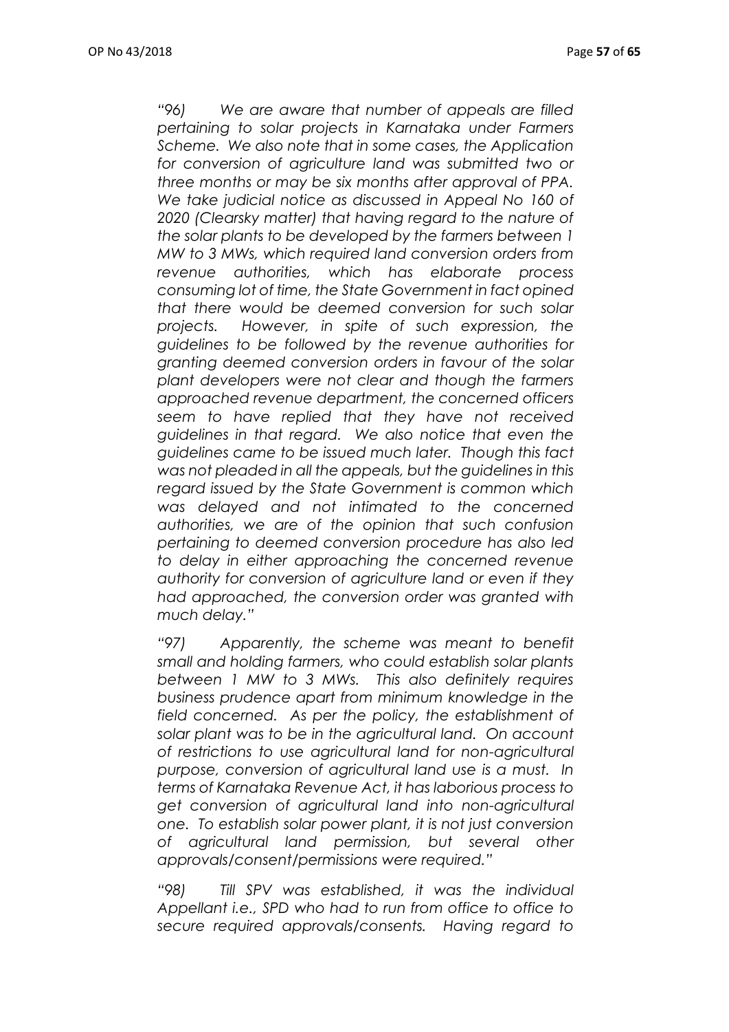*"96) We are aware that number of appeals are filled pertaining to solar projects in Karnataka under Farmers Scheme. We also note that in some cases, the Application for conversion of agriculture land was submitted two or three months or may be six months after approval of PPA. We take judicial notice as discussed in Appeal No 160 of 2020 (Clearsky matter) that having regard to the nature of the solar plants to be developed by the farmers between 1 MW to 3 MWs, which required land conversion orders from revenue authorities, which has elaborate process consuming lot of time, the State Government in fact opined that there would be deemed conversion for such solar projects. However, in spite of such expression, the guidelines to be followed by the revenue authorities for granting deemed conversion orders in favour of the solar plant developers were not clear and though the farmers approached revenue department, the concerned officers seem to have replied that they have not received guidelines in that regard. We also notice that even the guidelines came to be issued much later. Though this fact was not pleaded in all the appeals, but the guidelines in this regard issued by the State Government is common which was delayed and not intimated to the concerned authorities, we are of the opinion that such confusion pertaining to deemed conversion procedure has also led to delay in either approaching the concerned revenue authority for conversion of agriculture land or even if they had approached, the conversion order was granted with much delay."*

*"97) Apparently, the scheme was meant to benefit small and holding farmers, who could establish solar plants between 1 MW to 3 MWs. This also definitely requires business prudence apart from minimum knowledge in the field concerned. As per the policy, the establishment of solar plant was to be in the agricultural land. On account of restrictions to use agricultural land for non-agricultural purpose, conversion of agricultural land use is a must. In terms of Karnataka Revenue Act, it has laborious process to get conversion of agricultural land into non-agricultural one. To establish solar power plant, it is not just conversion of agricultural land permission, but several other approvals/consent/permissions were required."*

*"98) Till SPV was established, it was the individual Appellant i.e., SPD who had to run from office to office to secure required approvals/consents. Having regard to*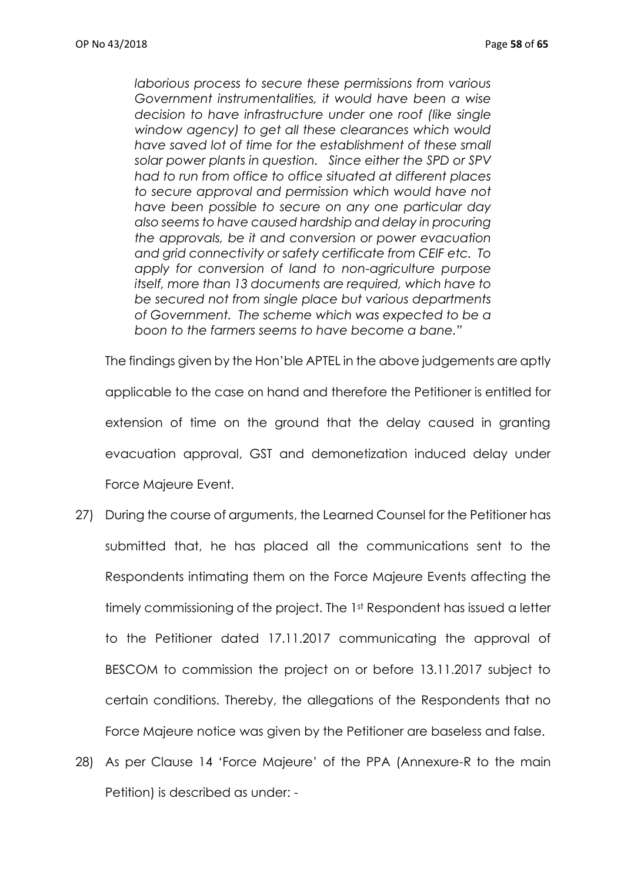*laborious process to secure these permissions from various Government instrumentalities, it would have been a wise decision to have infrastructure under one roof (like single window agency) to get all these clearances which would have saved lot of time for the establishment of these small solar power plants in question. Since either the SPD or SPV had to run from office to office situated at different places to secure approval and permission which would have not have been possible to secure on any one particular day also seems to have caused hardship and delay in procuring the approvals, be it and conversion or power evacuation and grid connectivity or safety certificate from CEIF etc. To apply for conversion of land to non-agriculture purpose itself, more than 13 documents are required, which have to be secured not from single place but various departments of Government. The scheme which was expected to be a boon to the farmers seems to have become a bane."*

The findings given by the Hon'ble APTEL in the above judgements are aptly applicable to the case on hand and therefore the Petitioner is entitled for extension of time on the ground that the delay caused in granting evacuation approval, GST and demonetization induced delay under Force Majeure Event.

27) During the course of arguments, the Learned Counsel for the Petitioner has submitted that, he has placed all the communications sent to the Respondents intimating them on the Force Majeure Events affecting the timely commissioning of the project. The 1st Respondent has issued a letter to the Petitioner dated 17.11.2017 communicating the approval of BESCOM to commission the project on or before 13.11.2017 subject to certain conditions. Thereby, the allegations of the Respondents that no Force Majeure notice was given by the Petitioner are baseless and false.

28) As per Clause 14 'Force Majeure' of the PPA (Annexure-R to the main Petition) is described as under: -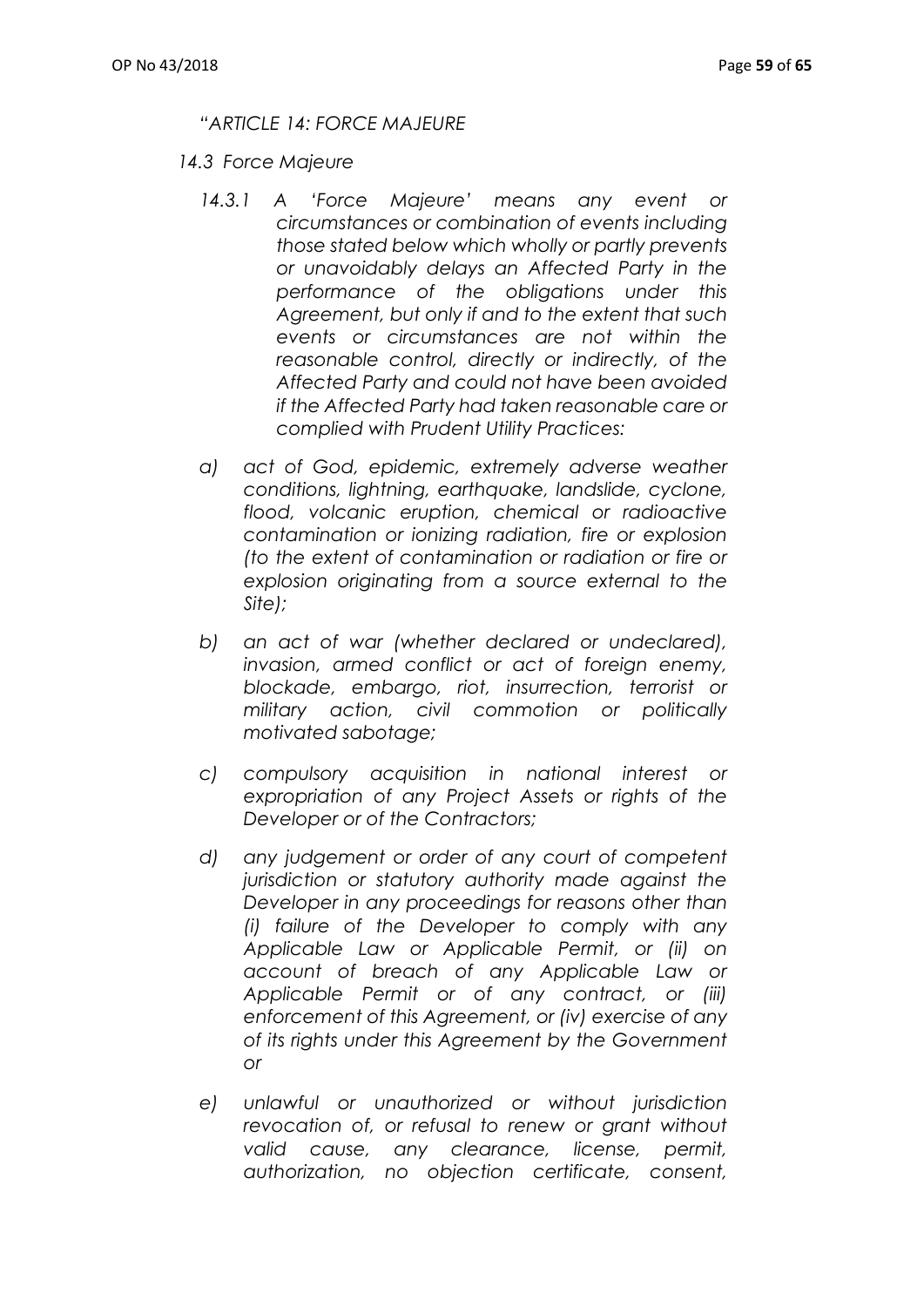*"ARTICLE 14: FORCE MAJEURE*

*14.3 Force Majeure*

*14.3.1 A 'Force Majeure' means any event or circumstances or combination of events including those stated below which wholly or partly prevents or unavoidably delays an Affected Party in the performance of the obligations under this Agreement, but only if and to the extent that such events or circumstances are not within the reasonable control, directly or indirectly, of the Affected Party and could not have been avoided if the Affected Party had taken reasonable care or complied with Prudent Utility Practices:*

*a) act of God, epidemic, extremely adverse weather conditions, lightning, earthquake, landslide, cyclone, flood, volcanic eruption, chemical or radioactive contamination or ionizing radiation, fire or explosion (to the extent of contamination or radiation or fire or explosion originating from a source external to the Site);*

*b) an act of war (whether declared or undeclared), invasion, armed conflict or act of foreign enemy, blockade, embargo, riot, insurrection, terrorist or military action, civil commotion or politically motivated sabotage;*

*c) compulsory acquisition in national interest or expropriation of any Project Assets or rights of the Developer or of the Contractors;*

*d) any judgement or order of any court of competent jurisdiction or statutory authority made against the Developer in any proceedings for reasons other than (i) failure of the Developer to comply with any Applicable Law or Applicable Permit, or (ii) on account of breach of any Applicable Law or Applicable Permit or of any contract, or (iii) enforcement of this Agreement, or (iv) exercise of any of its rights under this Agreement by the Government or*

*e) unlawful or unauthorized or without jurisdiction revocation of, or refusal to renew or grant without valid cause, any clearance, license, permit, authorization, no objection certificate, consent,*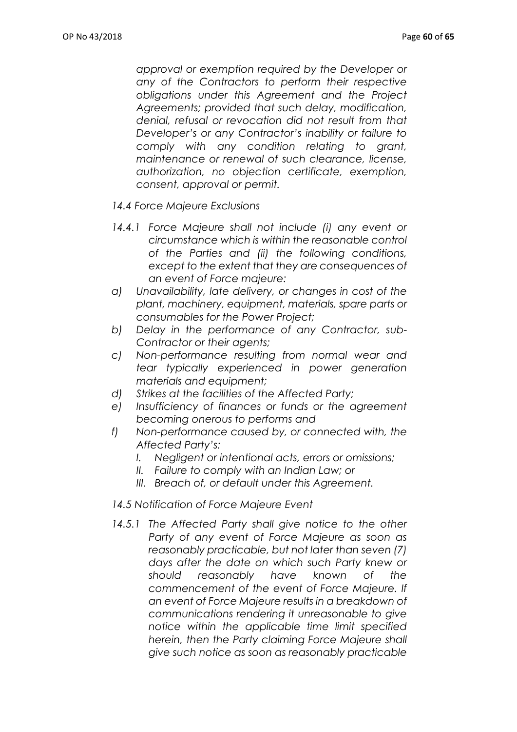*approval or exemption required by the Developer or any of the Contractors to perform their respective obligations under this Agreement and the Project Agreements; provided that such delay, modification, denial, refusal or revocation did not result from that Developer's or any Contractor's inability or failure to comply with any condition relating to grant, maintenance or renewal of such clearance, license, authorization, no objection certificate, exemption, consent, approval or permit.*

*14.4 Force Majeure Exclusions*

*14.4.1 Force Majeure shall not include (i) any event or circumstance which is within the reasonable control of the Parties and (ii) the following conditions, except to the extent that they are consequences of an event of Force majeure:*

*a) Unavailability, late delivery, or changes in cost of the plant, machinery, equipment, materials, spare parts or consumables for the Power Project;*

*b) Delay in the performance of any Contractor, sub-Contractor or their agents;*

*c) Non-performance resulting from normal wear and tear typically experienced in power generation materials and equipment;*

*d) Strikes at the facilities of the Affected Party;*

*e) Insufficiency of finances or funds or the agreement becoming onerous to performs and*

*f) Non-performance caused by, or connected with, the Affected Party's:*

*I. Negligent or intentional acts, errors or omissions;*

*II. Failure to comply with an Indian Law; or*

*III. Breach of, or default under this Agreement.*

*14.5 Notification of Force Majeure Event*

*14.5.1 The Affected Party shall give notice to the other Party of any event of Force Majeure as soon as reasonably practicable, but not later than seven (7) days after the date on which such Party knew or should reasonably have known of the commencement of the event of Force Majeure. If an event of Force Majeure results in a breakdown of communications rendering it unreasonable to give notice within the applicable time limit specified herein, then the Party claiming Force Majeure shall give such notice as soon as reasonably practicable*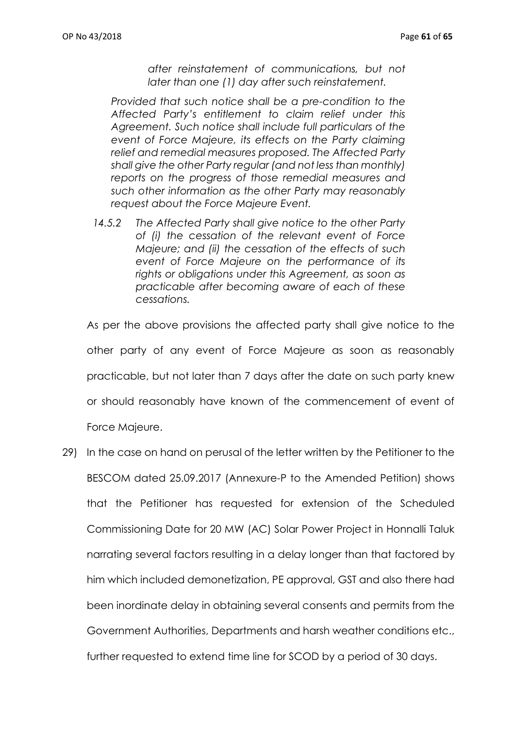*after reinstatement of communications, but not later than one (1) day after such reinstatement.*

*Provided that such notice shall be a pre-condition to the Affected Party's entitlement to claim relief under this Agreement. Such notice shall include full particulars of the event of Force Majeure, its effects on the Party claiming relief and remedial measures proposed. The Affected Party shall give the other Party regular (and not less than monthly) reports on the progress of those remedial measures and such other information as the other Party may reasonably request about the Force Majeure Event.*

*14.5.2 The Affected Party shall give notice to the other Party of (i) the cessation of the relevant event of Force Majeure; and (ii) the cessation of the effects of such event of Force Majeure on the performance of its rights or obligations under this Agreement, as soon as practicable after becoming aware of each of these cessations.*

As per the above provisions the affected party shall give notice to the other party of any event of Force Majeure as soon as reasonably practicable, but not later than 7 days after the date on such party knew or should reasonably have known of the commencement of event of Force Majeure.

29) In the case on hand on perusal of the letter written by the Petitioner to the BESCOM dated 25.09.2017 (Annexure-P to the Amended Petition) shows that the Petitioner has requested for extension of the Scheduled Commissioning Date for 20 MW (AC) Solar Power Project in Honnalli Taluk narrating several factors resulting in a delay longer than that factored by him which included demonetization, PE approval, GST and also there had been inordinate delay in obtaining several consents and permits from the Government Authorities, Departments and harsh weather conditions etc., further requested to extend time line for SCOD by a period of 30 days.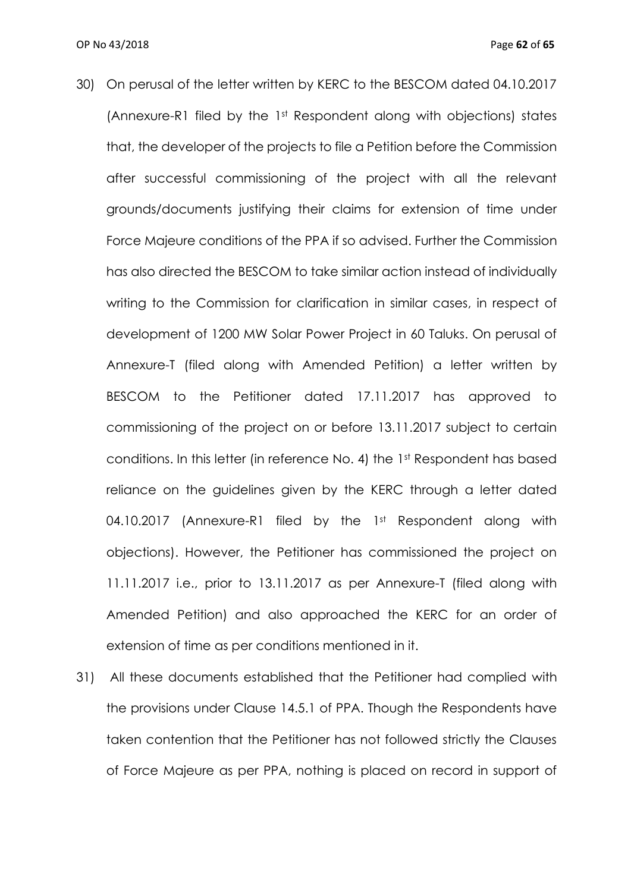30) On perusal of the letter written by KERC to the BESCOM dated 04.10.2017 (Annexure-R1 filed by the 1st Respondent along with objections) states that, the developer of the projects to file a Petition before the Commission after successful commissioning of the project with all the relevant grounds/documents justifying their claims for extension of time under Force Majeure conditions of the PPA if so advised. Further the Commission has also directed the BESCOM to take similar action instead of individually writing to the Commission for clarification in similar cases, in respect of development of 1200 MW Solar Power Project in 60 Taluks. On perusal of Annexure-T (filed along with Amended Petition) a letter written by BESCOM to the Petitioner dated 17.11.2017 has approved to commissioning of the project on or before 13.11.2017 subject to certain conditions. In this letter (in reference No. 4) the 1st Respondent has based reliance on the guidelines given by the KERC through a letter dated 04.10.2017 (Annexure-R1 filed by the 1st Respondent along with objections). However, the Petitioner has commissioned the project on 11.11.2017 i.e., prior to 13.11.2017 as per Annexure-T (filed along with Amended Petition) and also approached the KERC for an order of extension of time as per conditions mentioned in it.

31) All these documents established that the Petitioner had complied with the provisions under Clause 14.5.1 of PPA. Though the Respondents have taken contention that the Petitioner has not followed strictly the Clauses of Force Majeure as per PPA, nothing is placed on record in support of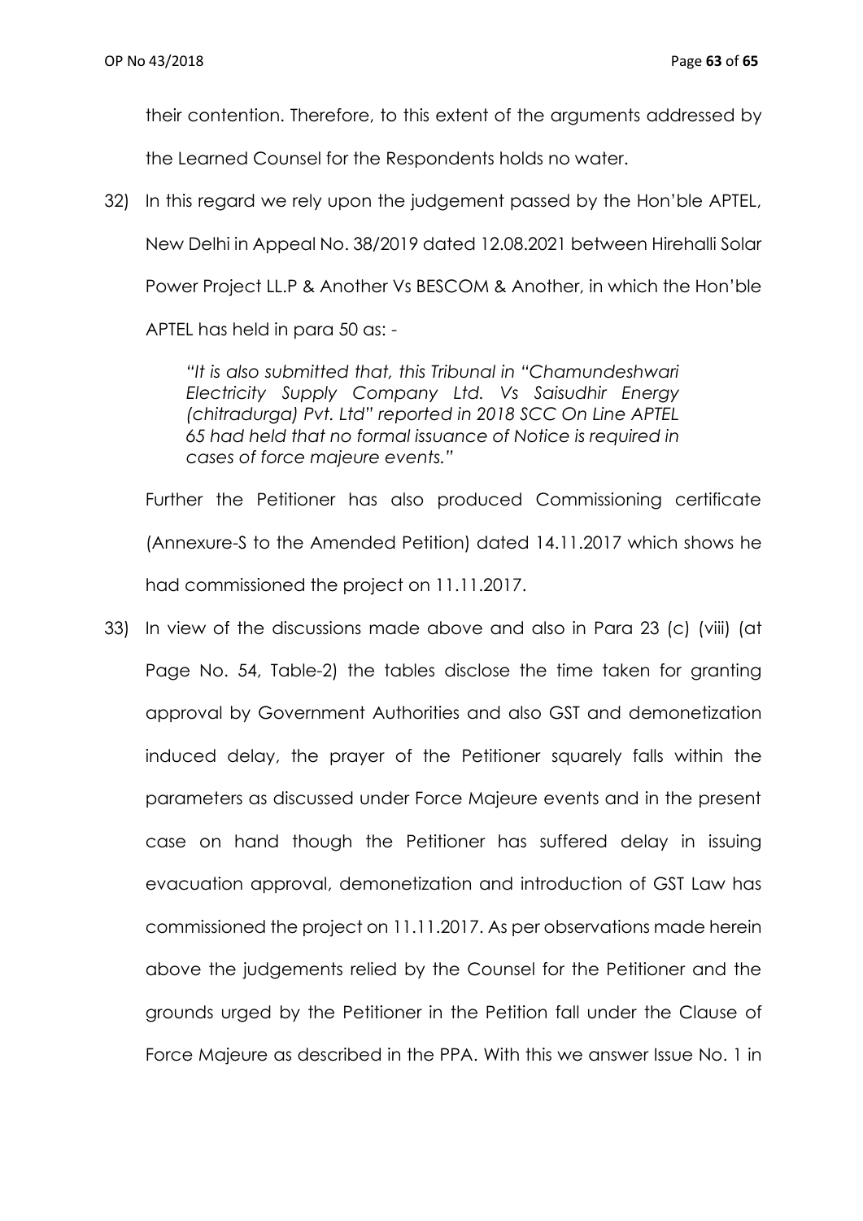their contention. Therefore, to this extent of the arguments addressed by the Learned Counsel for the Respondents holds no water.

32) In this regard we rely upon the judgement passed by the Hon'ble APTEL, New Delhi in Appeal No. 38/2019 dated 12.08.2021 between Hirehalli Solar Power Project LL.P & Another Vs BESCOM & Another, in which the Hon'ble APTEL has held in para 50 as: -

> *"It is also submitted that, this Tribunal in "Chamundeshwari Electricity Supply Company Ltd. Vs Saisudhir Energy (chitradurga) Pvt. Ltd" reported in 2018 SCC On Line APTEL 65 had held that no formal issuance of Notice is required in cases of force majeure events."*

Further the Petitioner has also produced Commissioning certificate (Annexure-S to the Amended Petition) dated 14.11.2017 which shows he had commissioned the project on 11.11.2017.

33) In view of the discussions made above and also in Para 23 (c) (viii) (at Page No. 54, Table-2) the tables disclose the time taken for granting approval by Government Authorities and also GST and demonetization induced delay, the prayer of the Petitioner squarely falls within the parameters as discussed under Force Majeure events and in the present case on hand though the Petitioner has suffered delay in issuing evacuation approval, demonetization and introduction of GST Law has commissioned the project on 11.11.2017. As per observations made herein above the judgements relied by the Counsel for the Petitioner and the grounds urged by the Petitioner in the Petition fall under the Clause of Force Majeure as described in the PPA. With this we answer Issue No. 1 in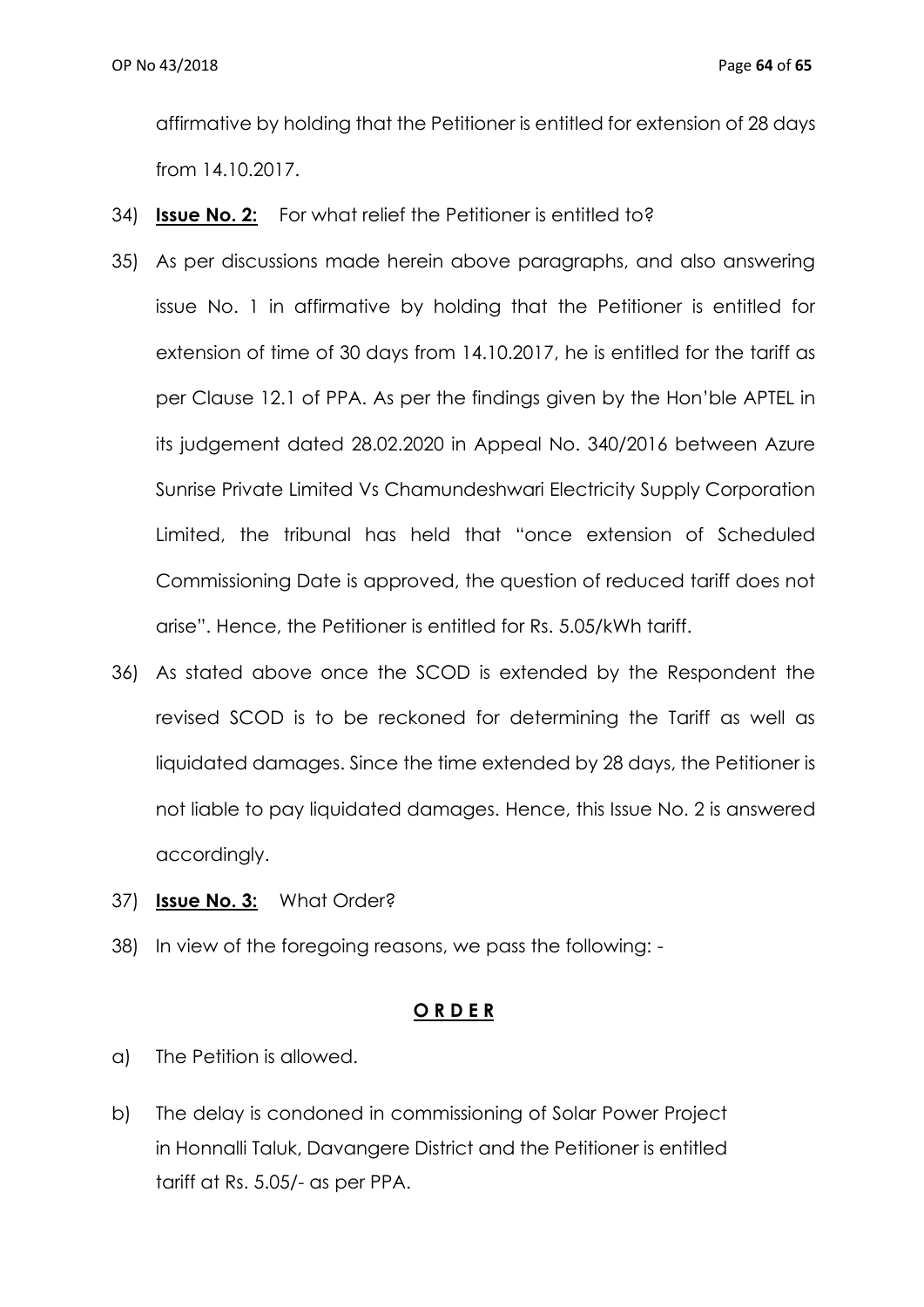affirmative by holding that the Petitioner is entitled for extension of 28 days from 14.10.2017.

34) **Issue No. 2:** For what relief the Petitioner is entitled to?

35) As per discussions made herein above paragraphs, and also answering issue No. 1 in affirmative by holding that the Petitioner is entitled for extension of time of 30 days from 14.10.2017, he is entitled for the tariff as per Clause 12.1 of PPA. As per the findings given by the Hon'ble APTEL in its judgement dated 28.02.2020 in Appeal No. 340/2016 between Azure Sunrise Private Limited Vs Chamundeshwari Electricity Supply Corporation Limited, the tribunal has held that "once extension of Scheduled Commissioning Date is approved, the question of reduced tariff does not arise". Hence, the Petitioner is entitled for Rs. 5.05/kWh tariff.

36) As stated above once the SCOD is extended by the Respondent the revised SCOD is to be reckoned for determining the Tariff as well as liquidated damages. Since the time extended by 28 days, the Petitioner is not liable to pay liquidated damages. Hence, this Issue No. 2 is answered accordingly.

37) **Issue No. 3:** What Order?

38) In view of the foregoing reasons, we pass the following: -

**O R D E R**

a) The Petition is allowed.

b) The delay is condoned in commissioning of Solar Power Project in Honnalli Taluk, Davangere District and the Petitioner is entitled tariff at Rs. 5.05/- as per PPA.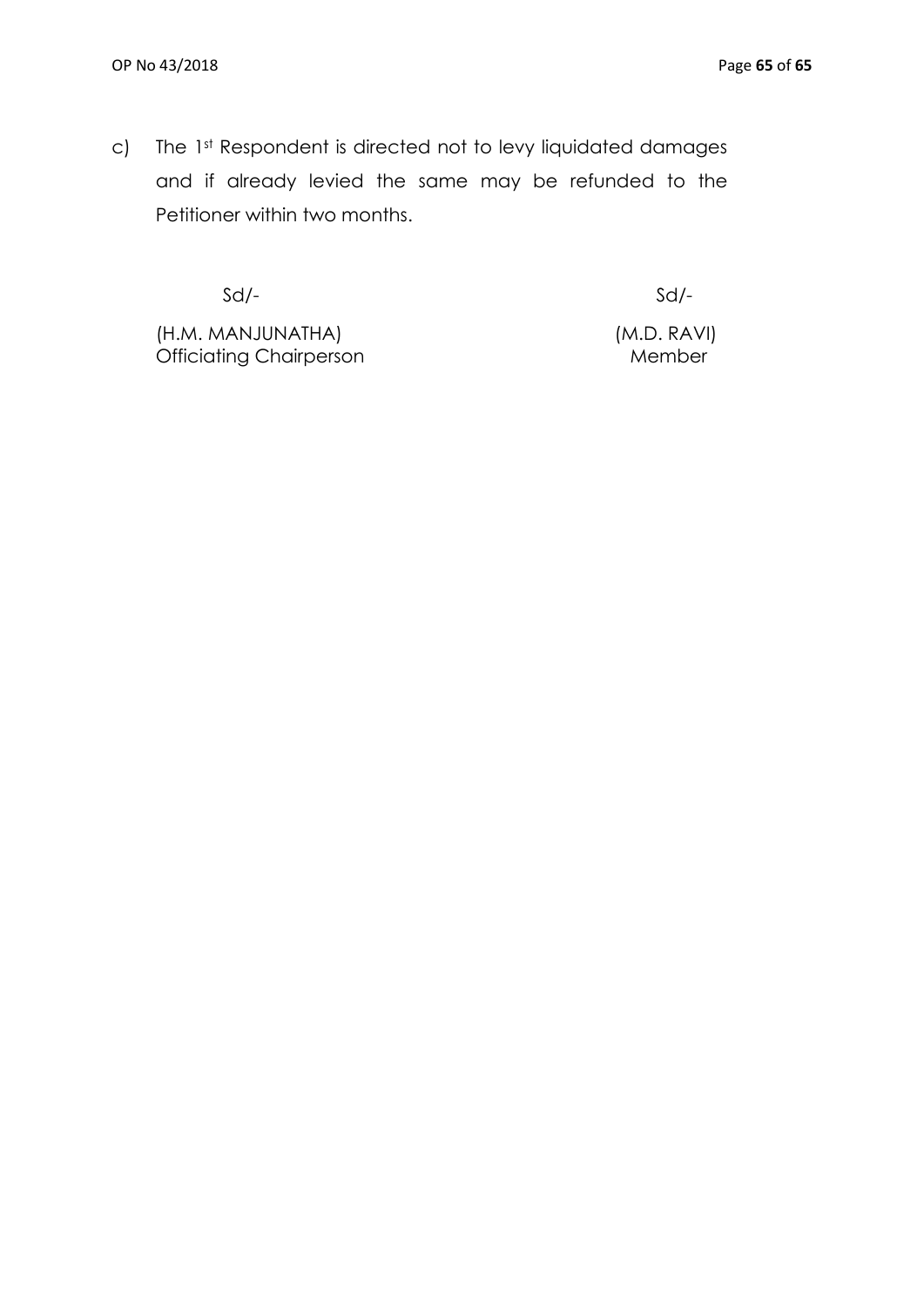c) The 1st Respondent is directed not to levy liquidated damages and if already levied the same may be refunded to the Petitioner within two months.

| | |
|---|---|
| Sd/- | Sd/- |
| (H.M. MANJUNATHA) | (M.D. RAVI) |
| Officiating Chairperson | Member |